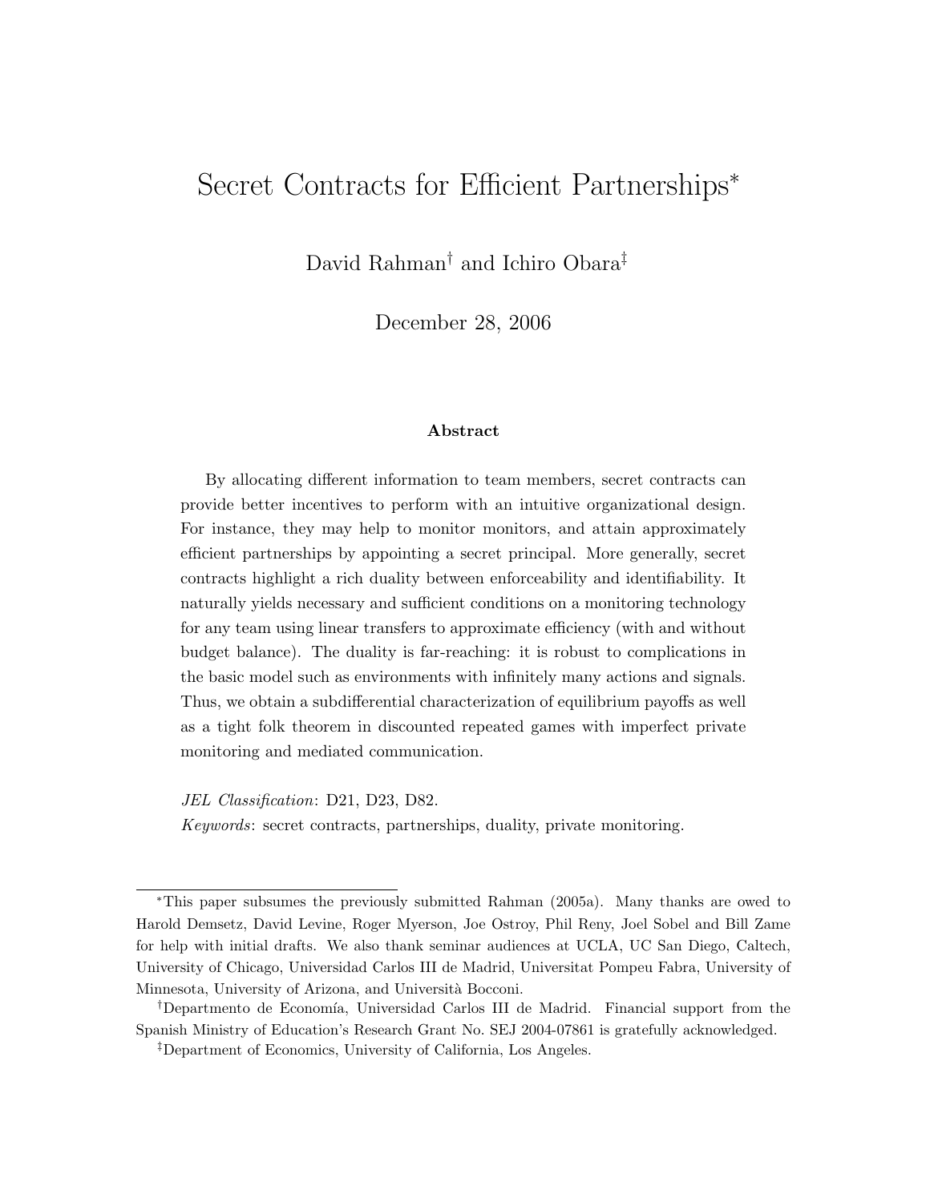# Secret Contracts for Efficient Partnerships*

David Rahman[†] and Ichiro Obara[‡]

December 28, 2006

### Abstract

By allocating different information to team members, secret contracts can provide better incentives to perform with an intuitive organizational design. For instance, they may help to monitor monitors, and attain approximately efficient partnerships by appointing a secret principal. More generally, secret contracts highlight a rich duality between enforceability and identifiability. It naturally yields necessary and sufficient conditions on a monitoring technology for any team using linear transfers to approximate efficiency (with and without budget balance). The duality is far-reaching: it is robust to complications in the basic model such as environments with infinitely many actions and signals. Thus, we obtain a subdifferential characterization of equilibrium payoffs as well as a tight folk theorem in discounted repeated games with imperfect private monitoring and mediated communication.

*JEL Classification*: D21, D23, D82.

*Keywords*: secret contracts, partnerships, duality, private monitoring.

---

*This paper subsumes the previously submitted Rahman (2005a). Many thanks are owed to Harold Demsetz, David Levine, Roger Myerson, Joe Ostroy, Phil Reny, Joel Sobel and Bill Zame for help with initial drafts. We also thank seminar audiences at UCLA, UC San Diego, Caltech, University of Chicago, Universidad Carlos III de Madrid, Universitat Pompeu Fabra, University of Minnesota, University of Arizona, and Università Bocconi.

[†]Departmento de Economía, Universidad Carlos III de Madrid. Financial support from the Spanish Ministry of Education's Research Grant No. SEJ 2004-07861 is gratefully acknowledged.

[‡]Department of Economics, University of California, Los Angeles.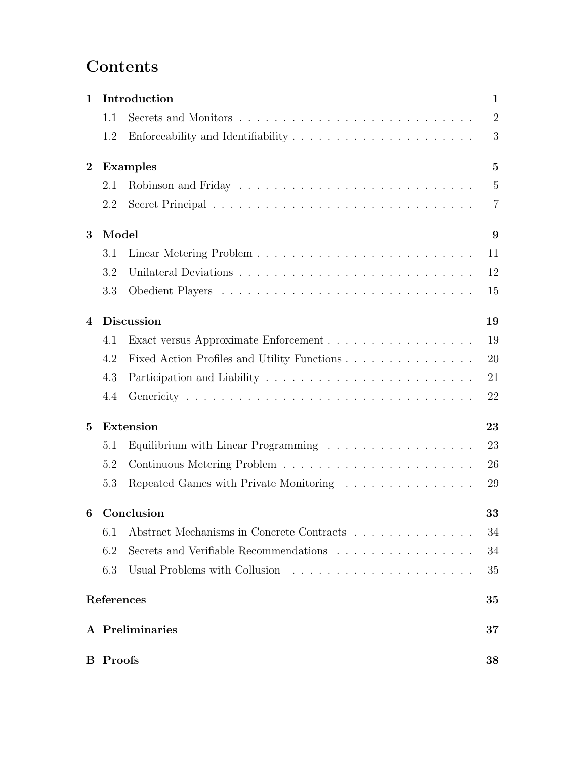# Contents

**1 Introduction** — **1**
- 1.1 Secrets and Monitors — 2
- 1.2 Enforceability and Identifiability — 3

**2 Examples** — **5**
- 2.1 Robinson and Friday — 5
- 2.2 Secret Principal — 7

**3 Model** — **9**
- 3.1 Linear Metering Problem — 11
- 3.2 Unilateral Deviations — 12
- 3.3 Obedient Players — 15

**4 Discussion** — **19**
- 4.1 Exact versus Approximate Enforcement — 19
- 4.2 Fixed Action Profiles and Utility Functions — 20
- 4.3 Participation and Liability — 21
- 4.4 Genericity — 22

**5 Extension** — **23**
- 5.1 Equilibrium with Linear Programming — 23
- 5.2 Continuous Metering Problem — 26
- 5.3 Repeated Games with Private Monitoring — 29

**6 Conclusion** — **33**
- 6.1 Abstract Mechanisms in Concrete Contracts — 34
- 6.2 Secrets and Verifiable Recommendations — 34
- 6.3 Usual Problems with Collusion — 35

**References** — **35**

**A Preliminaries** — **37**

**B Proofs** — **38**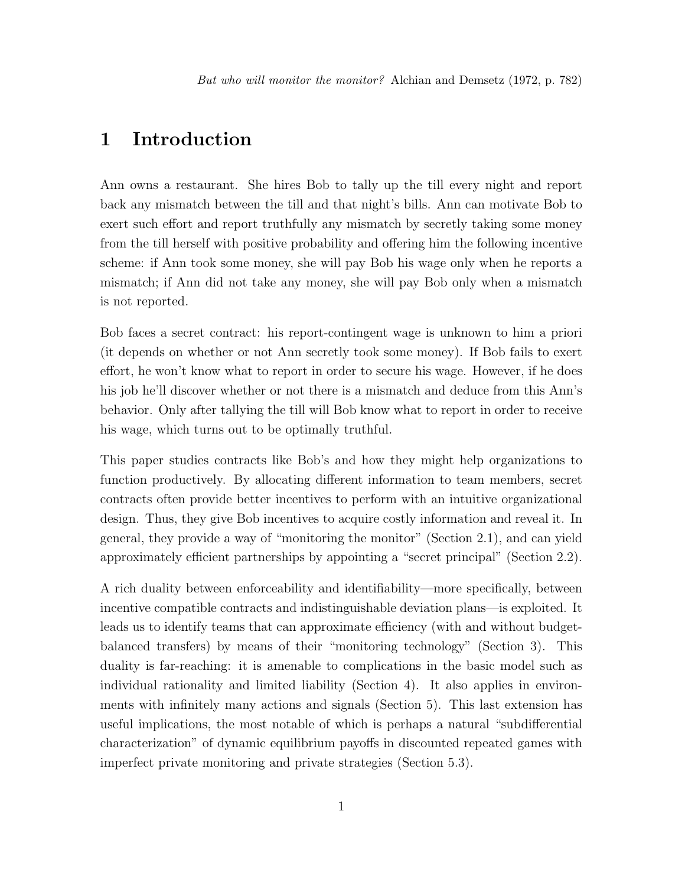*But who will monitor the monitor?* Alchian and Demsetz (1972, p. 782)

# 1 Introduction

Ann owns a restaurant. She hires Bob to tally up the till every night and report back any mismatch between the till and that night's bills. Ann can motivate Bob to exert such effort and report truthfully any mismatch by secretly taking some money from the till herself with positive probability and offering him the following incentive scheme: if Ann took some money, she will pay Bob his wage only when he reports a mismatch; if Ann did not take any money, she will pay Bob only when a mismatch is not reported.

Bob faces a secret contract: his report-contingent wage is unknown to him a priori (it depends on whether or not Ann secretly took some money). If Bob fails to exert effort, he won't know what to report in order to secure his wage. However, if he does his job he'll discover whether or not there is a mismatch and deduce from this Ann's behavior. Only after tallying the till will Bob know what to report in order to receive his wage, which turns out to be optimally truthful.

This paper studies contracts like Bob's and how they might help organizations to function productively. By allocating different information to team members, secret contracts often provide better incentives to perform with an intuitive organizational design. Thus, they give Bob incentives to acquire costly information and reveal it. In general, they provide a way of "monitoring the monitor" (Section 2.1), and can yield approximately efficient partnerships by appointing a "secret principal" (Section 2.2).

A rich duality between enforceability and identifiability—more specifically, between incentive compatible contracts and indistinguishable deviation plans—is exploited. It leads us to identify teams that can approximate efficiency (with and without budget-balanced transfers) by means of their "monitoring technology" (Section 3). This duality is far-reaching: it is amenable to complications in the basic model such as individual rationality and limited liability (Section 4). It also applies in environments with infinitely many actions and signals (Section 5). This last extension has useful implications, the most notable of which is perhaps a natural "subdifferential characterization" of dynamic equilibrium payoffs in discounted repeated games with imperfect private monitoring and private strategies (Section 5.3).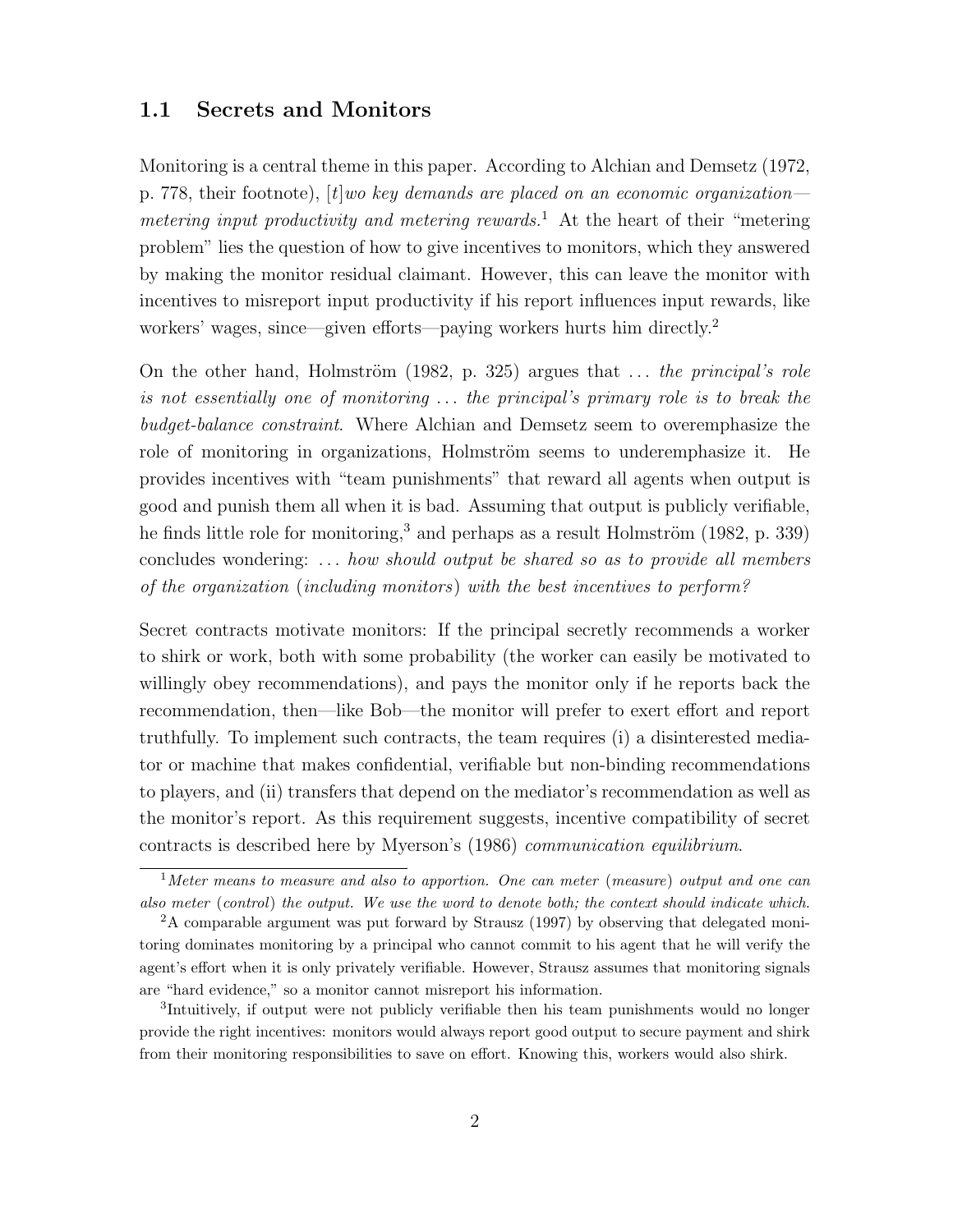### 1.1 Secrets and Monitors

Monitoring is a central theme in this paper. According to Alchian and Demsetz (1972, p. 778, their footnote), [*t*]*wo key demands are placed on an economic organization—metering input productivity and metering rewards.*[1] At the heart of their "metering problem" lies the question of how to give incentives to monitors, which they answered by making the monitor residual claimant. However, this can leave the monitor with incentives to misreport input productivity if his report influences input rewards, like workers' wages, since—given efforts—paying workers hurts him directly.[2]

On the other hand, Holmström (1982, p. 325) argues that ... *the principal's role is not essentially one of monitoring ... the principal's primary role is to break the budget-balance constraint*. Where Alchian and Demsetz seem to overemphasize the role of monitoring in organizations, Holmström seems to underemphasize it. He provides incentives with "team punishments" that reward all agents when output is good and punish them all when it is bad. Assuming that output is publicly verifiable, he finds little role for monitoring,[3] and perhaps as a result Holmström (1982, p. 339) concludes wondering: ... *how should output be shared so as to provide all members of the organization* (*including monitors*) *with the best incentives to perform?*

Secret contracts motivate monitors: If the principal secretly recommends a worker to shirk or work, both with some probability (the worker can easily be motivated to willingly obey recommendations), and pays the monitor only if he reports back the recommendation, then—like Bob—the monitor will prefer to exert effort and report truthfully. To implement such contracts, the team requires (i) a disinterested mediator or machine that makes confidential, verifiable but non-binding recommendations to players, and (ii) transfers that depend on the mediator's recommendation as well as the monitor's report. As this requirement suggests, incentive compatibility of secret contracts is described here by Myerson's (1986) *communication equilibrium*.

---

[1] *Meter means to measure and also to apportion. One can meter* (*measure*) *output and one can also meter* (*control*) *the output. We use the word to denote both; the context should indicate which.*

[2] A comparable argument was put forward by Strausz (1997) by observing that delegated monitoring dominates monitoring by a principal who cannot commit to his agent that he will verify the agent's effort when it is only privately verifiable. However, Strausz assumes that monitoring signals are "hard evidence," so a monitor cannot misreport his information.

[3] Intuitively, if output were not publicly verifiable then his team punishments would no longer provide the right incentives: monitors would always report good output to secure payment and shirk from their monitoring responsibilities to save on effort. Knowing this, workers would also shirk.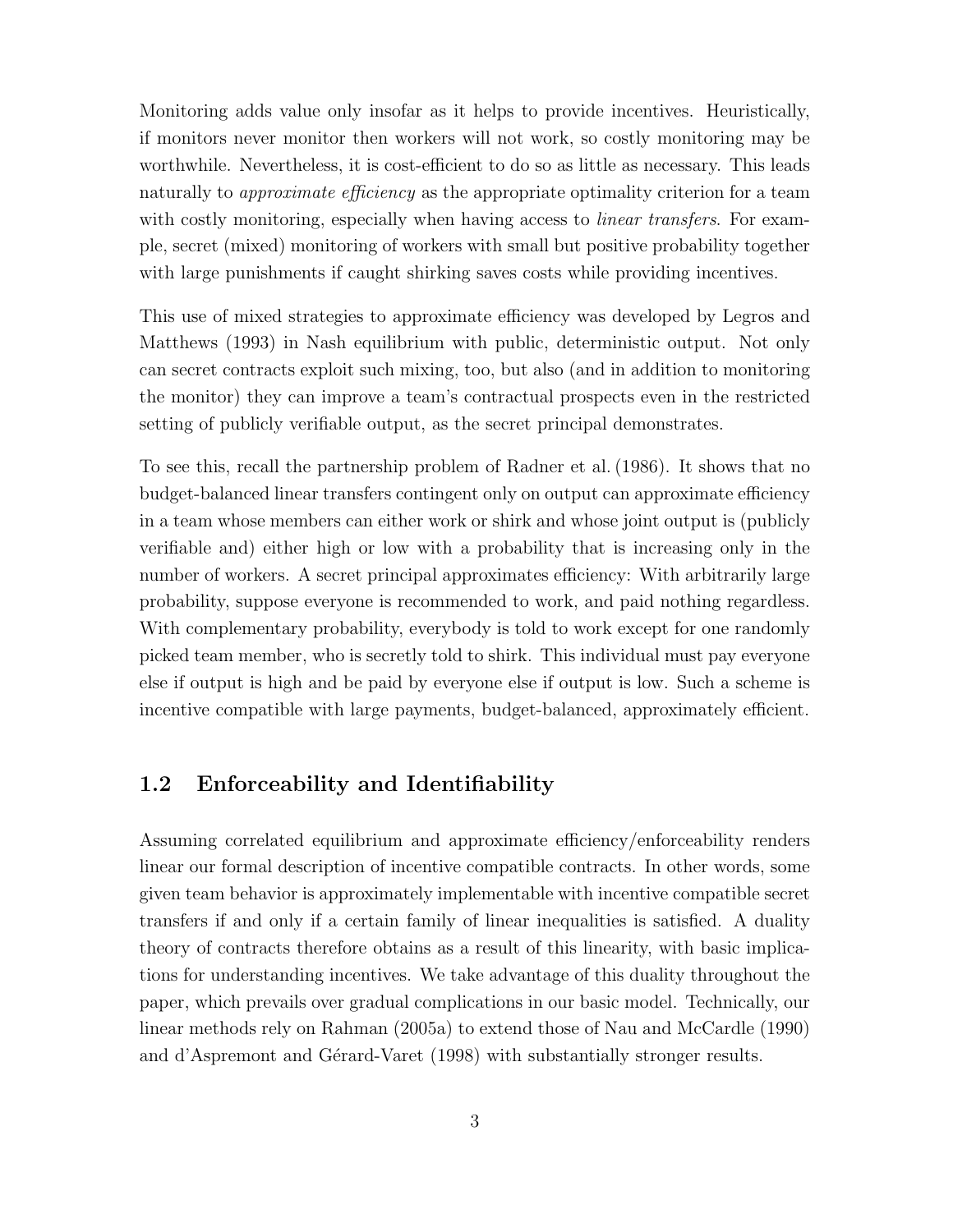Monitoring adds value only insofar as it helps to provide incentives. Heuristically, if monitors never monitor then workers will not work, so costly monitoring may be worthwhile. Nevertheless, it is cost-efficient to do so as little as necessary. This leads naturally to *approximate efficiency* as the appropriate optimality criterion for a team with costly monitoring, especially when having access to *linear transfers*. For example, secret (mixed) monitoring of workers with small but positive probability together with large punishments if caught shirking saves costs while providing incentives.

This use of mixed strategies to approximate efficiency was developed by Legros and Matthews (1993) in Nash equilibrium with public, deterministic output. Not only can secret contracts exploit such mixing, too, but also (and in addition to monitoring the monitor) they can improve a team's contractual prospects even in the restricted setting of publicly verifiable output, as the secret principal demonstrates.

To see this, recall the partnership problem of Radner et al. (1986). It shows that no budget-balanced linear transfers contingent only on output can approximate efficiency in a team whose members can either work or shirk and whose joint output is (publicly verifiable and) either high or low with a probability that is increasing only in the number of workers. A secret principal approximates efficiency: With arbitrarily large probability, suppose everyone is recommended to work, and paid nothing regardless. With complementary probability, everybody is told to work except for one randomly picked team member, who is secretly told to shirk. This individual must pay everyone else if output is high and be paid by everyone else if output is low. Such a scheme is incentive compatible with large payments, budget-balanced, approximately efficient.

## 1.2 Enforceability and Identifiability

Assuming correlated equilibrium and approximate efficiency/enforceability renders linear our formal description of incentive compatible contracts. In other words, some given team behavior is approximately implementable with incentive compatible secret transfers if and only if a certain family of linear inequalities is satisfied. A duality theory of contracts therefore obtains as a result of this linearity, with basic implications for understanding incentives. We take advantage of this duality throughout the paper, which prevails over gradual complications in our basic model. Technically, our linear methods rely on Rahman (2005a) to extend those of Nau and McCardle (1990) and d'Aspremont and Gérard-Varet (1998) with substantially stronger results.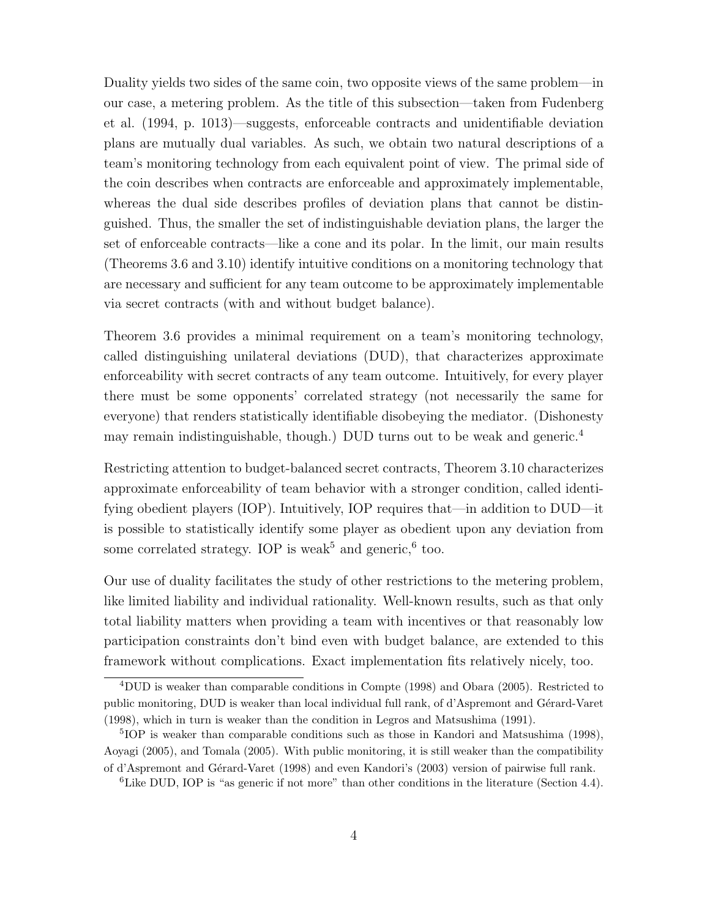Duality yields two sides of the same coin, two opposite views of the same problem—in our case, a metering problem. As the title of this subsection—taken from Fudenberg et al. (1994, p. 1013)—suggests, enforceable contracts and unidentifiable deviation plans are mutually dual variables. As such, we obtain two natural descriptions of a team's monitoring technology from each equivalent point of view. The primal side of the coin describes when contracts are enforceable and approximately implementable, whereas the dual side describes profiles of deviation plans that cannot be distinguished. Thus, the smaller the set of indistinguishable deviation plans, the larger the set of enforceable contracts—like a cone and its polar. In the limit, our main results (Theorems 3.6 and 3.10) identify intuitive conditions on a monitoring technology that are necessary and sufficient for any team outcome to be approximately implementable via secret contracts (with and without budget balance).

Theorem 3.6 provides a minimal requirement on a team's monitoring technology, called distinguishing unilateral deviations (DUD), that characterizes approximate enforceability with secret contracts of any team outcome. Intuitively, for every player there must be some opponents' correlated strategy (not necessarily the same for everyone) that renders statistically identifiable disobeying the mediator. (Dishonesty may remain indistinguishable, though.) DUD turns out to be weak and generic.[4]

Restricting attention to budget-balanced secret contracts, Theorem 3.10 characterizes approximate enforceability of team behavior with a stronger condition, called identifying obedient players (IOP). Intuitively, IOP requires that—in addition to DUD—it is possible to statistically identify some player as obedient upon any deviation from some correlated strategy. IOP is weak[5] and generic,[6] too.

Our use of duality facilitates the study of other restrictions to the metering problem, like limited liability and individual rationality. Well-known results, such as that only total liability matters when providing a team with incentives or that reasonably low participation constraints don't bind even with budget balance, are extended to this framework without complications. Exact implementation fits relatively nicely, too.

[4]DUD is weaker than comparable conditions in Compte (1998) and Obara (2005). Restricted to public monitoring, DUD is weaker than local individual full rank, of d'Aspremont and Gérard-Varet (1998), which in turn is weaker than the condition in Legros and Matsushima (1991).

[5]IOP is weaker than comparable conditions such as those in Kandori and Matsushima (1998), Aoyagi (2005), and Tomala (2005). With public monitoring, it is still weaker than the compatibility of d'Aspremont and Gérard-Varet (1998) and even Kandori's (2003) version of pairwise full rank.

[6]Like DUD, IOP is "as generic if not more" than other conditions in the literature (Section 4.4).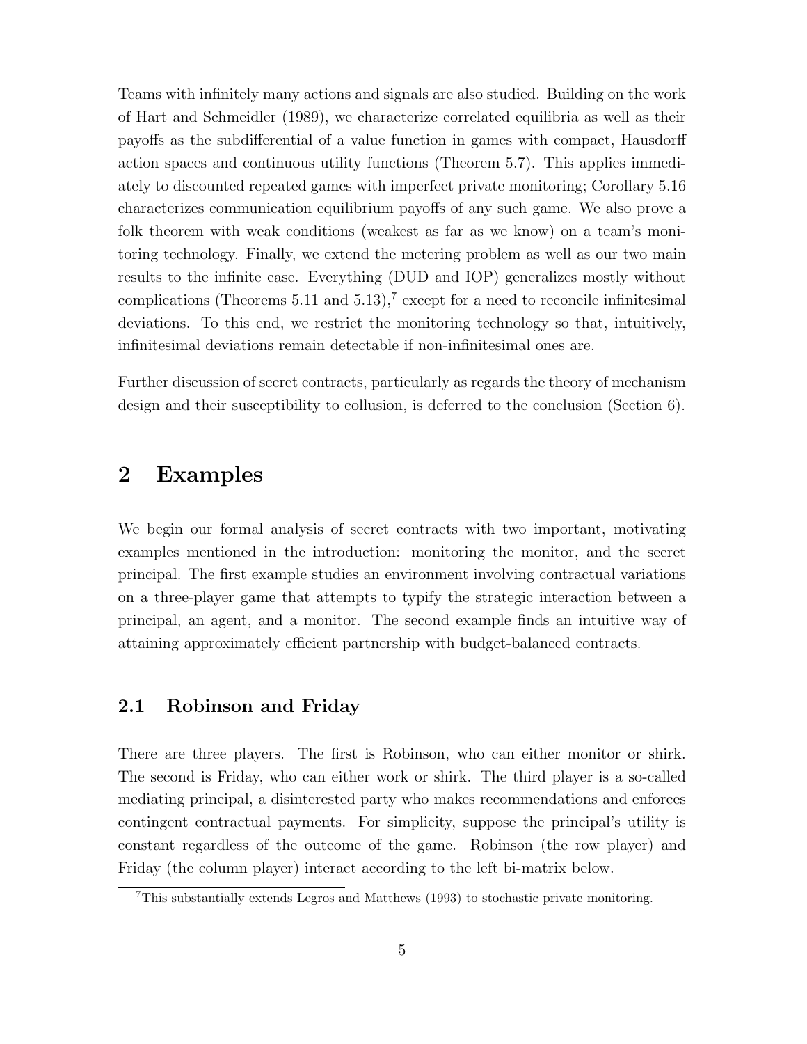Teams with infinitely many actions and signals are also studied. Building on the work of Hart and Schmeidler (1989), we characterize correlated equilibria as well as their payoffs as the subdifferential of a value function in games with compact, Hausdorff action spaces and continuous utility functions (Theorem 5.7). This applies immediately to discounted repeated games with imperfect private monitoring; Corollary 5.16 characterizes communication equilibrium payoffs of any such game. We also prove a folk theorem with weak conditions (weakest as far as we know) on a team's monitoring technology. Finally, we extend the metering problem as well as our two main results to the infinite case. Everything (DUD and IOP) generalizes mostly without complications (Theorems 5.11 and 5.13),[7] except for a need to reconcile infinitesimal deviations. To this end, we restrict the monitoring technology so that, intuitively, infinitesimal deviations remain detectable if non-infinitesimal ones are.

Further discussion of secret contracts, particularly as regards the theory of mechanism design and their susceptibility to collusion, is deferred to the conclusion (Section 6).

# 2 Examples

We begin our formal analysis of secret contracts with two important, motivating examples mentioned in the introduction: monitoring the monitor, and the secret principal. The first example studies an environment involving contractual variations on a three-player game that attempts to typify the strategic interaction between a principal, an agent, and a monitor. The second example finds an intuitive way of attaining approximately efficient partnership with budget-balanced contracts.

## 2.1 Robinson and Friday

There are three players. The first is Robinson, who can either monitor or shirk. The second is Friday, who can either work or shirk. The third player is a so-called mediating principal, a disinterested party who makes recommendations and enforces contingent contractual payments. For simplicity, suppose the principal's utility is constant regardless of the outcome of the game. Robinson (the row player) and Friday (the column player) interact according to the left bi-matrix below.

[7] This substantially extends Legros and Matthews (1993) to stochastic private monitoring.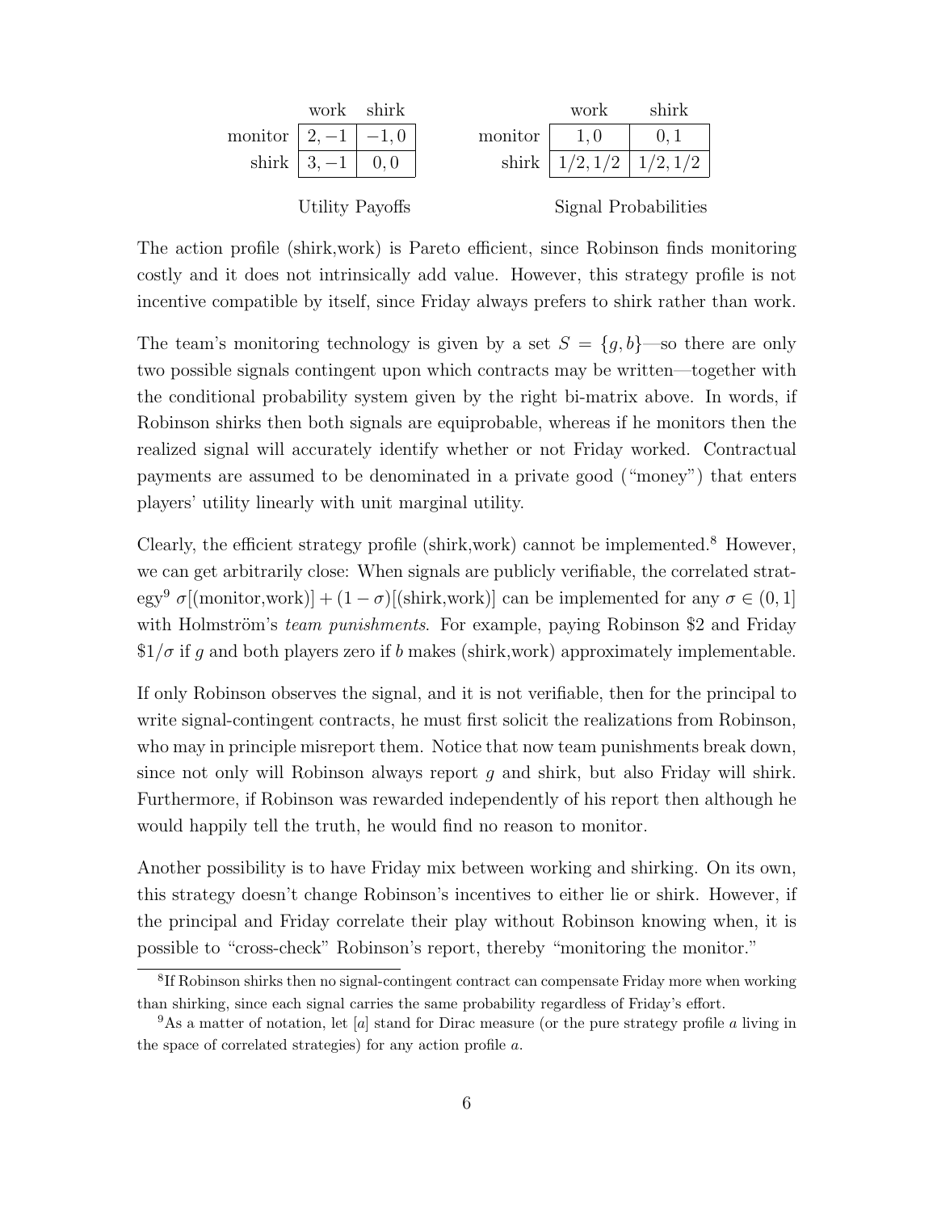| | work | shirk |
|---|---|---|
| monitor | $2, -1$ | $-1, 0$ |
| shirk | $3, -1$ | $0, 0$ |

Utility Payoffs

| | work | shirk |
|---|---|---|
| monitor | $1, 0$ | $0, 1$ |
| shirk | $1/2, 1/2$ | $1/2, 1/2$ |

Signal Probabilities

The action profile (shirk,work) is Pareto efficient, since Robinson finds monitoring costly and it does not intrinsically add value. However, this strategy profile is not incentive compatible by itself, since Friday always prefers to shirk rather than work.

The team's monitoring technology is given by a set $S = \{g, b\}$—so there are only two possible signals contingent upon which contracts may be written—together with the conditional probability system given by the right bi-matrix above. In words, if Robinson shirks then both signals are equiprobable, whereas if he monitors then the realized signal will accurately identify whether or not Friday worked. Contractual payments are assumed to be denominated in a private good ("money") that enters players' utility linearly with unit marginal utility.

Clearly, the efficient strategy profile (shirk,work) cannot be implemented.[8] However, we can get arbitrarily close: When signals are publicly verifiable, the correlated strategy[9] $\sigma[(\text{monitor,work})] + (1 - \sigma)[(\text{shirk,work})]$ can be implemented for any $\sigma \in (0, 1]$ with Holmström's *team punishments*. For example, paying Robinson \$2 and Friday $\$1/\sigma$ if $g$ and both players zero if $b$ makes (shirk,work) approximately implementable.

If only Robinson observes the signal, and it is not verifiable, then for the principal to write signal-contingent contracts, he must first solicit the realizations from Robinson, who may in principle misreport them. Notice that now team punishments break down, since not only will Robinson always report $g$ and shirk, but also Friday will shirk. Furthermore, if Robinson was rewarded independently of his report then although he would happily tell the truth, he would find no reason to monitor.

Another possibility is to have Friday mix between working and shirking. On its own, this strategy doesn't change Robinson's incentives to either lie or shirk. However, if the principal and Friday correlate their play without Robinson knowing when, it is possible to "cross-check" Robinson's report, thereby "monitoring the monitor."

---

[8] If Robinson shirks then no signal-contingent contract can compensate Friday more when working than shirking, since each signal carries the same probability regardless of Friday's effort.

[9] As a matter of notation, let $[a]$ stand for Dirac measure (or the pure strategy profile $a$ living in the space of correlated strategies) for any action profile $a$.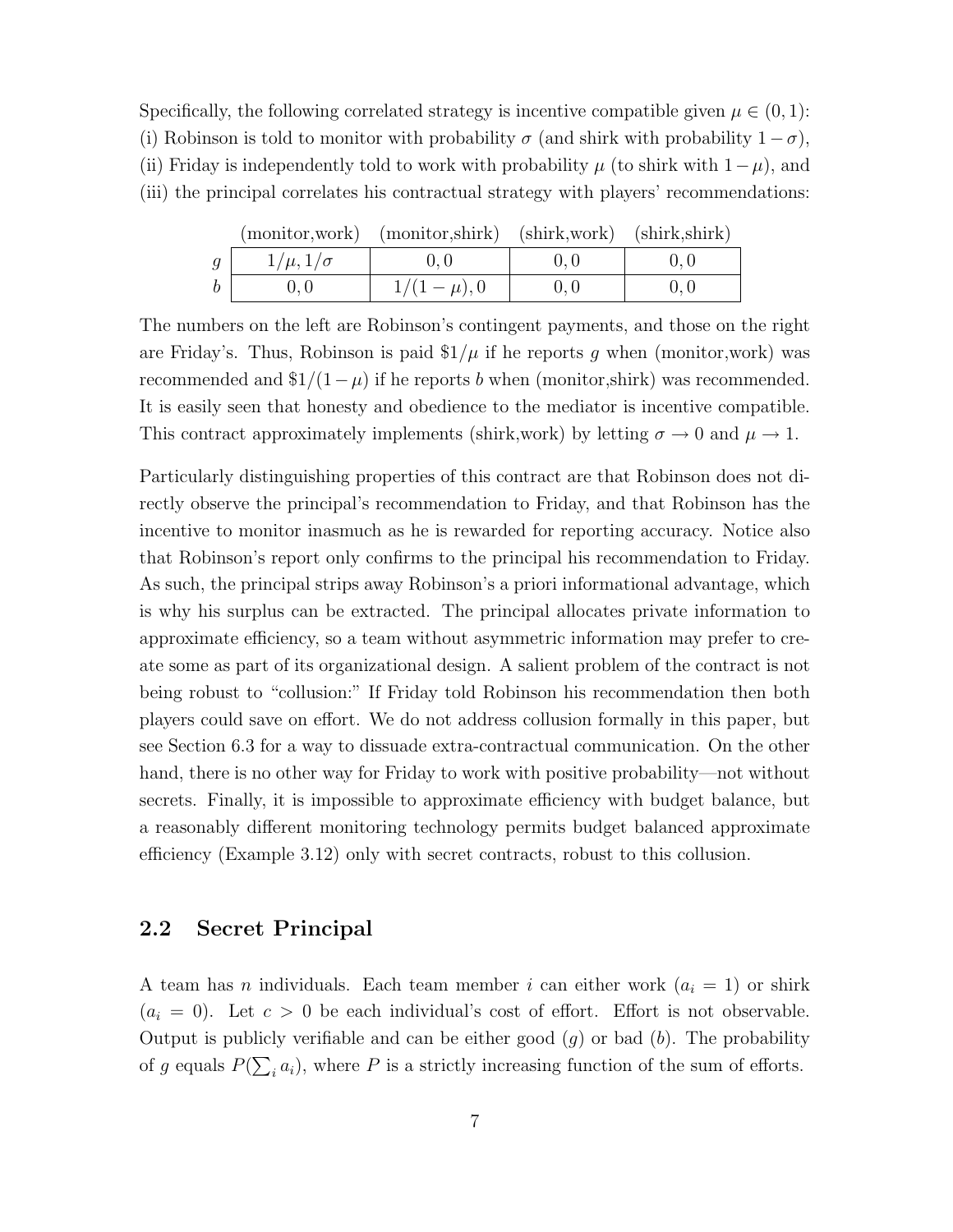Specifically, the following correlated strategy is incentive compatible given $\mu \in (0, 1)$: (i) Robinson is told to monitor with probability $\sigma$ (and shirk with probability $1-\sigma$), (ii) Friday is independently told to work with probability $\mu$ (to shirk with $1-\mu$), and (iii) the principal correlates his contractual strategy with players' recommendations:

| | (monitor,work) | (monitor,shirk) | (shirk,work) | (shirk,shirk) |
|---|---|---|---|---|
| $g$ | $1/\mu, 1/\sigma$ | $0, 0$ | $0, 0$ | $0, 0$ |
| $b$ | $0, 0$ | $1/(1-\mu), 0$ | $0, 0$ | $0, 0$ |

The numbers on the left are Robinson's contingent payments, and those on the right are Friday's. Thus, Robinson is paid $\$1/\mu$ if he reports $g$ when (monitor,work) was recommended and $\$1/(1-\mu)$ if he reports $b$ when (monitor,shirk) was recommended. It is easily seen that honesty and obedience to the mediator is incentive compatible. This contract approximately implements (shirk,work) by letting $\sigma \to 0$ and $\mu \to 1$.

Particularly distinguishing properties of this contract are that Robinson does not directly observe the principal's recommendation to Friday, and that Robinson has the incentive to monitor inasmuch as he is rewarded for reporting accuracy. Notice also that Robinson's report only confirms to the principal his recommendation to Friday. As such, the principal strips away Robinson's a priori informational advantage, which is why his surplus can be extracted. The principal allocates private information to approximate efficiency, so a team without asymmetric information may prefer to create some as part of its organizational design. A salient problem of the contract is not being robust to "collusion:" If Friday told Robinson his recommendation then both players could save on effort. We do not address collusion formally in this paper, but see Section 6.3 for a way to dissuade extra-contractual communication. On the other hand, there is no other way for Friday to work with positive probability—not without secrets. Finally, it is impossible to approximate efficiency with budget balance, but a reasonably different monitoring technology permits budget balanced approximate efficiency (Example 3.12) only with secret contracts, robust to this collusion.

## 2.2 Secret Principal

A team has $n$ individuals. Each team member $i$ can either work ($a_i = 1$) or shirk ($a_i = 0$). Let $c > 0$ be each individual's cost of effort. Effort is not observable. Output is publicly verifiable and can be either good ($g$) or bad ($b$). The probability of $g$ equals $P(\sum_i a_i)$, where $P$ is a strictly increasing function of the sum of efforts.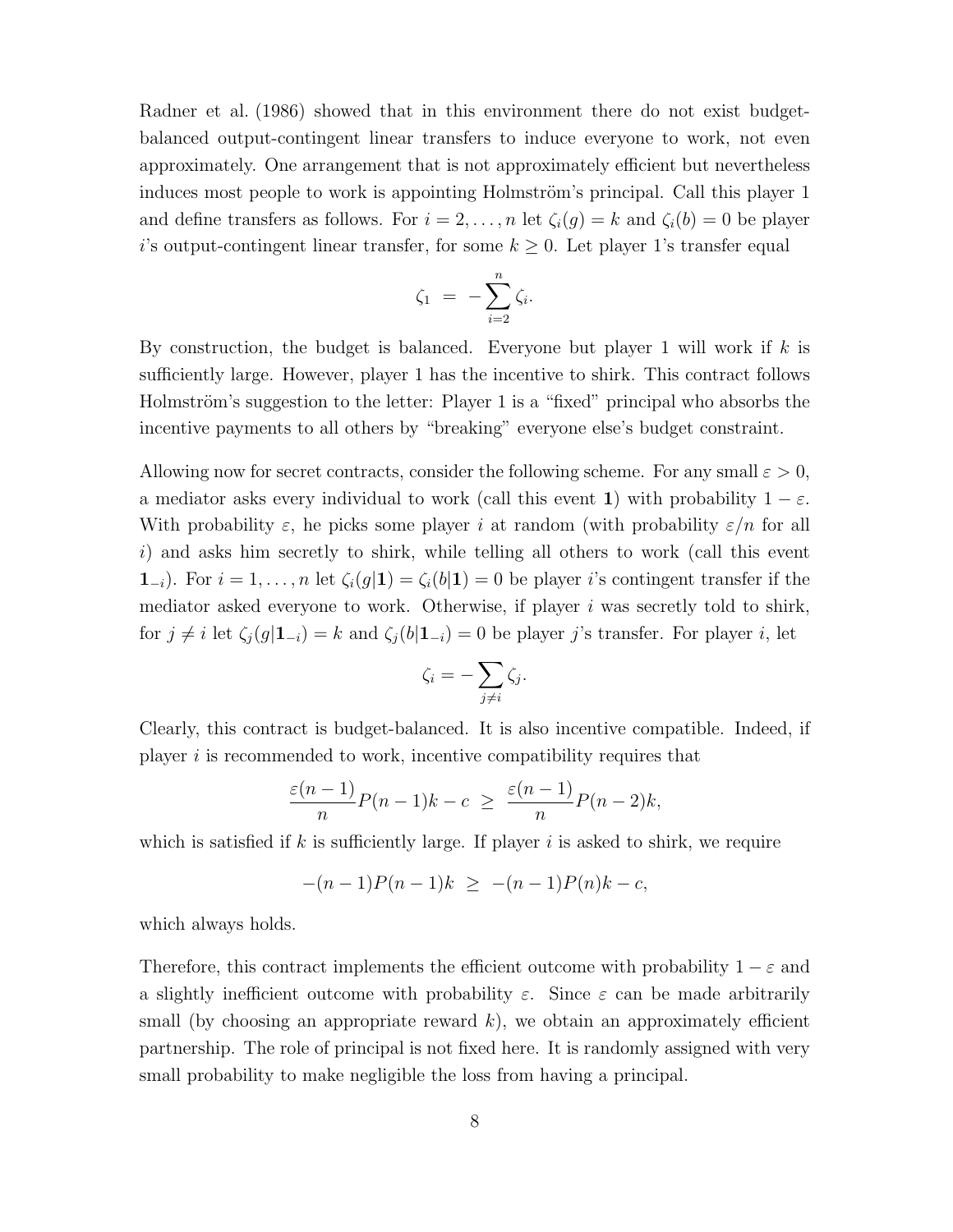Radner et al. (1986) showed that in this environment there do not exist budget-balanced output-contingent linear transfers to induce everyone to work, not even approximately. One arrangement that is not approximately efficient but nevertheless induces most people to work is appointing Holmström's principal. Call this player 1 and define transfers as follows. For $i = 2, \ldots, n$ let $\zeta_i(g) = k$ and $\zeta_i(b) = 0$ be player $i$'s output-contingent linear transfer, for some $k \geq 0$. Let player 1's transfer equal

$$\zeta_1 \;=\; -\sum_{i=2}^{n} \zeta_i.$$

By construction, the budget is balanced. Everyone but player 1 will work if $k$ is sufficiently large. However, player 1 has the incentive to shirk. This contract follows Holmström's suggestion to the letter: Player 1 is a "fixed" principal who absorbs the incentive payments to all others by "breaking" everyone else's budget constraint.

Allowing now for secret contracts, consider the following scheme. For any small $\varepsilon > 0$, a mediator asks every individual to work (call this event $\mathbf{1}$) with probability $1 - \varepsilon$. With probability $\varepsilon$, he picks some player $i$ at random (with probability $\varepsilon/n$ for all $i$) and asks him secretly to shirk, while telling all others to work (call this event $\mathbf{1}_{-i}$). For $i = 1, \ldots, n$ let $\zeta_i(g|\mathbf{1}) = \zeta_i(b|\mathbf{1}) = 0$ be player $i$'s contingent transfer if the mediator asked everyone to work. Otherwise, if player $i$ was secretly told to shirk, for $j \neq i$ let $\zeta_j(g|\mathbf{1}_{-i}) = k$ and $\zeta_j(b|\mathbf{1}_{-i}) = 0$ be player $j$'s transfer. For player $i$, let

$$\zeta_i = -\sum_{j \neq i} \zeta_j.$$

Clearly, this contract is budget-balanced. It is also incentive compatible. Indeed, if player $i$ is recommended to work, incentive compatibility requires that

$$\frac{\varepsilon(n-1)}{n} P(n-1)k - c \;\geq\; \frac{\varepsilon(n-1)}{n} P(n-2)k,$$

which is satisfied if $k$ is sufficiently large. If player $i$ is asked to shirk, we require

$$-(n-1)P(n-1)k \;\geq\; -(n-1)P(n)k - c,$$

which always holds.

Therefore, this contract implements the efficient outcome with probability $1 - \varepsilon$ and a slightly inefficient outcome with probability $\varepsilon$. Since $\varepsilon$ can be made arbitrarily small (by choosing an appropriate reward $k$), we obtain an approximately efficient partnership. The role of principal is not fixed here. It is randomly assigned with very small probability to make negligible the loss from having a principal.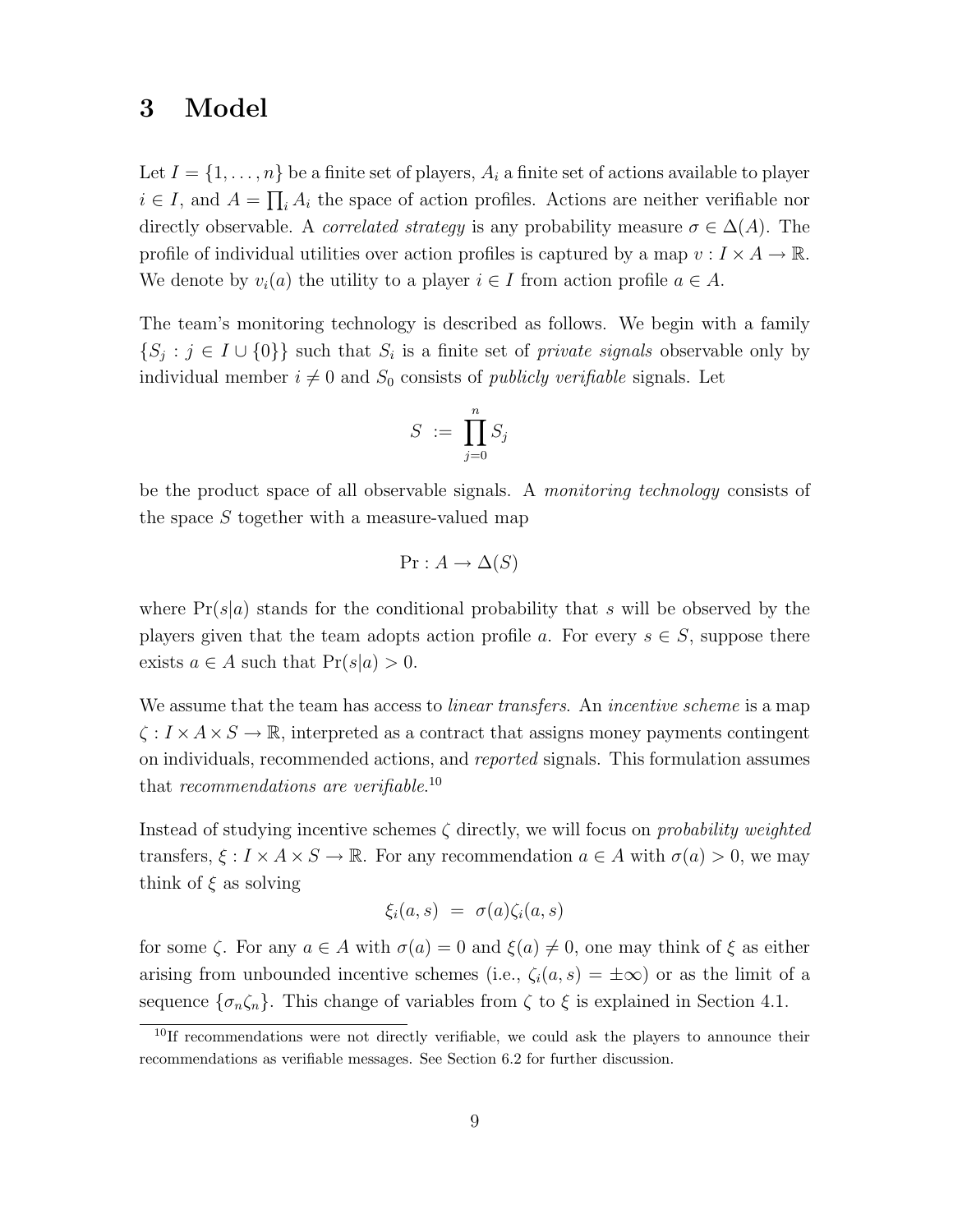# 3 Model

Let $I = \{1, \ldots, n\}$ be a finite set of players, $A_i$ a finite set of actions available to player $i \in I$, and $A = \prod_i A_i$ the space of action profiles. Actions are neither verifiable nor directly observable. A *correlated strategy* is any probability measure $\sigma \in \Delta(A)$. The profile of individual utilities over action profiles is captured by a map $v : I \times A \to \mathbb{R}$. We denote by $v_i(a)$ the utility to a player $i \in I$ from action profile $a \in A$.

The team's monitoring technology is described as follows. We begin with a family $\{S_j : j \in I \cup \{0\}\}$ such that $S_i$ is a finite set of *private signals* observable only by individual member $i \neq 0$ and $S_0$ consists of *publicly verifiable* signals. Let

$$S \ := \ \prod_{j=0}^{n} S_j$$

be the product space of all observable signals. A *monitoring technology* consists of the space $S$ together with a measure-valued map

$$\Pr : A \to \Delta(S)$$

where $\Pr(s|a)$ stands for the conditional probability that $s$ will be observed by the players given that the team adopts action profile $a$. For every $s \in S$, suppose there exists $a \in A$ such that $\Pr(s|a) > 0$.

We assume that the team has access to *linear transfers*. An *incentive scheme* is a map $\zeta : I \times A \times S \to \mathbb{R}$, interpreted as a contract that assigns money payments contingent on individuals, recommended actions, and *reported* signals. This formulation assumes that *recommendations are verifiable*.[10]

Instead of studying incentive schemes $\zeta$ directly, we will focus on *probability weighted* transfers, $\xi : I \times A \times S \to \mathbb{R}$. For any recommendation $a \in A$ with $\sigma(a) > 0$, we may think of $\xi$ as solving

$$\xi_i(a, s) \ = \ \sigma(a)\zeta_i(a, s)$$

for some $\zeta$. For any $a \in A$ with $\sigma(a) = 0$ and $\xi(a) \neq 0$, one may think of $\xi$ as either arising from unbounded incentive schemes (i.e., $\zeta_i(a, s) = \pm\infty$) or as the limit of a sequence $\{\sigma_n \zeta_n\}$. This change of variables from $\zeta$ to $\xi$ is explained in Section 4.1.

[10] If recommendations were not directly verifiable, we could ask the players to announce their recommendations as verifiable messages. See Section 6.2 for further discussion.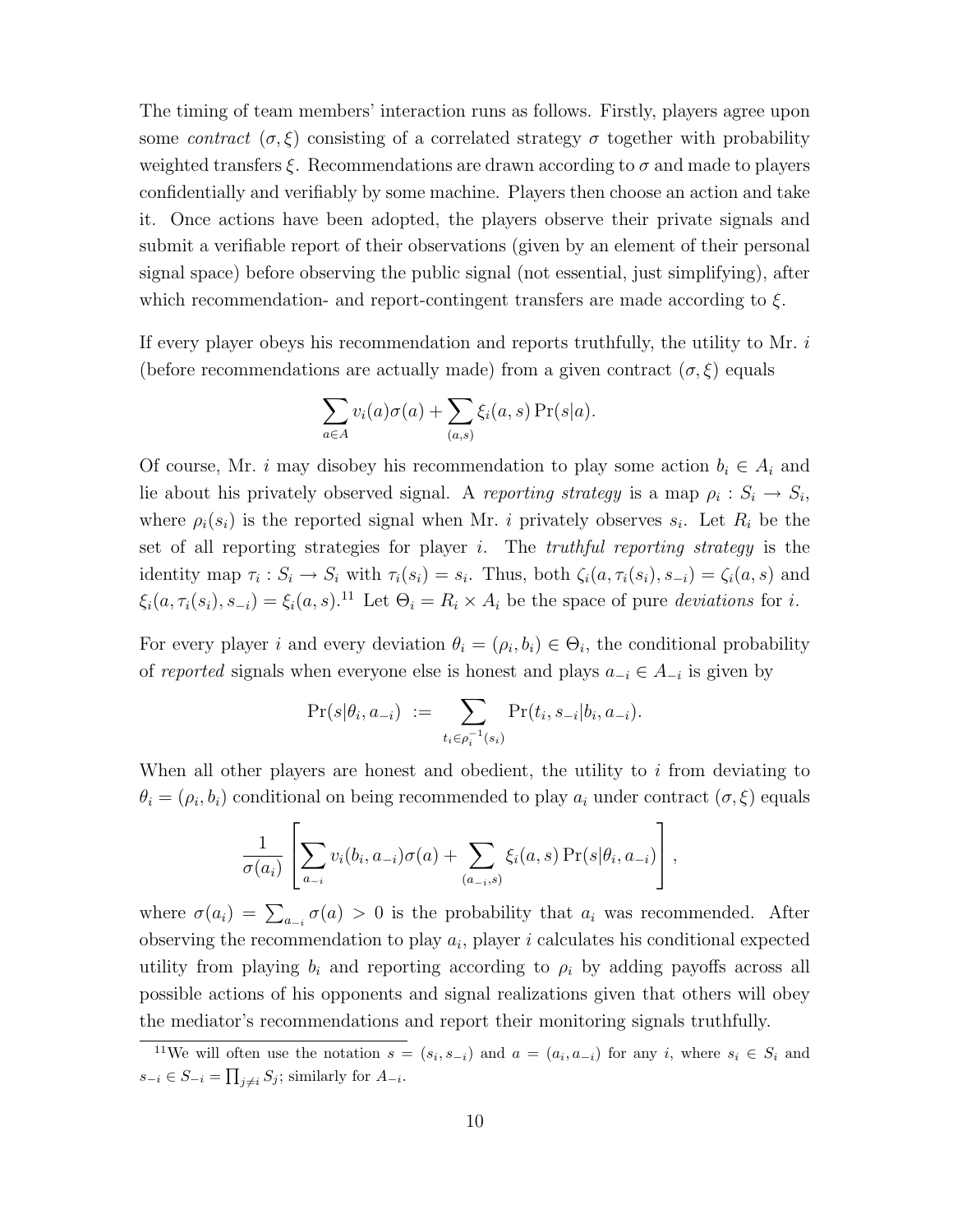The timing of team members' interaction runs as follows. Firstly, players agree upon some *contract* $(\sigma, \xi)$ consisting of a correlated strategy $\sigma$ together with probability weighted transfers $\xi$. Recommendations are drawn according to $\sigma$ and made to players confidentially and verifiably by some machine. Players then choose an action and take it. Once actions have been adopted, the players observe their private signals and submit a verifiable report of their observations (given by an element of their personal signal space) before observing the public signal (not essential, just simplifying), after which recommendation- and report-contingent transfers are made according to $\xi$.

If every player obeys his recommendation and reports truthfully, the utility to Mr. $i$ (before recommendations are actually made) from a given contract $(\sigma, \xi)$ equals

$$\sum_{a \in A} v_i(a)\sigma(a) + \sum_{(a,s)} \xi_i(a, s) \Pr(s|a).$$

Of course, Mr. $i$ may disobey his recommendation to play some action $b_i \in A_i$ and lie about his privately observed signal. A *reporting strategy* is a map $\rho_i : S_i \to S_i$, where $\rho_i(s_i)$ is the reported signal when Mr. $i$ privately observes $s_i$. Let $R_i$ be the set of all reporting strategies for player $i$. The *truthful reporting strategy* is the identity map $\tau_i : S_i \to S_i$ with $\tau_i(s_i) = s_i$. Thus, both $\zeta_i(a, \tau_i(s_i), s_{-i}) = \zeta_i(a, s)$ and $\xi_i(a, \tau_i(s_i), s_{-i}) = \xi_i(a, s)$.[11] Let $\Theta_i = R_i \times A_i$ be the space of pure *deviations* for $i$.

For every player $i$ and every deviation $\theta_i = (\rho_i, b_i) \in \Theta_i$, the conditional probability of *reported* signals when everyone else is honest and plays $a_{-i} \in A_{-i}$ is given by

$$\Pr(s|\theta_i, a_{-i}) := \sum_{t_i \in \rho_i^{-1}(s_i)} \Pr(t_i, s_{-i}|b_i, a_{-i}).$$

When all other players are honest and obedient, the utility to $i$ from deviating to $\theta_i = (\rho_i, b_i)$ conditional on being recommended to play $a_i$ under contract $(\sigma, \xi)$ equals

$$\frac{1}{\sigma(a_i)} \left[ \sum_{a_{-i}} v_i(b_i, a_{-i})\sigma(a) + \sum_{(a_{-i},s)} \xi_i(a, s) \Pr(s|\theta_i, a_{-i}) \right],$$

where $\sigma(a_i) = \sum_{a_{-i}} \sigma(a) > 0$ is the probability that $a_i$ was recommended. After observing the recommendation to play $a_i$, player $i$ calculates his conditional expected utility from playing $b_i$ and reporting according to $\rho_i$ by adding payoffs across all possible actions of his opponents and signal realizations given that others will obey the mediator's recommendations and report their monitoring signals truthfully.

[11] We will often use the notation $s = (s_i, s_{-i})$ and $a = (a_i, a_{-i})$ for any $i$, where $s_i \in S_i$ and $s_{-i} \in S_{-i} = \prod_{j \neq i} S_j$; similarly for $A_{-i}$.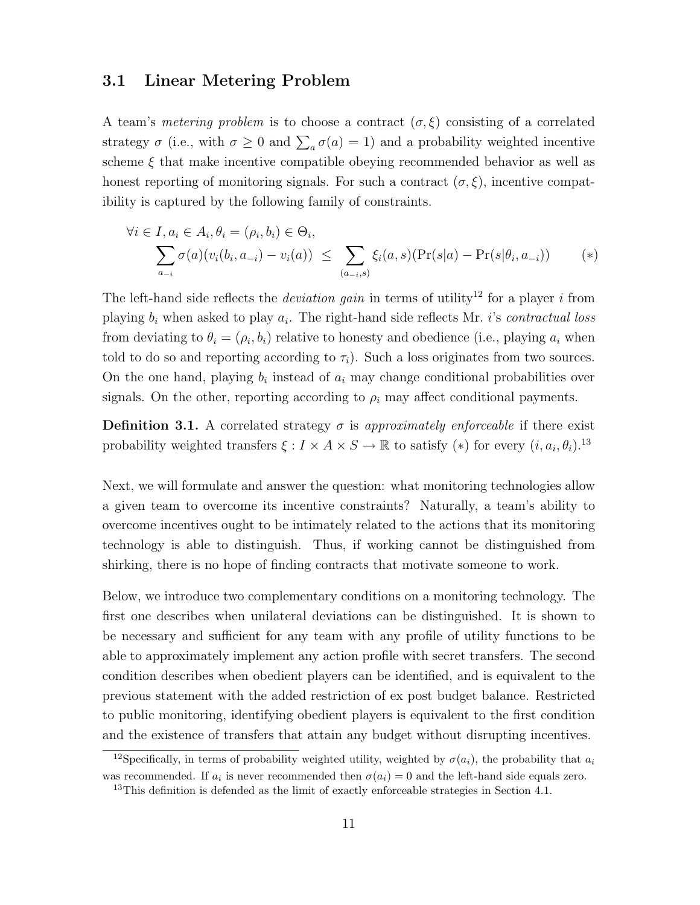### 3.1 Linear Metering Problem

A team's *metering problem* is to choose a contract $(\sigma, \xi)$ consisting of a correlated strategy $\sigma$ (i.e., with $\sigma \geq 0$ and $\sum_a \sigma(a) = 1$) and a probability weighted incentive scheme $\xi$ that make incentive compatible obeying recommended behavior as well as honest reporting of monitoring signals. For such a contract $(\sigma, \xi)$, incentive compatibility is captured by the following family of constraints.

$$\forall i \in I, a_i \in A_i, \theta_i = (\rho_i, b_i) \in \Theta_i,$$
$$\sum_{a_{-i}} \sigma(a)(v_i(b_i, a_{-i}) - v_i(a)) \;\leq\; \sum_{(a_{-i},s)} \xi_i(a,s)(\Pr(s|a) - \Pr(s|\theta_i, a_{-i})) \qquad (*)$$

The left-hand side reflects the *deviation gain* in terms of utility[12] for a player $i$ from playing $b_i$ when asked to play $a_i$. The right-hand side reflects Mr. $i$'s *contractual loss* from deviating to $\theta_i = (\rho_i, b_i)$ relative to honesty and obedience (i.e., playing $a_i$ when told to do so and reporting according to $\tau_i$). Such a loss originates from two sources. On the one hand, playing $b_i$ instead of $a_i$ may change conditional probabilities over signals. On the other, reporting according to $\rho_i$ may affect conditional payments.

**Definition 3.1.** A correlated strategy $\sigma$ is *approximately enforceable* if there exist probability weighted transfers $\xi : I \times A \times S \to \mathbb{R}$ to satisfy $(*)$ for every $(i, a_i, \theta_i)$.[13]

Next, we will formulate and answer the question: what monitoring technologies allow a given team to overcome its incentive constraints? Naturally, a team's ability to overcome incentives ought to be intimately related to the actions that its monitoring technology is able to distinguish. Thus, if working cannot be distinguished from shirking, there is no hope of finding contracts that motivate someone to work.

Below, we introduce two complementary conditions on a monitoring technology. The first one describes when unilateral deviations can be distinguished. It is shown to be necessary and sufficient for any team with any profile of utility functions to be able to approximately implement any action profile with secret transfers. The second condition describes when obedient players can be identified, and is equivalent to the previous statement with the added restriction of ex post budget balance. Restricted to public monitoring, identifying obedient players is equivalent to the first condition and the existence of transfers that attain any budget without disrupting incentives.

---

[12] Specifically, in terms of probability weighted utility, weighted by $\sigma(a_i)$, the probability that $a_i$ was recommended. If $a_i$ is never recommended then $\sigma(a_i) = 0$ and the left-hand side equals zero.

[13] This definition is defended as the limit of exactly enforceable strategies in Section 4.1.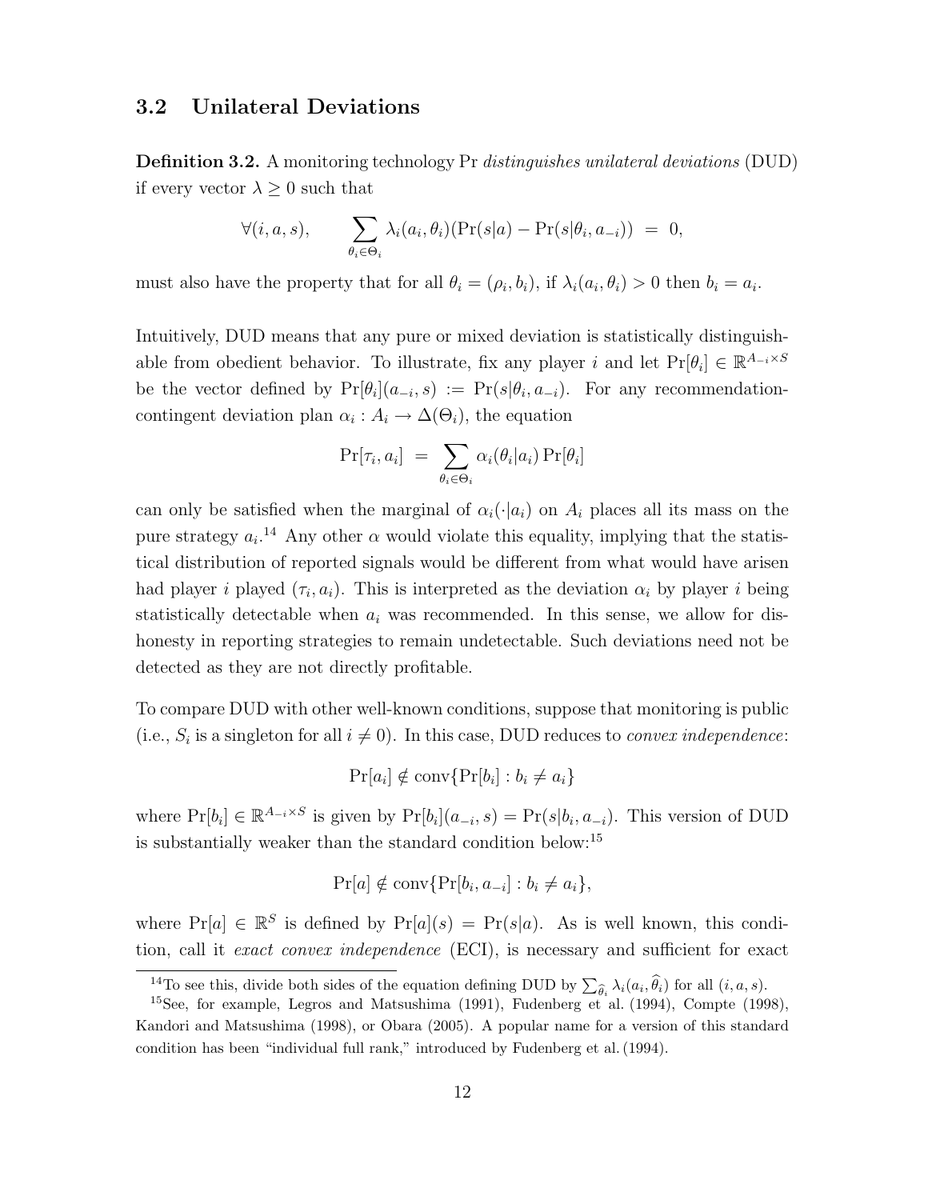## 3.2 Unilateral Deviations

**Definition 3.2.** A monitoring technology Pr *distinguishes unilateral deviations* (DUD) if every vector $\lambda \geq 0$ such that

$$\forall (i, a, s), \qquad \sum_{\theta_i \in \Theta_i} \lambda_i(a_i, \theta_i)(\Pr(s|a) - \Pr(s|\theta_i, a_{-i})) \;=\; 0,$$

must also have the property that for all $\theta_i = (\rho_i, b_i)$, if $\lambda_i(a_i, \theta_i) > 0$ then $b_i = a_i$.

Intuitively, DUD means that any pure or mixed deviation is statistically distinguishable from obedient behavior. To illustrate, fix any player $i$ and let $\Pr[\theta_i] \in \mathbb{R}^{A_{-i} \times S}$ be the vector defined by $\Pr[\theta_i](a_{-i}, s) := \Pr(s|\theta_i, a_{-i})$. For any recommendation-contingent deviation plan $\alpha_i : A_i \to \Delta(\Theta_i)$, the equation

$$\Pr[\tau_i, a_i] \;=\; \sum_{\theta_i \in \Theta_i} \alpha_i(\theta_i|a_i) \Pr[\theta_i]$$

can only be satisfied when the marginal of $\alpha_i(\cdot|a_i)$ on $A_i$ places all its mass on the pure strategy $a_i$.[14] Any other $\alpha$ would violate this equality, implying that the statistical distribution of reported signals would be different from what would have arisen had player $i$ played $(\tau_i, a_i)$. This is interpreted as the deviation $\alpha_i$ by player $i$ being statistically detectable when $a_i$ was recommended. In this sense, we allow for dishonesty in reporting strategies to remain undetectable. Such deviations need not be detected as they are not directly profitable.

To compare DUD with other well-known conditions, suppose that monitoring is public (i.e., $S_i$ is a singleton for all $i \neq 0$). In this case, DUD reduces to *convex independence*:

$$\Pr[a_i] \notin \text{conv}\{\Pr[b_i] : b_i \neq a_i\}$$

where $\Pr[b_i] \in \mathbb{R}^{A_{-i} \times S}$ is given by $\Pr[b_i](a_{-i}, s) = \Pr(s|b_i, a_{-i})$. This version of DUD is substantially weaker than the standard condition below:[15]

$$\Pr[a] \notin \text{conv}\{\Pr[b_i, a_{-i}] : b_i \neq a_i\},$$

where $\Pr[a] \in \mathbb{R}^S$ is defined by $\Pr[a](s) = \Pr(s|a)$. As is well known, this condition, call it *exact convex independence* (ECI), is necessary and sufficient for exact

---

[14] To see this, divide both sides of the equation defining DUD by $\sum_{\widehat{\theta}_i} \lambda_i(a_i, \widehat{\theta}_i)$ for all $(i, a, s)$.

[15] See, for example, Legros and Matsushima (1991), Fudenberg et al. (1994), Compte (1998), Kandori and Matsushima (1998), or Obara (2005). A popular name for a version of this standard condition has been "individual full rank," introduced by Fudenberg et al. (1994).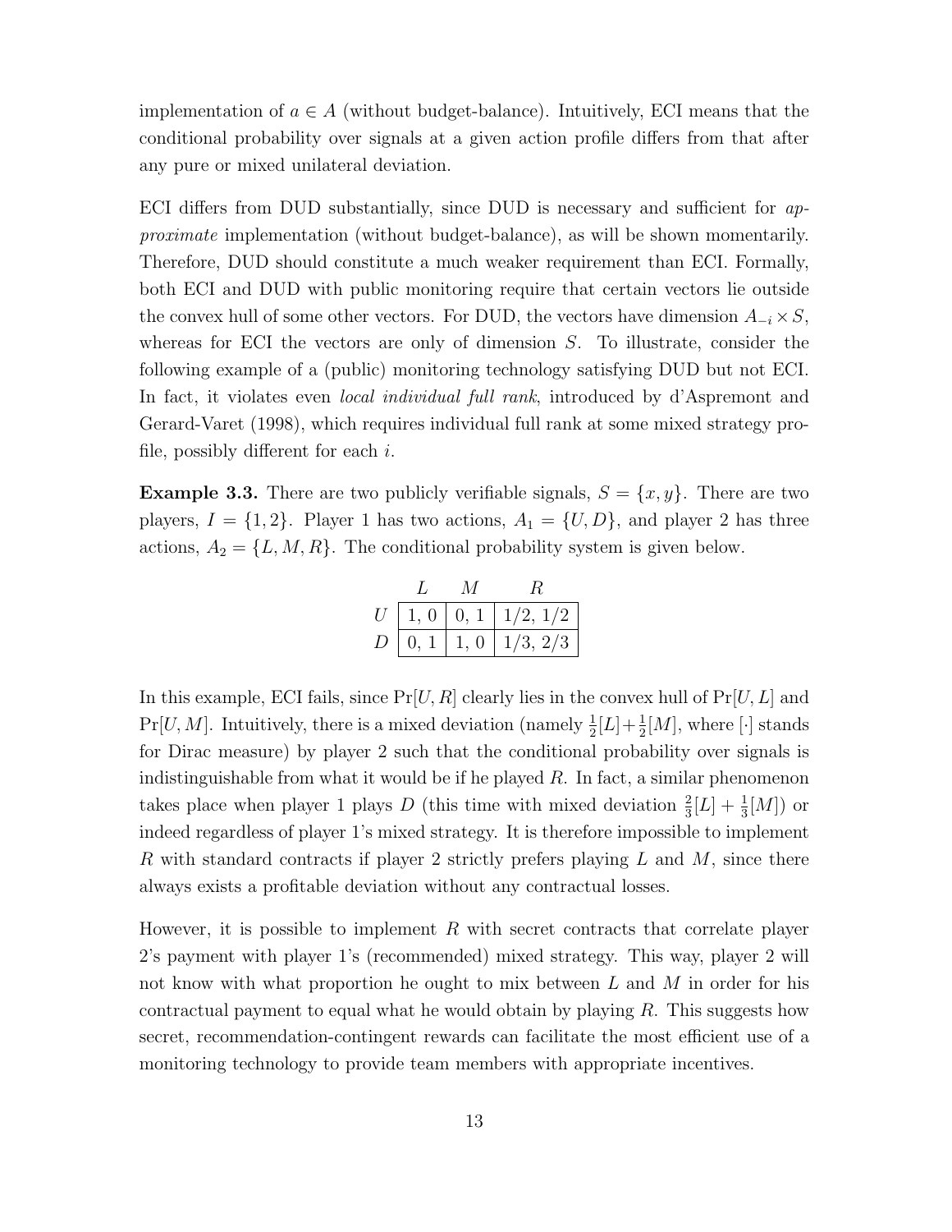implementation of $a \in A$ (without budget-balance). Intuitively, ECI means that the conditional probability over signals at a given action profile differs from that after any pure or mixed unilateral deviation.

ECI differs from DUD substantially, since DUD is necessary and sufficient for *approximate* implementation (without budget-balance), as will be shown momentarily. Therefore, DUD should constitute a much weaker requirement than ECI. Formally, both ECI and DUD with public monitoring require that certain vectors lie outside the convex hull of some other vectors. For DUD, the vectors have dimension $A_{-i} \times S$, whereas for ECI the vectors are only of dimension $S$. To illustrate, consider the following example of a (public) monitoring technology satisfying DUD but not ECI. In fact, it violates even *local individual full rank*, introduced by d'Aspremont and Gerard-Varet (1998), which requires individual full rank at some mixed strategy profile, possibly different for each $i$.

**Example 3.3.** There are two publicly verifiable signals, $S = \{x, y\}$. There are two players, $I = \{1, 2\}$. Player 1 has two actions, $A_1 = \{U, D\}$, and player 2 has three actions, $A_2 = \{L, M, R\}$. The conditional probability system is given below.

| | $L$ | $M$ | $R$ |
|---|---|---|---|
| $U$ | 1, 0 | 0, 1 | 1/2, 1/2 |
| $D$ | 0, 1 | 1, 0 | 1/3, 2/3 |

In this example, ECI fails, since $\Pr[U, R]$ clearly lies in the convex hull of $\Pr[U, L]$ and $\Pr[U, M]$. Intuitively, there is a mixed deviation (namely $\frac{1}{2}[L] + \frac{1}{2}[M]$, where $[\cdot]$ stands for Dirac measure) by player 2 such that the conditional probability over signals is indistinguishable from what it would be if he played $R$. In fact, a similar phenomenon takes place when player 1 plays $D$ (this time with mixed deviation $\frac{2}{3}[L] + \frac{1}{3}[M]$) or indeed regardless of player 1's mixed strategy. It is therefore impossible to implement $R$ with standard contracts if player 2 strictly prefers playing $L$ and $M$, since there always exists a profitable deviation without any contractual losses.

However, it is possible to implement $R$ with secret contracts that correlate player 2's payment with player 1's (recommended) mixed strategy. This way, player 2 will not know with what proportion he ought to mix between $L$ and $M$ in order for his contractual payment to equal what he would obtain by playing $R$. This suggests how secret, recommendation-contingent rewards can facilitate the most efficient use of a monitoring technology to provide team members with appropriate incentives.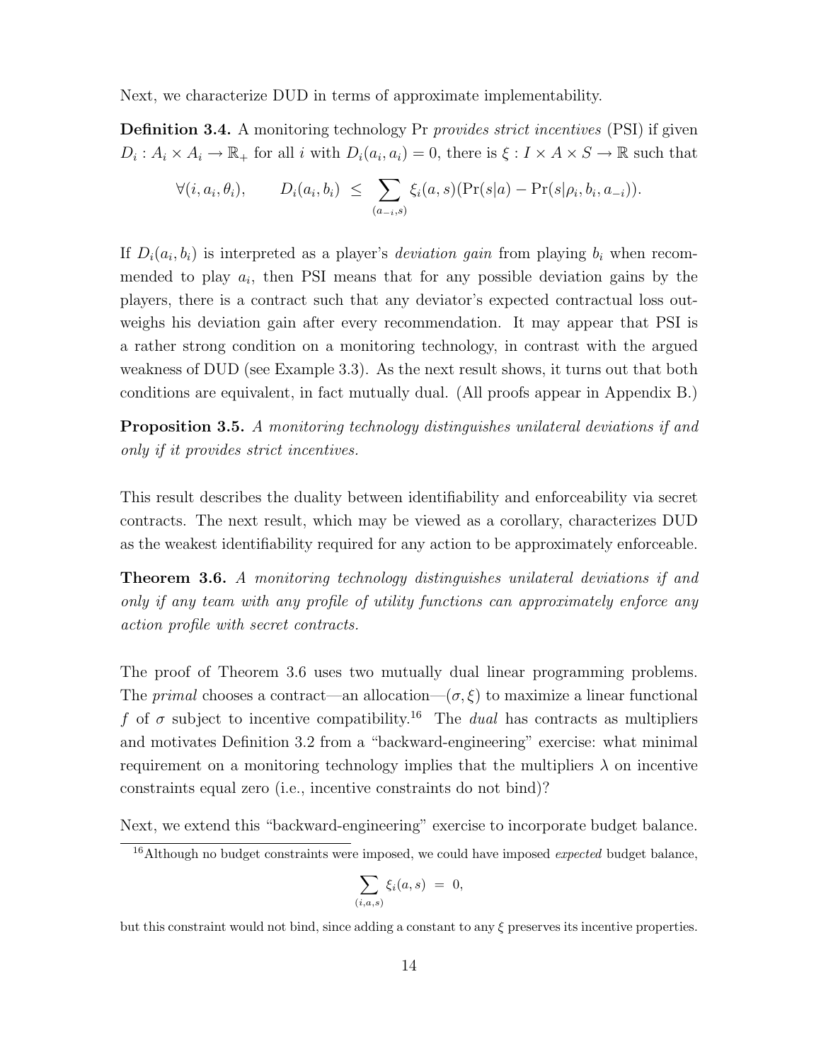Next, we characterize DUD in terms of approximate implementability.

**Definition 3.4.** A monitoring technology Pr *provides strict incentives* (PSI) if given $D_i : A_i \times A_i \to \mathbb{R}_+$ for all $i$ with $D_i(a_i, a_i) = 0$, there is $\xi : I \times A \times S \to \mathbb{R}$ such that

$$\forall (i, a_i, \theta_i), \qquad D_i(a_i, b_i) \;\leq\; \sum_{(a_{-i}, s)} \xi_i(a, s)(\Pr(s|a) - \Pr(s|\rho_i, b_i, a_{-i})).$$

If $D_i(a_i, b_i)$ is interpreted as a player's *deviation gain* from playing $b_i$ when recommended to play $a_i$, then PSI means that for any possible deviation gains by the players, there is a contract such that any deviator's expected contractual loss outweighs his deviation gain after every recommendation. It may appear that PSI is a rather strong condition on a monitoring technology, in contrast with the argued weakness of DUD (see Example 3.3). As the next result shows, it turns out that both conditions are equivalent, in fact mutually dual. (All proofs appear in Appendix B.)

**Proposition 3.5.** *A monitoring technology distinguishes unilateral deviations if and only if it provides strict incentives.*

This result describes the duality between identifiability and enforceability via secret contracts. The next result, which may be viewed as a corollary, characterizes DUD as the weakest identifiability required for any action to be approximately enforceable.

**Theorem 3.6.** *A monitoring technology distinguishes unilateral deviations if and only if any team with any profile of utility functions can approximately enforce any action profile with secret contracts.*

The proof of Theorem 3.6 uses two mutually dual linear programming problems. The *primal* chooses a contract—an allocation—$(\sigma, \xi)$ to maximize a linear functional $f$ of $\sigma$ subject to incentive compatibility.[16] The *dual* has contracts as multipliers and motivates Definition 3.2 from a "backward-engineering" exercise: what minimal requirement on a monitoring technology implies that the multipliers $\lambda$ on incentive constraints equal zero (i.e., incentive constraints do not bind)?

Next, we extend this "backward-engineering" exercise to incorporate budget balance.

[16] Although no budget constraints were imposed, we could have imposed *expected* budget balance,

$$\sum_{(i,a,s)} \xi_i(a, s) \;=\; 0,$$

but this constraint would not bind, since adding a constant to any $\xi$ preserves its incentive properties.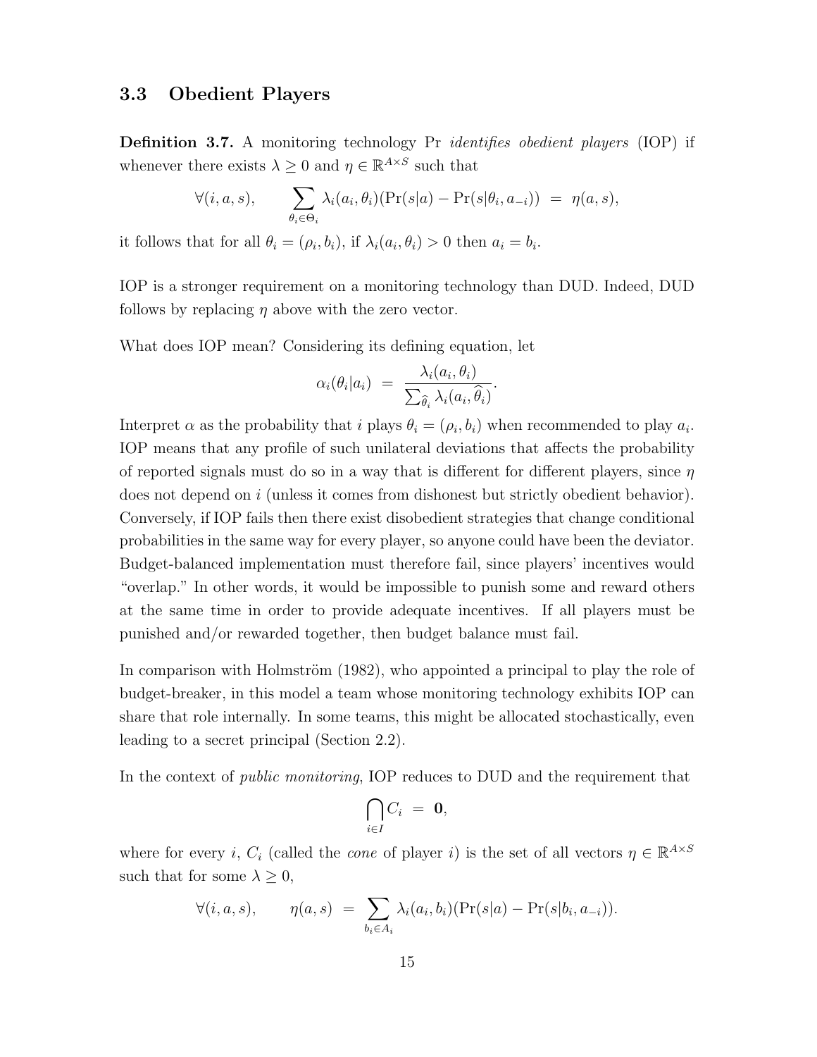### 3.3 Obedient Players

**Definition 3.7.** A monitoring technology Pr *identifies obedient players* (IOP) if whenever there exists $\lambda \geq 0$ and $\eta \in \mathbb{R}^{A \times S}$ such that

$$\forall (i, a, s), \qquad \sum_{\theta_i \in \Theta_i} \lambda_i(a_i, \theta_i)(\Pr(s|a) - \Pr(s|\theta_i, a_{-i})) \;=\; \eta(a, s),$$

it follows that for all $\theta_i = (\rho_i, b_i)$, if $\lambda_i(a_i, \theta_i) > 0$ then $a_i = b_i$.

IOP is a stronger requirement on a monitoring technology than DUD. Indeed, DUD follows by replacing $\eta$ above with the zero vector.

What does IOP mean? Considering its defining equation, let

$$\alpha_i(\theta_i|a_i) \;=\; \frac{\lambda_i(a_i, \theta_i)}{\sum_{\widehat{\theta}_i} \lambda_i(a_i, \widehat{\theta}_i)}.$$

Interpret $\alpha$ as the probability that $i$ plays $\theta_i = (\rho_i, b_i)$ when recommended to play $a_i$. IOP means that any profile of such unilateral deviations that affects the probability of reported signals must do so in a way that is different for different players, since $\eta$ does not depend on $i$ (unless it comes from dishonest but strictly obedient behavior). Conversely, if IOP fails then there exist disobedient strategies that change conditional probabilities in the same way for every player, so anyone could have been the deviator. Budget-balanced implementation must therefore fail, since players' incentives would "overlap." In other words, it would be impossible to punish some and reward others at the same time in order to provide adequate incentives. If all players must be punished and/or rewarded together, then budget balance must fail.

In comparison with Holmström (1982), who appointed a principal to play the role of budget-breaker, in this model a team whose monitoring technology exhibits IOP can share that role internally. In some teams, this might be allocated stochastically, even leading to a secret principal (Section 2.2).

In the context of *public monitoring*, IOP reduces to DUD and the requirement that

$$\bigcap_{i \in I} C_i \;=\; \mathbf{0},$$

where for every $i$, $C_i$ (called the *cone* of player $i$) is the set of all vectors $\eta \in \mathbb{R}^{A \times S}$ such that for some $\lambda \geq 0$,

$$\forall (i, a, s), \qquad \eta(a, s) \;=\; \sum_{b_i \in A_i} \lambda_i(a_i, b_i)(\Pr(s|a) - \Pr(s|b_i, a_{-i})).$$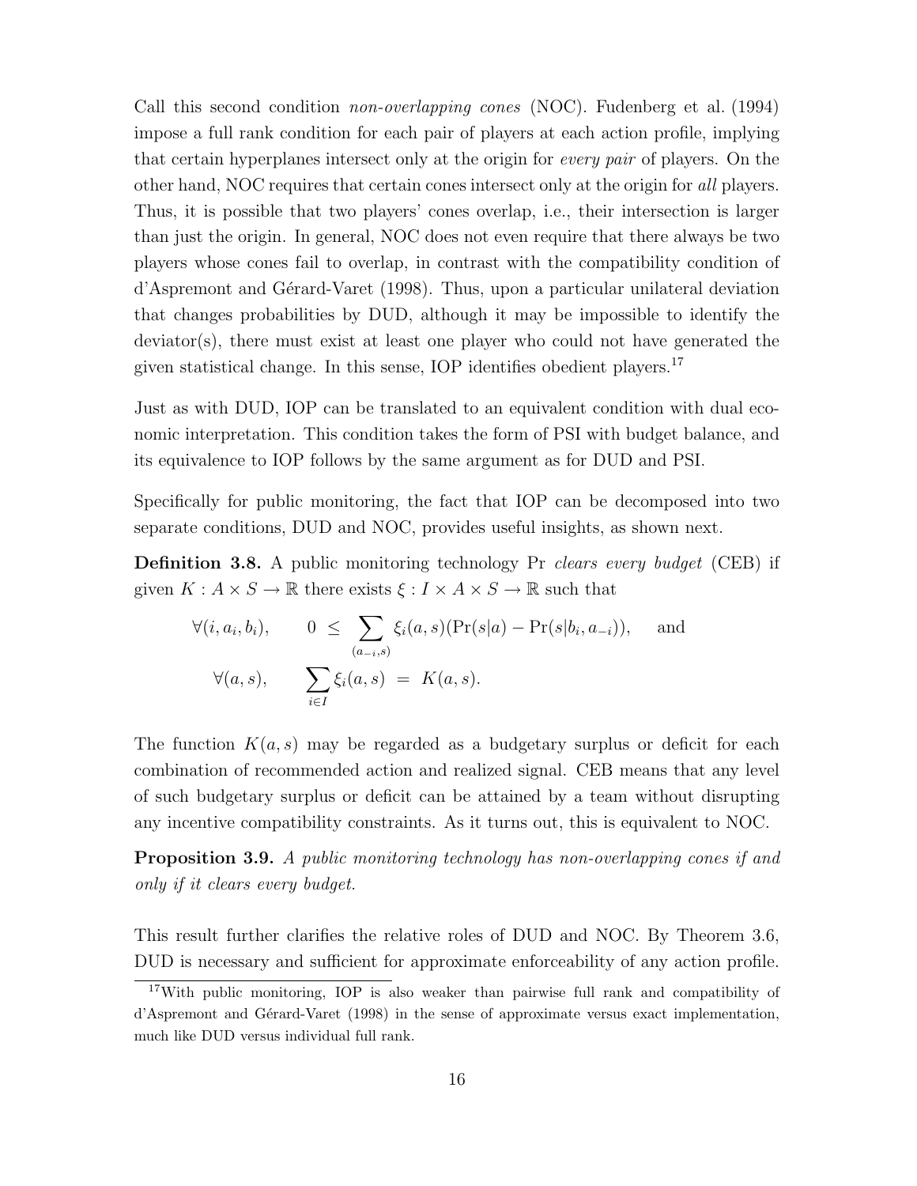Call this second condition *non-overlapping cones* (NOC). Fudenberg et al. (1994) impose a full rank condition for each pair of players at each action profile, implying that certain hyperplanes intersect only at the origin for *every pair* of players. On the other hand, NOC requires that certain cones intersect only at the origin for *all* players. Thus, it is possible that two players' cones overlap, i.e., their intersection is larger than just the origin. In general, NOC does not even require that there always be two players whose cones fail to overlap, in contrast with the compatibility condition of d'Aspremont and Gérard-Varet (1998). Thus, upon a particular unilateral deviation that changes probabilities by DUD, although it may be impossible to identify the deviator(s), there must exist at least one player who could not have generated the given statistical change. In this sense, IOP identifies obedient players.[17]

Just as with DUD, IOP can be translated to an equivalent condition with dual economic interpretation. This condition takes the form of PSI with budget balance, and its equivalence to IOP follows by the same argument as for DUD and PSI.

Specifically for public monitoring, the fact that IOP can be decomposed into two separate conditions, DUD and NOC, provides useful insights, as shown next.

**Definition 3.8.** A public monitoring technology Pr *clears every budget* (CEB) if given $K : A \times S \to \mathbb{R}$ there exists $\xi : I \times A \times S \to \mathbb{R}$ such that

$$
\begin{aligned}
\forall (i, a_i, b_i), \qquad 0 \ &\leq \ \sum_{(a_{-i}, s)} \xi_i(a, s)(\Pr(s|a) - \Pr(s|b_i, a_{-i})), \quad \text{ and} \\
\forall (a, s), \qquad \sum_{i \in I} \xi_i(a, s) \ &= \ K(a, s).
\end{aligned}
$$

The function $K(a, s)$ may be regarded as a budgetary surplus or deficit for each combination of recommended action and realized signal. CEB means that any level of such budgetary surplus or deficit can be attained by a team without disrupting any incentive compatibility constraints. As it turns out, this is equivalent to NOC.

**Proposition 3.9.** *A public monitoring technology has non-overlapping cones if and only if it clears every budget.*

This result further clarifies the relative roles of DUD and NOC. By Theorem 3.6, DUD is necessary and sufficient for approximate enforceability of any action profile.

[17] With public monitoring, IOP is also weaker than pairwise full rank and compatibility of d'Aspremont and Gérard-Varet (1998) in the sense of approximate versus exact implementation, much like DUD versus individual full rank.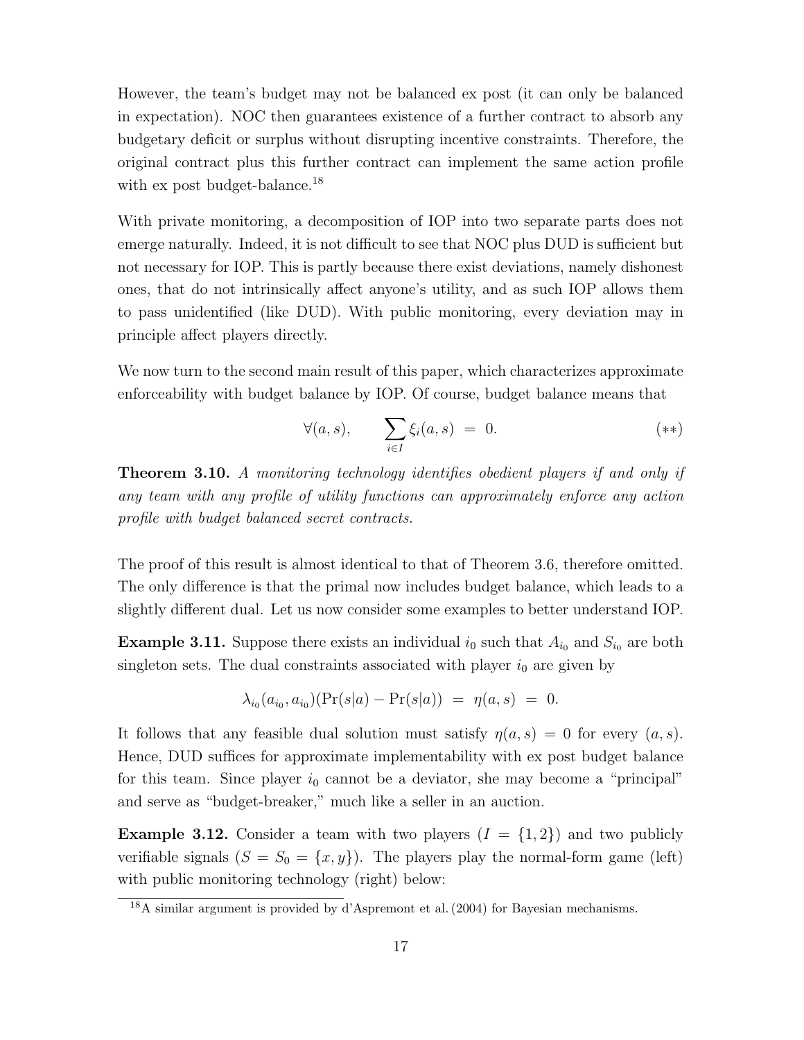However, the team's budget may not be balanced ex post (it can only be balanced in expectation). NOC then guarantees existence of a further contract to absorb any budgetary deficit or surplus without disrupting incentive constraints. Therefore, the original contract plus this further contract can implement the same action profile with ex post budget-balance.[18]

With private monitoring, a decomposition of IOP into two separate parts does not emerge naturally. Indeed, it is not difficult to see that NOC plus DUD is sufficient but not necessary for IOP. This is partly because there exist deviations, namely dishonest ones, that do not intrinsically affect anyone's utility, and as such IOP allows them to pass unidentified (like DUD). With public monitoring, every deviation may in principle affect players directly.

We now turn to the second main result of this paper, which characterizes approximate enforceability with budget balance by IOP. Of course, budget balance means that

$$\forall(a,s), \qquad \sum_{i \in I} \xi_i(a,s) \;=\; 0. \qquad\qquad (**)$$

**Theorem 3.10.** *A monitoring technology identifies obedient players if and only if any team with any profile of utility functions can approximately enforce any action profile with budget balanced secret contracts.*

The proof of this result is almost identical to that of Theorem 3.6, therefore omitted. The only difference is that the primal now includes budget balance, which leads to a slightly different dual. Let us now consider some examples to better understand IOP.

**Example 3.11.** Suppose there exists an individual $i_0$ such that $A_{i_0}$ and $S_{i_0}$ are both singleton sets. The dual constraints associated with player $i_0$ are given by

$$\lambda_{i_0}(a_{i_0}, a_{i_0})(\Pr(s|a) - \Pr(s|a)) \;=\; \eta(a,s) \;=\; 0.$$

It follows that any feasible dual solution must satisfy $\eta(a,s) = 0$ for every $(a,s)$. Hence, DUD suffices for approximate implementability with ex post budget balance for this team. Since player $i_0$ cannot be a deviator, she may become a "principal" and serve as "budget-breaker," much like a seller in an auction.

**Example 3.12.** Consider a team with two players ($I = \{1,2\}$) and two publicly verifiable signals ($S = S_0 = \{x,y\}$). The players play the normal-form game (left) with public monitoring technology (right) below:

[18] A similar argument is provided by d'Aspremont et al. (2004) for Bayesian mechanisms.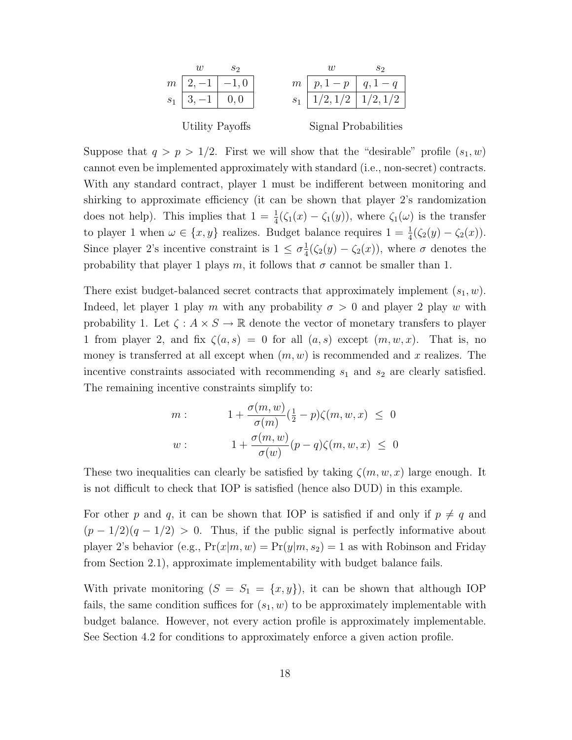|  | $w$ | $s_2$ |
|---|---|---|
| $m$ | $2, -1$ | $-1, 0$ |
| $s_1$ | $3, -1$ | $0, 0$ |

Utility Payoffs

|  | $w$ | $s_2$ |
|---|---|---|
| $m$ | $p, 1-p$ | $q, 1-q$ |
| $s_1$ | $1/2, 1/2$ | $1/2, 1/2$ |

Signal Probabilities

Suppose that $q > p > 1/2$. First we will show that the "desirable" profile $(s_1, w)$ cannot even be implemented approximately with standard (i.e., non-secret) contracts. With any standard contract, player 1 must be indifferent between monitoring and shirking to approximate efficiency (it can be shown that player 2's randomization does not help). This implies that $1 = \frac{1}{4}(\zeta_1(x) - \zeta_1(y))$, where $\zeta_1(\omega)$ is the transfer to player 1 when $\omega \in \{x, y\}$ realizes. Budget balance requires $1 = \frac{1}{4}(\zeta_2(y) - \zeta_2(x))$. Since player 2's incentive constraint is $1 \leq \sigma \frac{1}{4}(\zeta_2(y) - \zeta_2(x))$, where $\sigma$ denotes the probability that player 1 plays $m$, it follows that $\sigma$ cannot be smaller than 1.

There exist budget-balanced secret contracts that approximately implement $(s_1, w)$. Indeed, let player 1 play $m$ with any probability $\sigma > 0$ and player 2 play $w$ with probability 1. Let $\zeta : A \times S \to \mathbb{R}$ denote the vector of monetary transfers to player 1 from player 2, and fix $\zeta(a, s) = 0$ for all $(a, s)$ except $(m, w, x)$. That is, no money is transferred at all except when $(m, w)$ is recommended and $x$ realizes. The incentive constraints associated with recommending $s_1$ and $s_2$ are clearly satisfied. The remaining incentive constraints simplify to:

$$m: \qquad 1 + \frac{\sigma(m, w)}{\sigma(m)}(\tfrac{1}{2} - p)\zeta(m, w, x) \ \leq \ 0$$

$$w: \qquad 1 + \frac{\sigma(m, w)}{\sigma(w)}(p - q)\zeta(m, w, x) \ \leq \ 0$$

These two inequalities can clearly be satisfied by taking $\zeta(m, w, x)$ large enough. It is not difficult to check that IOP is satisfied (hence also DUD) in this example.

For other $p$ and $q$, it can be shown that IOP is satisfied if and only if $p \neq q$ and $(p - 1/2)(q - 1/2) > 0$. Thus, if the public signal is perfectly informative about player 2's behavior (e.g., $\Pr(x|m, w) = \Pr(y|m, s_2) = 1$ as with Robinson and Friday from Section 2.1), approximate implementability with budget balance fails.

With private monitoring ($S = S_1 = \{x, y\}$), it can be shown that although IOP fails, the same condition suffices for $(s_1, w)$ to be approximately implementable with budget balance. However, not every action profile is approximately implementable. See Section 4.2 for conditions to approximately enforce a given action profile.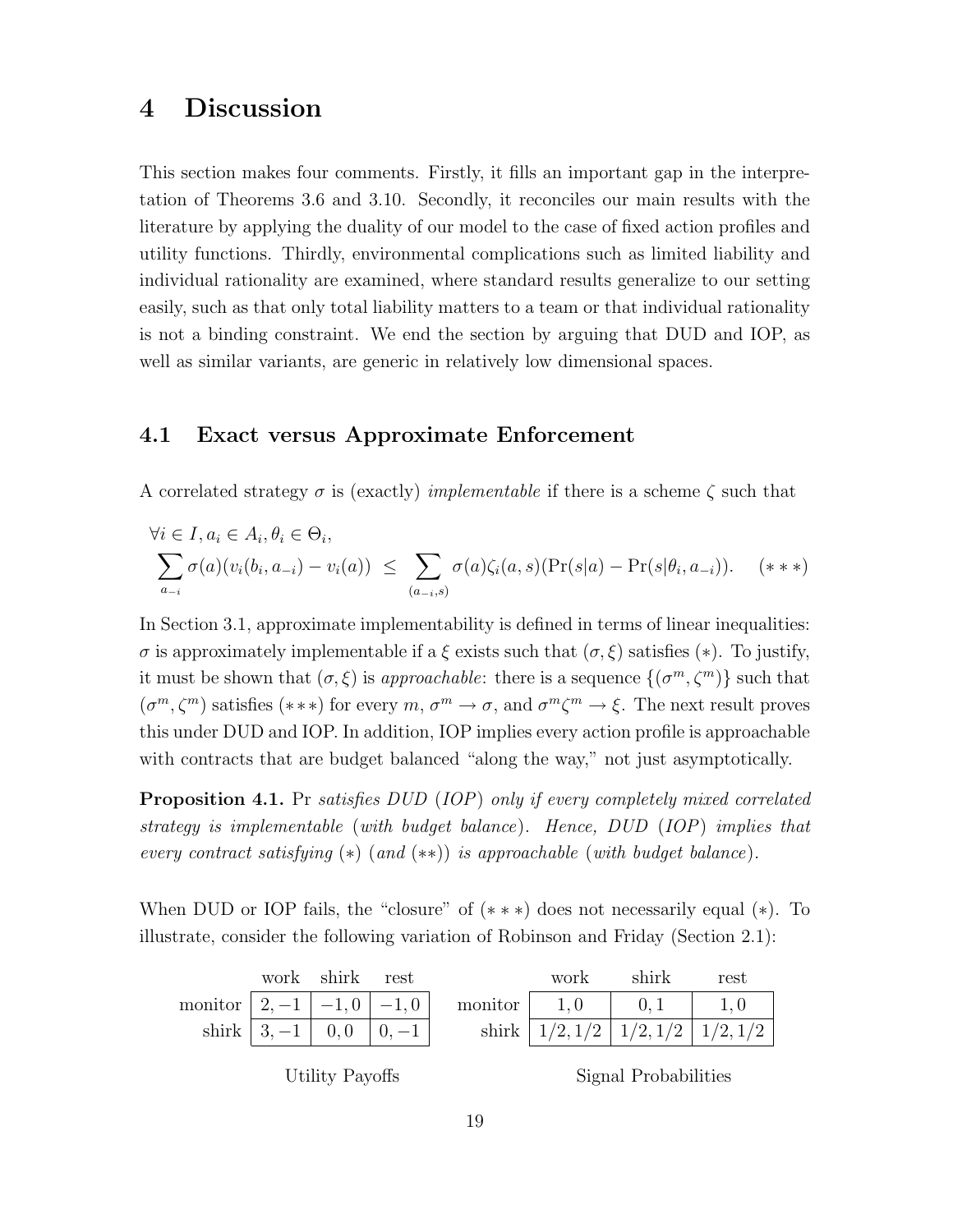# 4 Discussion

This section makes four comments. Firstly, it fills an important gap in the interpretation of Theorems 3.6 and 3.10. Secondly, it reconciles our main results with the literature by applying the duality of our model to the case of fixed action profiles and utility functions. Thirdly, environmental complications such as limited liability and individual rationality are examined, where standard results generalize to our setting easily, such as that only total liability matters to a team or that individual rationality is not a binding constraint. We end the section by arguing that DUD and IOP, as well as similar variants, are generic in relatively low dimensional spaces.

## 4.1 Exact versus Approximate Enforcement

A correlated strategy $\sigma$ is (exactly) *implementable* if there is a scheme $\zeta$ such that

$$\forall i \in I, a_i \in A_i, \theta_i \in \Theta_i,$$
$$\sum_{a_{-i}} \sigma(a)(v_i(b_i, a_{-i}) - v_i(a)) \;\leq\; \sum_{(a_{-i},s)} \sigma(a)\zeta_i(a,s)(\Pr(s|a) - \Pr(s|\theta_i, a_{-i})). \qquad (***)$$

In Section 3.1, approximate implementability is defined in terms of linear inequalities: $\sigma$ is approximately implementable if a $\xi$ exists such that $(\sigma, \xi)$ satisfies $(*)$. To justify, it must be shown that $(\sigma, \xi)$ is *approachable*: there is a sequence $\{(\sigma^m, \zeta^m)\}$ such that $(\sigma^m, \zeta^m)$ satisfies $(***)$ for every $m$, $\sigma^m \to \sigma$, and $\sigma^m \zeta^m \to \xi$. The next result proves this under DUD and IOP. In addition, IOP implies every action profile is approachable with contracts that are budget balanced "along the way," not just asymptotically.

**Proposition 4.1.** Pr *satisfies DUD (IOP) only if every completely mixed correlated strategy is implementable (with budget balance). Hence, DUD (IOP) implies that every contract satisfying $(*)$ (and $(**)$) is approachable (with budget balance).*

When DUD or IOP fails, the "closure" of $(***)$ does not necessarily equal $(*)$. To illustrate, consider the following variation of Robinson and Friday (Section 2.1):

| | work | shirk | rest |
|---|---|---|---|
| monitor | $2, -1$ | $-1, 0$ | $-1, 0$ |
| shirk | $3, -1$ | $0, 0$ | $0, -1$ |

Utility Payoffs

| | work | shirk | rest |
|---|---|---|---|
| monitor | $1, 0$ | $0, 1$ | $1, 0$ |
| shirk | $1/2, 1/2$ | $1/2, 1/2$ | $1/2, 1/2$ |

Signal Probabilities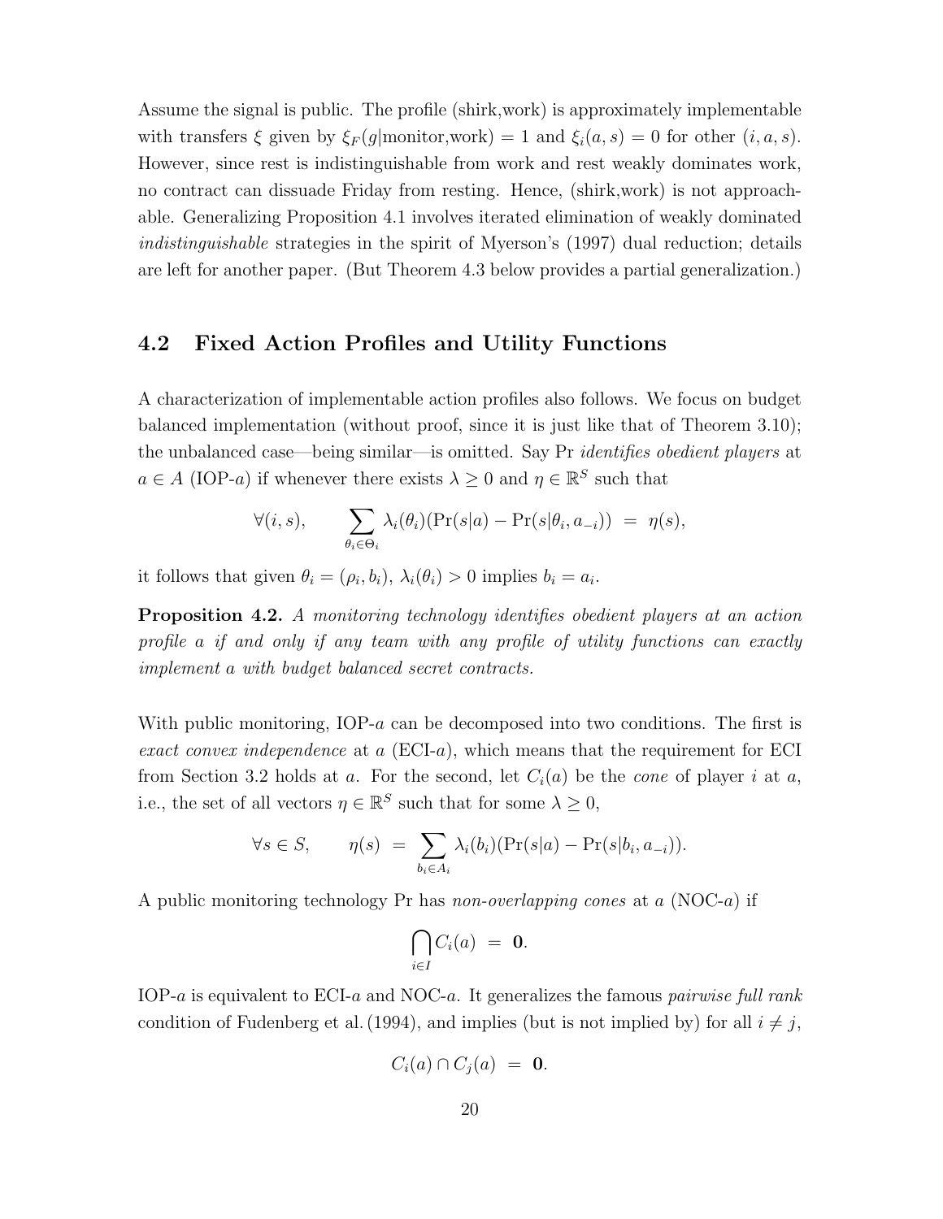Assume the signal is public. The profile (shirk,work) is approximately implementable with transfers $\xi$ given by $\xi_F(g|\text{monitor,work}) = 1$ and $\xi_i(a,s) = 0$ for other $(i,a,s)$. However, since rest is indistinguishable from work and rest weakly dominates work, no contract can dissuade Friday from resting. Hence, (shirk,work) is not approachable. Generalizing Proposition 4.1 involves iterated elimination of weakly dominated *indistinguishable* strategies in the spirit of Myerson's (1997) dual reduction; details are left for another paper. (But Theorem 4.3 below provides a partial generalization.)

## 4.2 Fixed Action Profiles and Utility Functions

A characterization of implementable action profiles also follows. We focus on budget balanced implementation (without proof, since it is just like that of Theorem 3.10); the unbalanced case—being similar—is omitted. Say Pr *identifies obedient players* at $a \in A$ (IOP-$a$) if whenever there exists $\lambda \geq 0$ and $\eta \in \mathbb{R}^S$ such that

$$\forall (i,s), \qquad \sum_{\theta_i \in \Theta_i} \lambda_i(\theta_i)(\Pr(s|a) - \Pr(s|\theta_i, a_{-i})) \;=\; \eta(s),$$

it follows that given $\theta_i = (\rho_i, b_i)$, $\lambda_i(\theta_i) > 0$ implies $b_i = a_i$.

**Proposition 4.2.** *A monitoring technology identifies obedient players at an action profile $a$ if and only if any team with any profile of utility functions can exactly implement $a$ with budget balanced secret contracts.*

With public monitoring, IOP-$a$ can be decomposed into two conditions. The first is *exact convex independence* at $a$ (ECI-$a$), which means that the requirement for ECI from Section 3.2 holds at $a$. For the second, let $C_i(a)$ be the *cone* of player $i$ at $a$, i.e., the set of all vectors $\eta \in \mathbb{R}^S$ such that for some $\lambda \geq 0$,

$$\forall s \in S, \qquad \eta(s) \;=\; \sum_{b_i \in A_i} \lambda_i(b_i)(\Pr(s|a) - \Pr(s|b_i, a_{-i})).$$

A public monitoring technology Pr has *non-overlapping cones* at $a$ (NOC-$a$) if

$$\bigcap_{i \in I} C_i(a) \;=\; \mathbf{0}.$$

IOP-$a$ is equivalent to ECI-$a$ and NOC-$a$. It generalizes the famous *pairwise full rank* condition of Fudenberg et al. (1994), and implies (but is not implied by) for all $i \neq j$,

$$C_i(a) \cap C_j(a) \;=\; \mathbf{0}.$$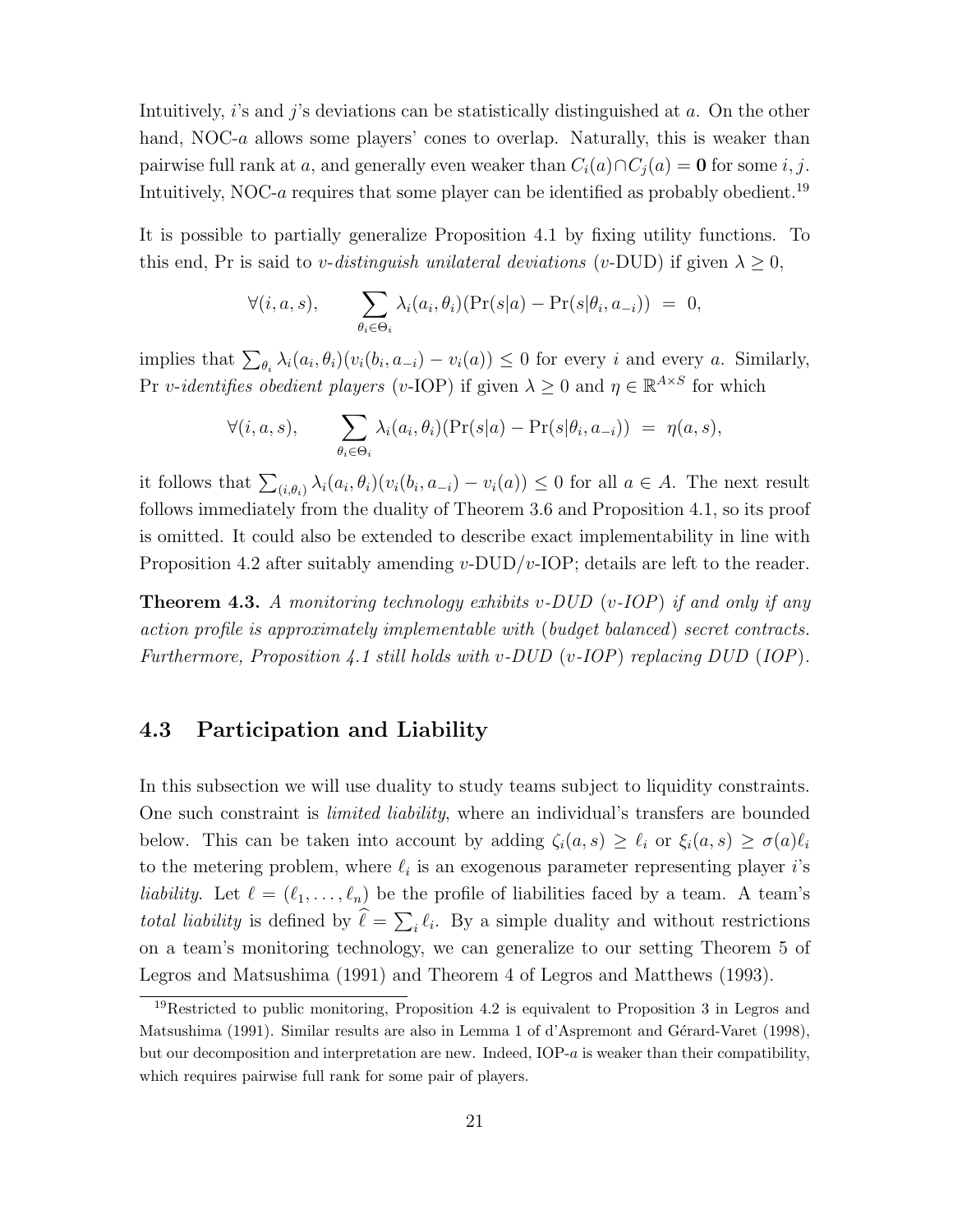Intuitively, $i$'s and $j$'s deviations can be statistically distinguished at $a$. On the other hand, NOC-$a$ allows some players' cones to overlap. Naturally, this is weaker than pairwise full rank at $a$, and generally even weaker than $C_i(a) \cap C_j(a) = \mathbf{0}$ for some $i, j$. Intuitively, NOC-$a$ requires that some player can be identified as probably obedient.[19]

It is possible to partially generalize Proposition 4.1 by fixing utility functions. To this end, Pr is said to *$v$-distinguish unilateral deviations* ($v$-DUD) if given $\lambda \geq 0$,

$$\forall (i, a, s), \qquad \sum_{\theta_i \in \Theta_i} \lambda_i(a_i, \theta_i)(\Pr(s|a) - \Pr(s|\theta_i, a_{-i})) \ = \ 0,$$

implies that $\sum_{\theta_i} \lambda_i(a_i, \theta_i)(v_i(b_i, a_{-i}) - v_i(a)) \leq 0$ for every $i$ and every $a$. Similarly, Pr *$v$-identifies obedient players* ($v$-IOP) if given $\lambda \geq 0$ and $\eta \in \mathbb{R}^{A \times S}$ for which

$$\forall (i, a, s), \qquad \sum_{\theta_i \in \Theta_i} \lambda_i(a_i, \theta_i)(\Pr(s|a) - \Pr(s|\theta_i, a_{-i})) \ = \ \eta(a, s),$$

it follows that $\sum_{(i,\theta_i)} \lambda_i(a_i, \theta_i)(v_i(b_i, a_{-i}) - v_i(a)) \leq 0$ for all $a \in A$. The next result follows immediately from the duality of Theorem 3.6 and Proposition 4.1, so its proof is omitted. It could also be extended to describe exact implementability in line with Proposition 4.2 after suitably amending $v$-DUD/$v$-IOP; details are left to the reader.

**Theorem 4.3.** *A monitoring technology exhibits $v$-DUD ($v$-IOP) if and only if any action profile is approximately implementable with (budget balanced) secret contracts. Furthermore, Proposition 4.1 still holds with $v$-DUD ($v$-IOP) replacing DUD (IOP).*

## 4.3 Participation and Liability

In this subsection we will use duality to study teams subject to liquidity constraints. One such constraint is *limited liability*, where an individual's transfers are bounded below. This can be taken into account by adding $\zeta_i(a, s) \geq \ell_i$ or $\xi_i(a, s) \geq \sigma(a)\ell_i$ to the metering problem, where $\ell_i$ is an exogenous parameter representing player $i$'s *liability*. Let $\ell = (\ell_1, \ldots, \ell_n)$ be the profile of liabilities faced by a team. A team's *total liability* is defined by $\widehat{\ell} = \sum_i \ell_i$. By a simple duality and without restrictions on a team's monitoring technology, we can generalize to our setting Theorem 5 of Legros and Matsushima (1991) and Theorem 4 of Legros and Matthews (1993).

[19] Restricted to public monitoring, Proposition 4.2 is equivalent to Proposition 3 in Legros and Matsushima (1991). Similar results are also in Lemma 1 of d'Aspremont and Gérard-Varet (1998), but our decomposition and interpretation are new. Indeed, IOP-$a$ is weaker than their compatibility, which requires pairwise full rank for some pair of players.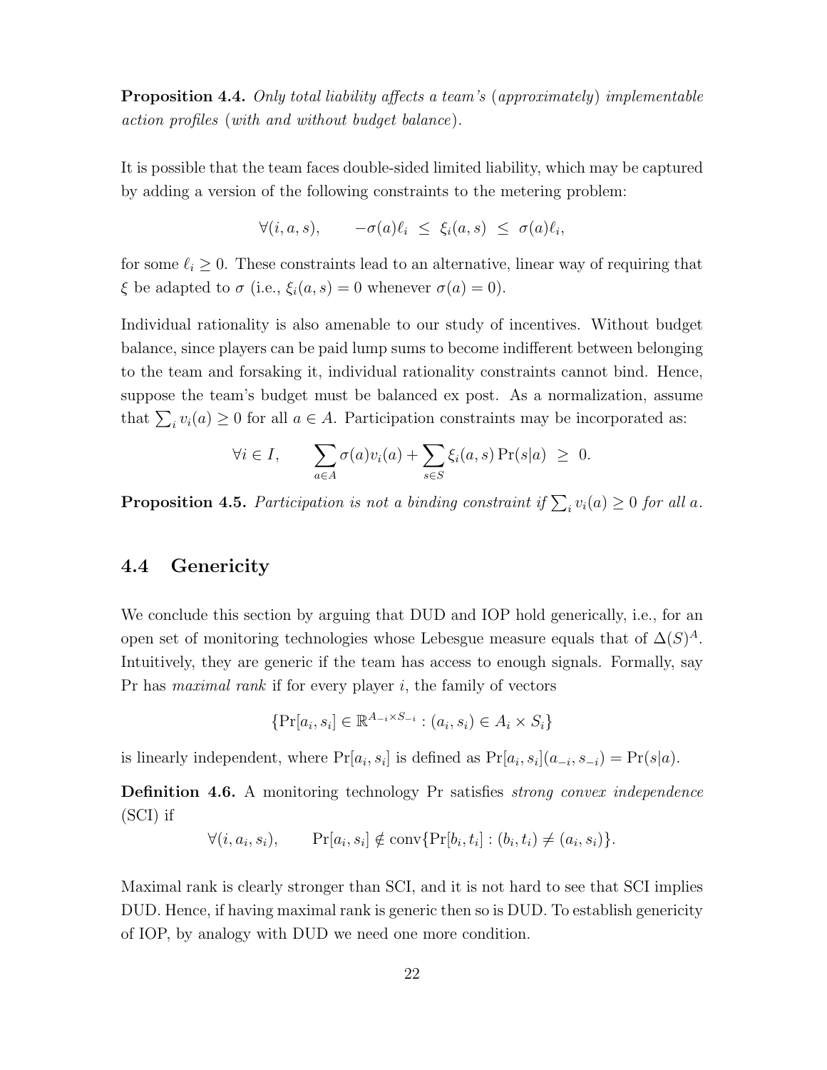**Proposition 4.4.** *Only total liability affects a team's (approximately) implementable action profiles (with and without budget balance).*

It is possible that the team faces double-sided limited liability, which may be captured by adding a version of the following constraints to the metering problem:

$$\forall(i, a, s), \qquad -\sigma(a)\ell_i \;\leq\; \xi_i(a, s) \;\leq\; \sigma(a)\ell_i,$$

for some $\ell_i \geq 0$. These constraints lead to an alternative, linear way of requiring that $\xi$ be adapted to $\sigma$ (i.e., $\xi_i(a, s) = 0$ whenever $\sigma(a) = 0$).

Individual rationality is also amenable to our study of incentives. Without budget balance, since players can be paid lump sums to become indifferent between belonging to the team and forsaking it, individual rationality constraints cannot bind. Hence, suppose the team's budget must be balanced ex post. As a normalization, assume that $\sum_i v_i(a) \geq 0$ for all $a \in A$. Participation constraints may be incorporated as:

$$\forall i \in I, \qquad \sum_{a \in A} \sigma(a) v_i(a) + \sum_{s \in S} \xi_i(a, s) \Pr(s|a) \;\geq\; 0.$$

**Proposition 4.5.** *Participation is not a binding constraint if $\sum_i v_i(a) \geq 0$ for all $a$.*

## 4.4 Genericity

We conclude this section by arguing that DUD and IOP hold generically, i.e., for an open set of monitoring technologies whose Lebesgue measure equals that of $\Delta(S)^A$. Intuitively, they are generic if the team has access to enough signals. Formally, say Pr has *maximal rank* if for every player $i$, the family of vectors

$$\{\Pr[a_i, s_i] \in \mathbb{R}^{A_{-i} \times S_{-i}} : (a_i, s_i) \in A_i \times S_i\}$$

is linearly independent, where $\Pr[a_i, s_i]$ is defined as $\Pr[a_i, s_i](a_{-i}, s_{-i}) = \Pr(s|a)$.

**Definition 4.6.** A monitoring technology Pr satisfies *strong convex independence* (SCI) if

$$\forall(i, a_i, s_i), \qquad \Pr[a_i, s_i] \notin \text{conv}\{\Pr[b_i, t_i] : (b_i, t_i) \neq (a_i, s_i)\}.$$

Maximal rank is clearly stronger than SCI, and it is not hard to see that SCI implies DUD. Hence, if having maximal rank is generic then so is DUD. To establish genericity of IOP, by analogy with DUD we need one more condition.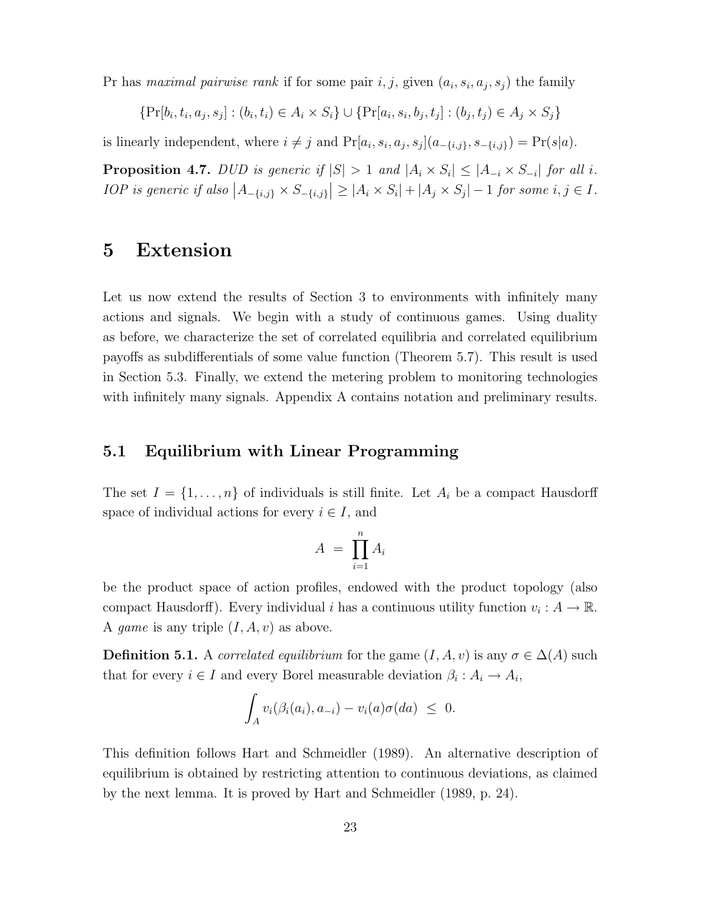Pr has *maximal pairwise rank* if for some pair $i, j$, given $(a_i, s_i, a_j, s_j)$ the family

$$\{\Pr[b_i, t_i, a_j, s_j] : (b_i, t_i) \in A_i \times S_i\} \cup \{\Pr[a_i, s_i, b_j, t_j] : (b_j, t_j) \in A_j \times S_j\}$$

is linearly independent, where $i \neq j$ and $\Pr[a_i, s_i, a_j, s_j](a_{-\{i,j\}}, s_{-\{i,j\}}) = \Pr(s|a)$.

**Proposition 4.7.** *DUD is generic if* $|S| > 1$ *and* $|A_i \times S_i| \leq |A_{-i} \times S_{-i}|$ *for all* $i$. *IOP is generic if also* $\left|A_{-\{i,j\}} \times S_{-\{i,j\}}\right| \geq |A_i \times S_i| + |A_j \times S_j| - 1$ *for some* $i, j \in I$.

# 5 Extension

Let us now extend the results of Section 3 to environments with infinitely many actions and signals. We begin with a study of continuous games. Using duality as before, we characterize the set of correlated equilibria and correlated equilibrium payoffs as subdifferentials of some value function (Theorem 5.7). This result is used in Section 5.3. Finally, we extend the metering problem to monitoring technologies with infinitely many signals. Appendix A contains notation and preliminary results.

## 5.1 Equilibrium with Linear Programming

The set $I = \{1, \ldots, n\}$ of individuals is still finite. Let $A_i$ be a compact Hausdorff space of individual actions for every $i \in I$, and

$$A \; = \; \prod_{i=1}^{n} A_i$$

be the product space of action profiles, endowed with the product topology (also compact Hausdorff). Every individual $i$ has a continuous utility function $v_i : A \to \mathbb{R}$. A *game* is any triple $(I, A, v)$ as above.

**Definition 5.1.** A *correlated equilibrium* for the game $(I, A, v)$ is any $\sigma \in \Delta(A)$ such that for every $i \in I$ and every Borel measurable deviation $\beta_i : A_i \to A_i$,

$$\int_A v_i(\beta_i(a_i), a_{-i}) - v_i(a)\sigma(da) \;\leq\; 0.$$

This definition follows Hart and Schmeidler (1989). An alternative description of equilibrium is obtained by restricting attention to continuous deviations, as claimed by the next lemma. It is proved by Hart and Schmeidler (1989, p. 24).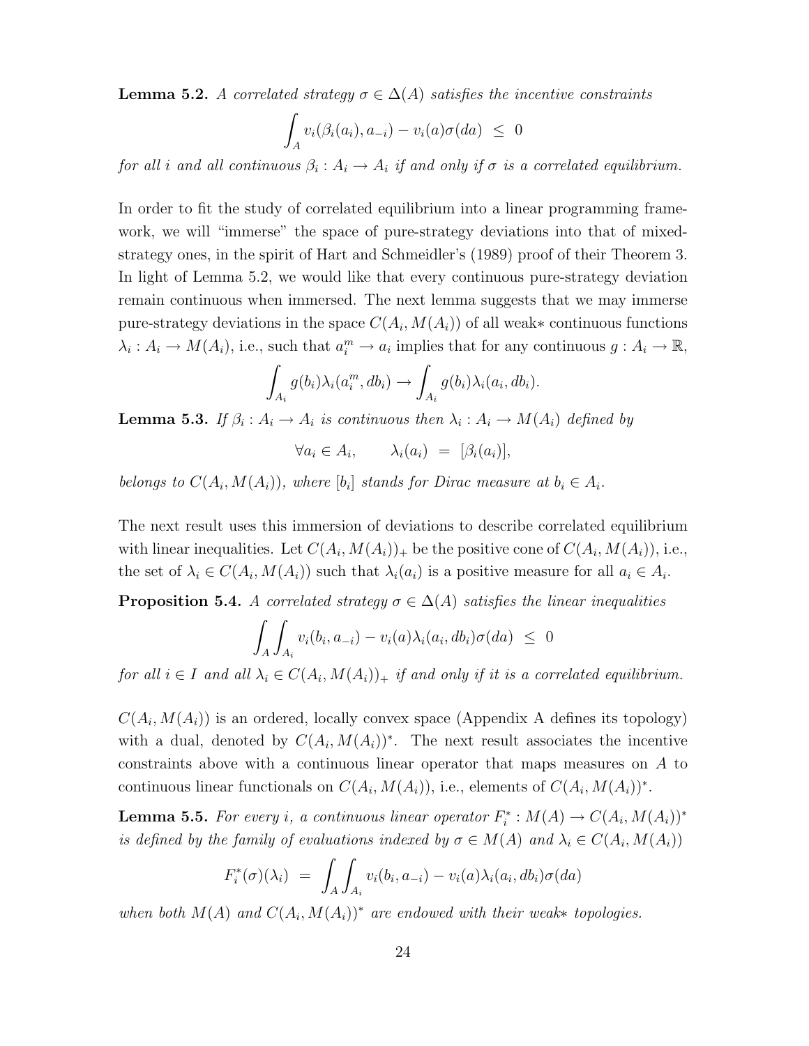**Lemma 5.2.** *A correlated strategy $\sigma \in \Delta(A)$ satisfies the incentive constraints*

$$\int_A v_i(\beta_i(a_i), a_{-i}) - v_i(a)\sigma(da) \ \leq \ 0$$

*for all $i$ and all continuous $\beta_i : A_i \to A_i$ if and only if $\sigma$ is a correlated equilibrium.*

In order to fit the study of correlated equilibrium into a linear programming framework, we will "immerse" the space of pure-strategy deviations into that of mixed-strategy ones, in the spirit of Hart and Schmeidler's (1989) proof of their Theorem 3. In light of Lemma 5.2, we would like that every continuous pure-strategy deviation remain continuous when immersed. The next lemma suggests that we may immerse pure-strategy deviations in the space $C(A_i, M(A_i))$ of all weak$*$ continuous functions $\lambda_i : A_i \to M(A_i)$, i.e., such that $a_i^m \to a_i$ implies that for any continuous $g : A_i \to \mathbb{R}$,

$$\int_{A_i} g(b_i)\lambda_i(a_i^m, db_i) \to \int_{A_i} g(b_i)\lambda_i(a_i, db_i).$$

**Lemma 5.3.** *If $\beta_i : A_i \to A_i$ is continuous then $\lambda_i : A_i \to M(A_i)$ defined by*

$$\forall a_i \in A_i, \qquad \lambda_i(a_i) \ = \ [\beta_i(a_i)],$$

*belongs to $C(A_i, M(A_i))$, where $[b_i]$ stands for Dirac measure at $b_i \in A_i$.*

The next result uses this immersion of deviations to describe correlated equilibrium with linear inequalities. Let $C(A_i, M(A_i))_+$ be the positive cone of $C(A_i, M(A_i))$, i.e., the set of $\lambda_i \in C(A_i, M(A_i))$ such that $\lambda_i(a_i)$ is a positive measure for all $a_i \in A_i$.

**Proposition 5.4.** *A correlated strategy $\sigma \in \Delta(A)$ satisfies the linear inequalities*

$$\int_A \int_{A_i} v_i(b_i, a_{-i}) - v_i(a)\lambda_i(a_i, db_i)\sigma(da) \ \leq \ 0$$

*for all $i \in I$ and all $\lambda_i \in C(A_i, M(A_i))_+$ if and only if it is a correlated equilibrium.*

$C(A_i, M(A_i))$ is an ordered, locally convex space (Appendix A defines its topology) with a dual, denoted by $C(A_i, M(A_i))^*$. The next result associates the incentive constraints above with a continuous linear operator that maps measures on $A$ to continuous linear functionals on $C(A_i, M(A_i))$, i.e., elements of $C(A_i, M(A_i))^*$.

**Lemma 5.5.** *For every $i$, a continuous linear operator $F_i^* : M(A) \to C(A_i, M(A_i))^*$ is defined by the family of evaluations indexed by $\sigma \in M(A)$ and $\lambda_i \in C(A_i, M(A_i))$*

$$F_i^*(\sigma)(\lambda_i) \ = \ \int_A \int_{A_i} v_i(b_i, a_{-i}) - v_i(a)\lambda_i(a_i, db_i)\sigma(da)$$

*when both $M(A)$ and $C(A_i, M(A_i))^*$ are endowed with their weak$*$ topologies.*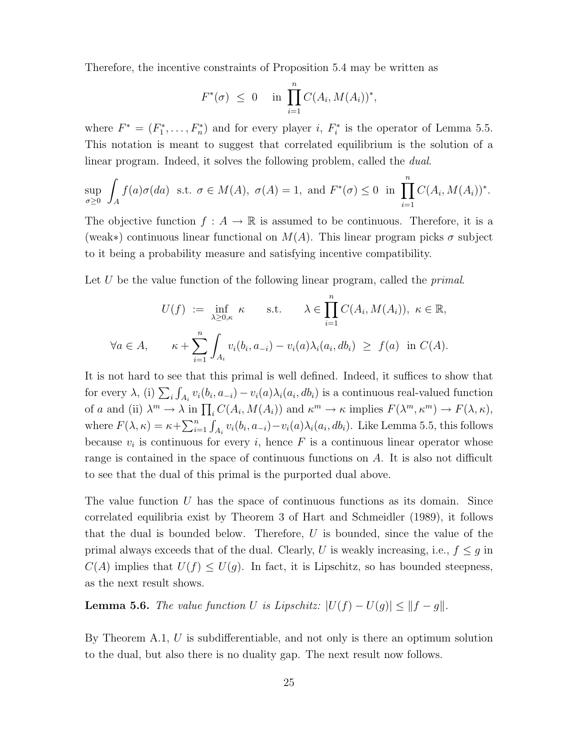Therefore, the incentive constraints of Proposition 5.4 may be written as

$$F^*(\sigma) \;\leq\; 0 \quad \text{ in } \prod_{i=1}^n C(A_i, M(A_i))^*,$$

where $F^* = (F_1^*, \ldots, F_n^*)$ and for every player $i$, $F_i^*$ is the operator of Lemma 5.5. This notation is meant to suggest that correlated equilibrium is the solution of a linear program. Indeed, it solves the following problem, called the *dual*.

$$\sup_{\sigma \geq 0} \int_A f(a)\sigma(da) \;\text{ s.t. }\; \sigma \in M(A),\; \sigma(A) = 1, \;\text{ and }\; F^*(\sigma) \leq 0 \;\text{ in }\; \prod_{i=1}^n C(A_i, M(A_i))^*.$$

The objective function $f : A \to \mathbb{R}$ is assumed to be continuous. Therefore, it is a (weak∗) continuous linear functional on $M(A)$. This linear program picks $\sigma$ subject to it being a probability measure and satisfying incentive compatibility.

Let $U$ be the value function of the following linear program, called the *primal*.

$$U(f) \;:=\; \inf_{\lambda \geq 0, \kappa} \;\kappa \qquad \text{s.t.} \qquad \lambda \in \prod_{i=1}^n C(A_i, M(A_i)),\; \kappa \in \mathbb{R},$$

$$\forall a \in A, \qquad \kappa + \sum_{i=1}^n \int_{A_i} v_i(b_i, a_{-i}) - v_i(a)\lambda_i(a_i, db_i) \;\geq\; f(a) \;\text{ in }\; C(A).$$

It is not hard to see that this primal is well defined. Indeed, it suffices to show that for every $\lambda$, (i) $\sum_i \int_{A_i} v_i(b_i, a_{-i}) - v_i(a)\lambda_i(a_i, db_i)$ is a continuous real-valued function of $a$ and (ii) $\lambda^m \to \lambda$ in $\prod_i C(A_i, M(A_i))$ and $\kappa^m \to \kappa$ implies $F(\lambda^m, \kappa^m) \to F(\lambda, \kappa)$, where $F(\lambda, \kappa) = \kappa + \sum_{i=1}^n \int_{A_i} v_i(b_i, a_{-i}) - v_i(a)\lambda_i(a_i, db_i)$. Like Lemma 5.5, this follows because $v_i$ is continuous for every $i$, hence $F$ is a continuous linear operator whose range is contained in the space of continuous functions on $A$. It is also not difficult to see that the dual of this primal is the purported dual above.

The value function $U$ has the space of continuous functions as its domain. Since correlated equilibria exist by Theorem 3 of Hart and Schmeidler (1989), it follows that the dual is bounded below. Therefore, $U$ is bounded, since the value of the primal always exceeds that of the dual. Clearly, $U$ is weakly increasing, i.e., $f \leq g$ in $C(A)$ implies that $U(f) \leq U(g)$. In fact, it is Lipschitz, so has bounded steepness, as the next result shows.

**Lemma 5.6.** *The value function $U$ is Lipschitz: $|U(f) - U(g)| \leq \|f - g\|$.*

By Theorem A.1, $U$ is subdifferentiable, and not only is there an optimum solution to the dual, but also there is no duality gap. The next result now follows.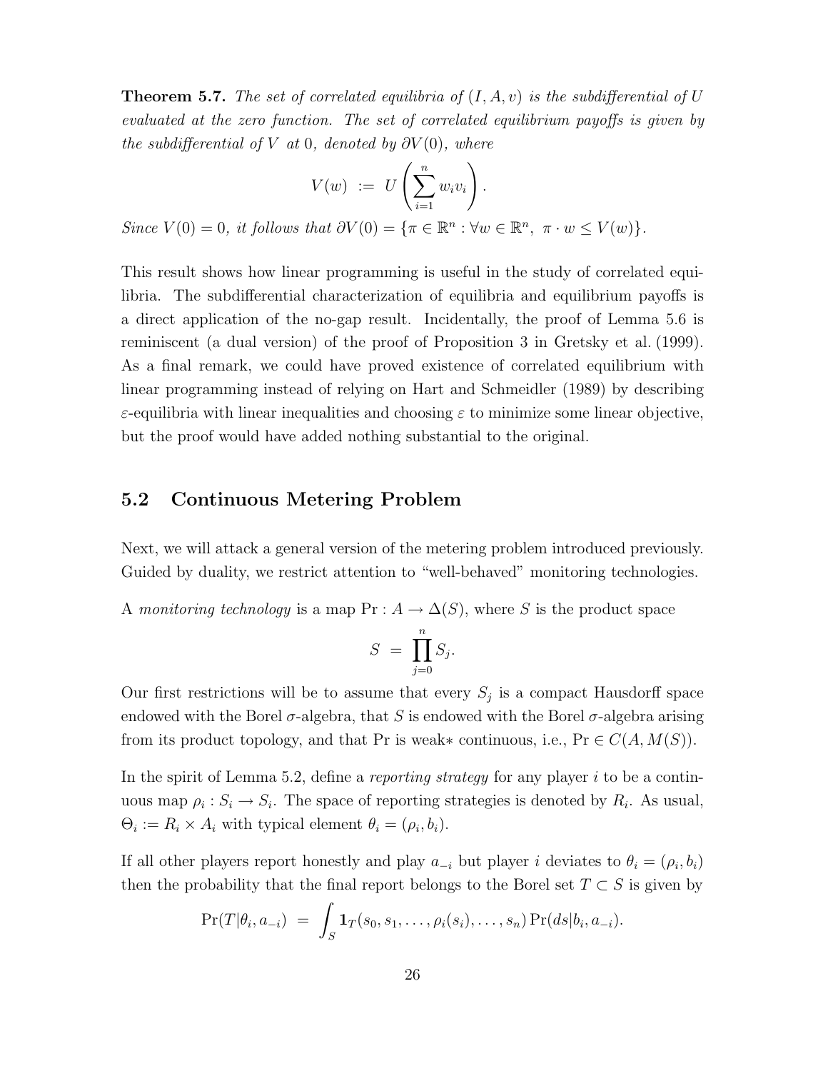**Theorem 5.7.** *The set of correlated equilibria of $(I, A, v)$ is the subdifferential of $U$ evaluated at the zero function. The set of correlated equilibrium payoffs is given by the subdifferential of $V$ at 0, denoted by $\partial V(0)$, where*

$$V(w) \;:=\; U\left(\sum_{i=1}^{n} w_i v_i\right).$$

*Since $V(0) = 0$, it follows that $\partial V(0) = \{\pi \in \mathbb{R}^n : \forall w \in \mathbb{R}^n,\ \pi \cdot w \leq V(w)\}$.*

This result shows how linear programming is useful in the study of correlated equilibria. The subdifferential characterization of equilibria and equilibrium payoffs is a direct application of the no-gap result. Incidentally, the proof of Lemma 5.6 is reminiscent (a dual version) of the proof of Proposition 3 in Gretsky et al. (1999). As a final remark, we could have proved existence of correlated equilibrium with linear programming instead of relying on Hart and Schmeidler (1989) by describing $\varepsilon$-equilibria with linear inequalities and choosing $\varepsilon$ to minimize some linear objective, but the proof would have added nothing substantial to the original.

## 5.2 Continuous Metering Problem

Next, we will attack a general version of the metering problem introduced previously. Guided by duality, we restrict attention to "well-behaved" monitoring technologies.

A *monitoring technology* is a map $\Pr : A \to \Delta(S)$, where $S$ is the product space

$$S \;=\; \prod_{j=0}^{n} S_j.$$

Our first restrictions will be to assume that every $S_j$ is a compact Hausdorff space endowed with the Borel $\sigma$-algebra, that $S$ is endowed with the Borel $\sigma$-algebra arising from its product topology, and that Pr is weak$*$ continuous, i.e., $\Pr \in C(A, M(S))$.

In the spirit of Lemma 5.2, define a *reporting strategy* for any player $i$ to be a continuous map $\rho_i : S_i \to S_i$. The space of reporting strategies is denoted by $R_i$. As usual, $\Theta_i := R_i \times A_i$ with typical element $\theta_i = (\rho_i, b_i)$.

If all other players report honestly and play $a_{-i}$ but player $i$ deviates to $\theta_i = (\rho_i, b_i)$ then the probability that the final report belongs to the Borel set $T \subset S$ is given by

$$\Pr(T|\theta_i, a_{-i}) \;=\; \int_S \mathbf{1}_T(s_0, s_1, \ldots, \rho_i(s_i), \ldots, s_n) \Pr(ds|b_i, a_{-i}).$$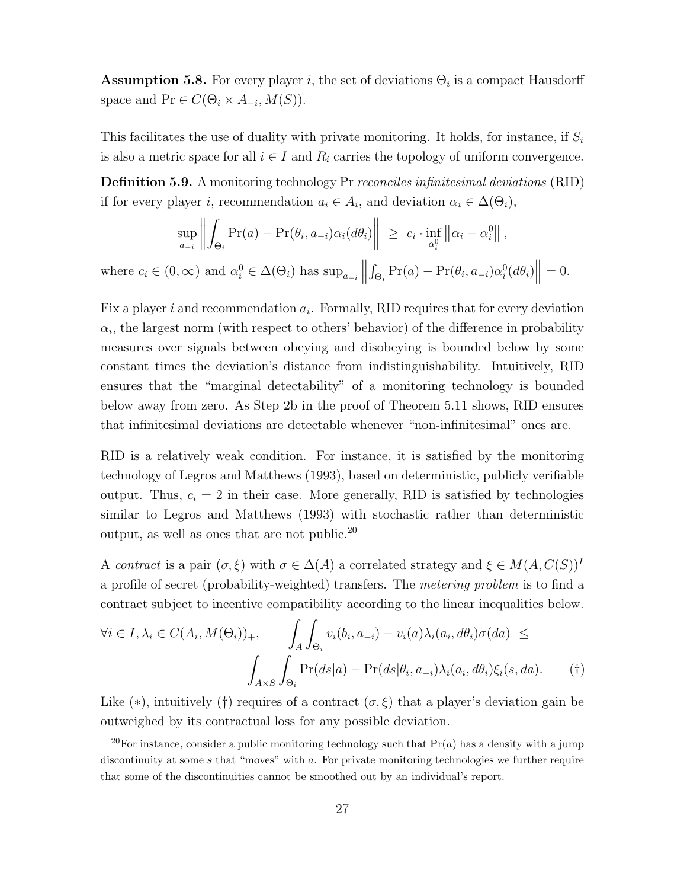**Assumption 5.8.** For every player $i$, the set of deviations $\Theta_i$ is a compact Hausdorff space and $\Pr \in C(\Theta_i \times A_{-i}, M(S))$.

This facilitates the use of duality with private monitoring. It holds, for instance, if $S_i$ is also a metric space for all $i \in I$ and $R_i$ carries the topology of uniform convergence.

**Definition 5.9.** A monitoring technology Pr *reconciles infinitesimal deviations* (RID) if for every player $i$, recommendation $a_i \in A_i$, and deviation $\alpha_i \in \Delta(\Theta_i)$,

$$\sup_{a_{-i}} \left\| \int_{\Theta_i} \Pr(a) - \Pr(\theta_i, a_{-i}) \alpha_i(d\theta_i) \right\| \ \geq \ c_i \cdot \inf_{\alpha_i^0} \left\| \alpha_i - \alpha_i^0 \right\|,$$

where $c_i \in (0, \infty)$ and $\alpha_i^0 \in \Delta(\Theta_i)$ has $\sup_{a_{-i}} \left\| \int_{\Theta_i} \Pr(a) - \Pr(\theta_i, a_{-i}) \alpha_i^0(d\theta_i) \right\| = 0$.

Fix a player $i$ and recommendation $a_i$. Formally, RID requires that for every deviation $\alpha_i$, the largest norm (with respect to others' behavior) of the difference in probability measures over signals between obeying and disobeying is bounded below by some constant times the deviation's distance from indistinguishability. Intuitively, RID ensures that the "marginal detectability" of a monitoring technology is bounded below away from zero. As Step 2b in the proof of Theorem 5.11 shows, RID ensures that infinitesimal deviations are detectable whenever "non-infinitesimal" ones are.

RID is a relatively weak condition. For instance, it is satisfied by the monitoring technology of Legros and Matthews (1993), based on deterministic, publicly verifiable output. Thus, $c_i = 2$ in their case. More generally, RID is satisfied by technologies similar to Legros and Matthews (1993) with stochastic rather than deterministic output, as well as ones that are not public.[20]

A *contract* is a pair $(\sigma, \xi)$ with $\sigma \in \Delta(A)$ a correlated strategy and $\xi \in M(A, C(S))^I$ a profile of secret (probability-weighted) transfers. The *metering problem* is to find a contract subject to incentive compatibility according to the linear inequalities below.

$$\forall i \in I, \lambda_i \in C(A_i, M(\Theta_i))_+, \qquad \int_A \int_{\Theta_i} v_i(b_i, a_{-i}) - v_i(a) \lambda_i(a_i, d\theta_i) \sigma(da) \ \leq$$
$$\int_{A \times S} \int_{\Theta_i} \Pr(ds|a) - \Pr(ds|\theta_i, a_{-i}) \lambda_i(a_i, d\theta_i) \xi_i(s, da). \qquad (\dagger)$$

Like $(*)$, intuitively $(\dagger)$ requires of a contract $(\sigma, \xi)$ that a player's deviation gain be outweighed by its contractual loss for any possible deviation.

[20]For instance, consider a public monitoring technology such that $\Pr(a)$ has a density with a jump discontinuity at some $s$ that "moves" with $a$. For private monitoring technologies we further require that some of the discontinuities cannot be smoothed out by an individual's report.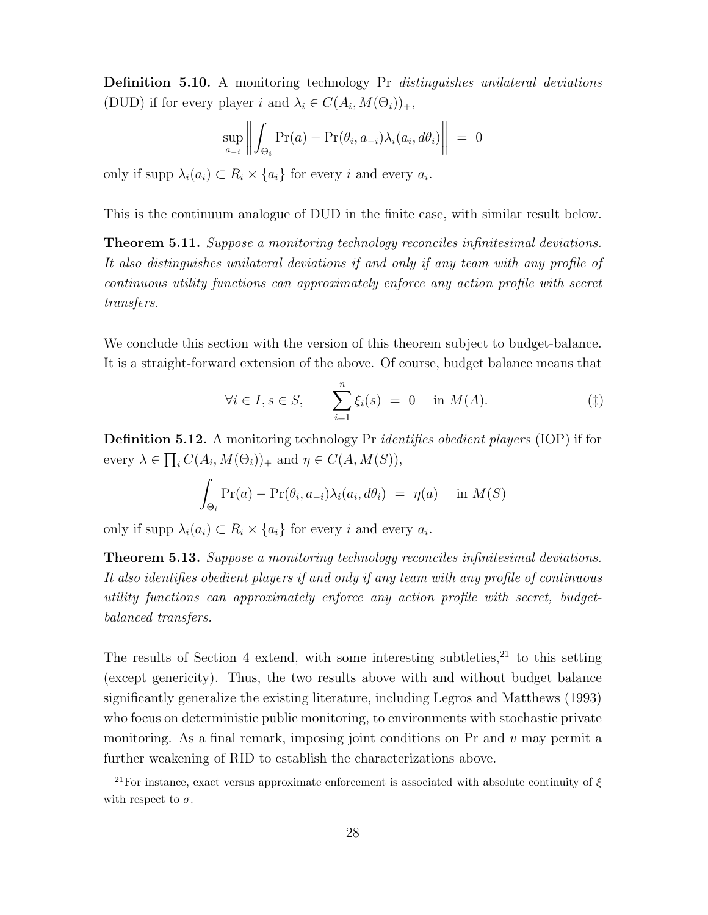**Definition 5.10.** A monitoring technology Pr *distinguishes unilateral deviations* (DUD) if for every player $i$ and $\lambda_i \in C(A_i, M(\Theta_i))_+$,

$$\sup_{a_{-i}} \left\| \int_{\Theta_i} \Pr(a) - \Pr(\theta_i, a_{-i}) \lambda_i(a_i, d\theta_i) \right\| \; = \; 0$$

only if $\operatorname{supp} \lambda_i(a_i) \subset R_i \times \{a_i\}$ for every $i$ and every $a_i$.

This is the continuum analogue of DUD in the finite case, with similar result below.

**Theorem 5.11.** *Suppose a monitoring technology reconciles infinitesimal deviations. It also distinguishes unilateral deviations if and only if any team with any profile of continuous utility functions can approximately enforce any action profile with secret transfers.*

We conclude this section with the version of this theorem subject to budget-balance. It is a straight-forward extension of the above. Of course, budget balance means that

$$\forall i \in I, s \in S, \qquad \sum_{i=1}^{n} \xi_i(s) \; = \; 0 \quad \text{ in } M(A). \tag{‡}$$

**Definition 5.12.** A monitoring technology Pr *identifies obedient players* (IOP) if for every $\lambda \in \prod_i C(A_i, M(\Theta_i))_+$ and $\eta \in C(A, M(S))$,

$$\int_{\Theta_i} \Pr(a) - \Pr(\theta_i, a_{-i}) \lambda_i(a_i, d\theta_i) \; = \; \eta(a) \quad \text{ in } M(S)$$

only if $\operatorname{supp} \lambda_i(a_i) \subset R_i \times \{a_i\}$ for every $i$ and every $a_i$.

**Theorem 5.13.** *Suppose a monitoring technology reconciles infinitesimal deviations. It also identifies obedient players if and only if any team with any profile of continuous utility functions can approximately enforce any action profile with secret, budget-balanced transfers.*

The results of Section 4 extend, with some interesting subtleties,[21] to this setting (except genericity). Thus, the two results above with and without budget balance significantly generalize the existing literature, including Legros and Matthews (1993) who focus on deterministic public monitoring, to environments with stochastic private monitoring. As a final remark, imposing joint conditions on Pr and $v$ may permit a further weakening of RID to establish the characterizations above.

[21] For instance, exact versus approximate enforcement is associated with absolute continuity of $\xi$ with respect to $\sigma$.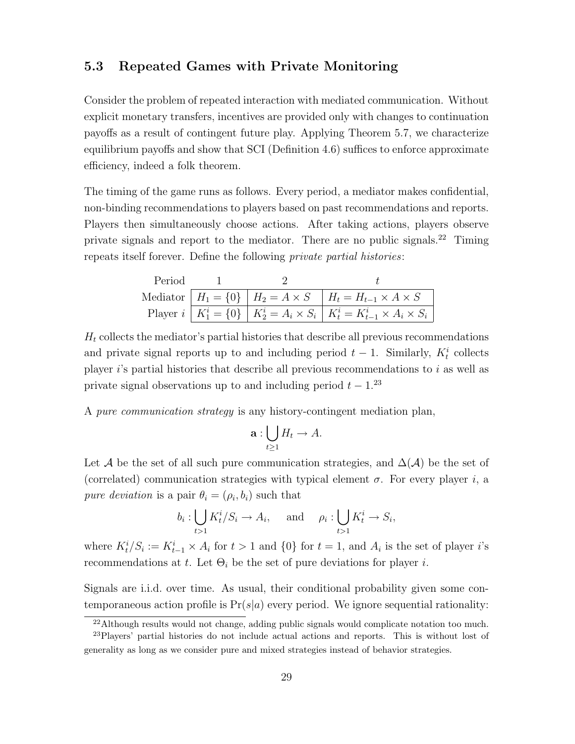### 5.3 Repeated Games with Private Monitoring

Consider the problem of repeated interaction with mediated communication. Without explicit monetary transfers, incentives are provided only with changes to continuation payoffs as a result of contingent future play. Applying Theorem 5.7, we characterize equilibrium payoffs and show that SCI (Definition 4.6) suffices to enforce approximate efficiency, indeed a folk theorem.

The timing of the game runs as follows. Every period, a mediator makes confidential, non-binding recommendations to players based on past recommendations and reports. Players then simultaneously choose actions. After taking actions, players observe private signals and report to the mediator. There are no public signals.[22] Timing repeats itself forever. Define the following *private partial histories*:

| Period | 1 | 2 | $t$ |
|---|---|---|---|
| Mediator | $H_1 = \{0\}$ | $H_2 = A \times S$ | $H_t = H_{t-1} \times A \times S$ |
| Player $i$ | $K_1^i = \{0\}$ | $K_2^i = A_i \times S_i$ | $K_t^i = K_{t-1}^i \times A_i \times S_i$ |

$H_t$ collects the mediator's partial histories that describe all previous recommendations and private signal reports up to and including period $t-1$. Similarly, $K_t^i$ collects player $i$'s partial histories that describe all previous recommendations to $i$ as well as private signal observations up to and including period $t-1$.[23]

A *pure communication strategy* is any history-contingent mediation plan,

$$\mathbf{a} : \bigcup_{t \geq 1} H_t \to A.$$

Let $\mathcal{A}$ be the set of all such pure communication strategies, and $\Delta(\mathcal{A})$ be the set of (correlated) communication strategies with typical element $\sigma$. For every player $i$, a *pure deviation* is a pair $\theta_i = (\rho_i, b_i)$ such that

$$b_i : \bigcup_{t>1} K_t^i / S_i \to A_i, \quad \text{and} \quad \rho_i : \bigcup_{t>1} K_t^i \to S_i,$$

where $K_t^i / S_i := K_{t-1}^i \times A_i$ for $t > 1$ and $\{0\}$ for $t = 1$, and $A_i$ is the set of player $i$'s recommendations at $t$. Let $\Theta_i$ be the set of pure deviations for player $i$.

Signals are i.i.d. over time. As usual, their conditional probability given some contemporaneous action profile is $\Pr(s|a)$ every period. We ignore sequential rationality:

[22] Although results would not change, adding public signals would complicate notation too much.

[23] Players' partial histories do not include actual actions and reports. This is without lost of generality as long as we consider pure and mixed strategies instead of behavior strategies.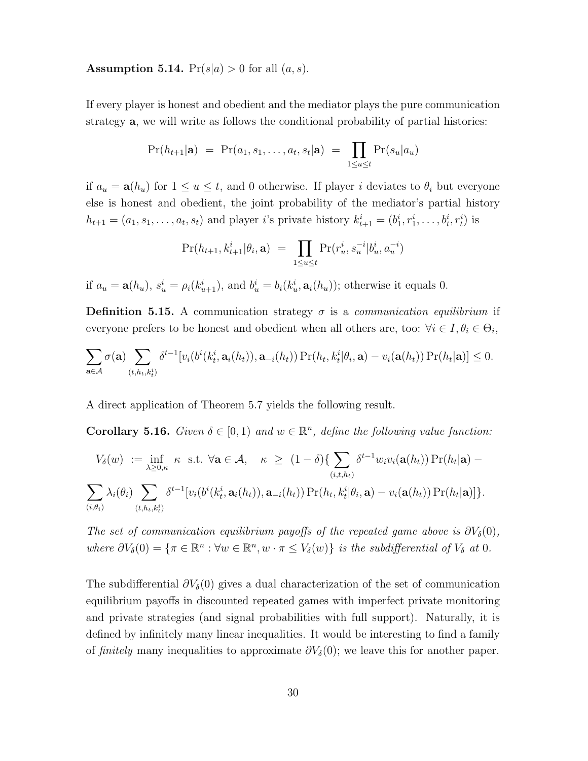**Assumption 5.14.** $\Pr(s|a) > 0$ for all $(a, s)$.

If every player is honest and obedient and the mediator plays the pure communication strategy $\mathbf{a}$, we will write as follows the conditional probability of partial histories:

$$\Pr(h_{t+1}|\mathbf{a}) \;=\; \Pr(a_1, s_1, \ldots, a_t, s_t|\mathbf{a}) \;=\; \prod_{1 \leq u \leq t} \Pr(s_u|a_u)$$

if $a_u = \mathbf{a}(h_u)$ for $1 \leq u \leq t$, and 0 otherwise. If player $i$ deviates to $\theta_i$ but everyone else is honest and obedient, the joint probability of the mediator's partial history $h_{t+1} = (a_1, s_1, \ldots, a_t, s_t)$ and player $i$'s private history $k_{t+1}^i = (b_1^i, r_1^i, \ldots, b_t^i, r_t^i)$ is

$$\Pr(h_{t+1}, k_{t+1}^i|\theta_i, \mathbf{a}) \;=\; \prod_{1 \leq u \leq t} \Pr(r_u^i, s_u^{-i}|b_u^i, a_u^{-i})$$

if $a_u = \mathbf{a}(h_u)$, $s_u^i = \rho_i(k_{u+1}^i)$, and $b_u^i = b_i(k_u^i, \mathbf{a}_i(h_u))$; otherwise it equals 0.

**Definition 5.15.** A communication strategy $\sigma$ is a *communication equilibrium* if everyone prefers to be honest and obedient when all others are, too: $\forall i \in I, \theta_i \in \Theta_i$,

$$\sum_{\mathbf{a} \in \mathcal{A}} \sigma(\mathbf{a}) \sum_{(t, h_t, k_t^i)} \delta^{t-1}[v_i(b^i(k_t^i, \mathbf{a}_i(h_t)), \mathbf{a}_{-i}(h_t)) \Pr(h_t, k_t^i|\theta_i, \mathbf{a}) - v_i(\mathbf{a}(h_t)) \Pr(h_t|\mathbf{a})] \leq 0.$$

A direct application of Theorem 5.7 yields the following result.

**Corollary 5.16.** *Given $\delta \in [0, 1)$ and $w \in \mathbb{R}^n$, define the following value function:*

$$V_\delta(w) \;:=\; \inf_{\lambda \geq 0, \kappa} \; \kappa \;\text{ s.t. } \forall \mathbf{a} \in \mathcal{A}, \quad \kappa \;\geq\; (1-\delta)\{\sum_{(i,t,h_t)} \delta^{t-1} w_i v_i(\mathbf{a}(h_t)) \Pr(h_t|\mathbf{a}) -$$
$$\sum_{(i,\theta_i)} \lambda_i(\theta_i) \sum_{(t, h_t, k_t^i)} \delta^{t-1}[v_i(b^i(k_t^i, \mathbf{a}_i(h_t)), \mathbf{a}_{-i}(h_t)) \Pr(h_t, k_t^i|\theta_i, \mathbf{a}) - v_i(\mathbf{a}(h_t)) \Pr(h_t|\mathbf{a})]\}.$$

*The set of communication equilibrium payoffs of the repeated game above is $\partial V_\delta(0)$, where $\partial V_\delta(0) = \{\pi \in \mathbb{R}^n : \forall w \in \mathbb{R}^n, w \cdot \pi \leq V_\delta(w)\}$ is the subdifferential of $V_\delta$ at 0.*

The subdifferential $\partial V_\delta(0)$ gives a dual characterization of the set of communication equilibrium payoffs in discounted repeated games with imperfect private monitoring and private strategies (and signal probabilities with full support). Naturally, it is defined by infinitely many linear inequalities. It would be interesting to find a family of *finitely* many inequalities to approximate $\partial V_\delta(0)$; we leave this for another paper.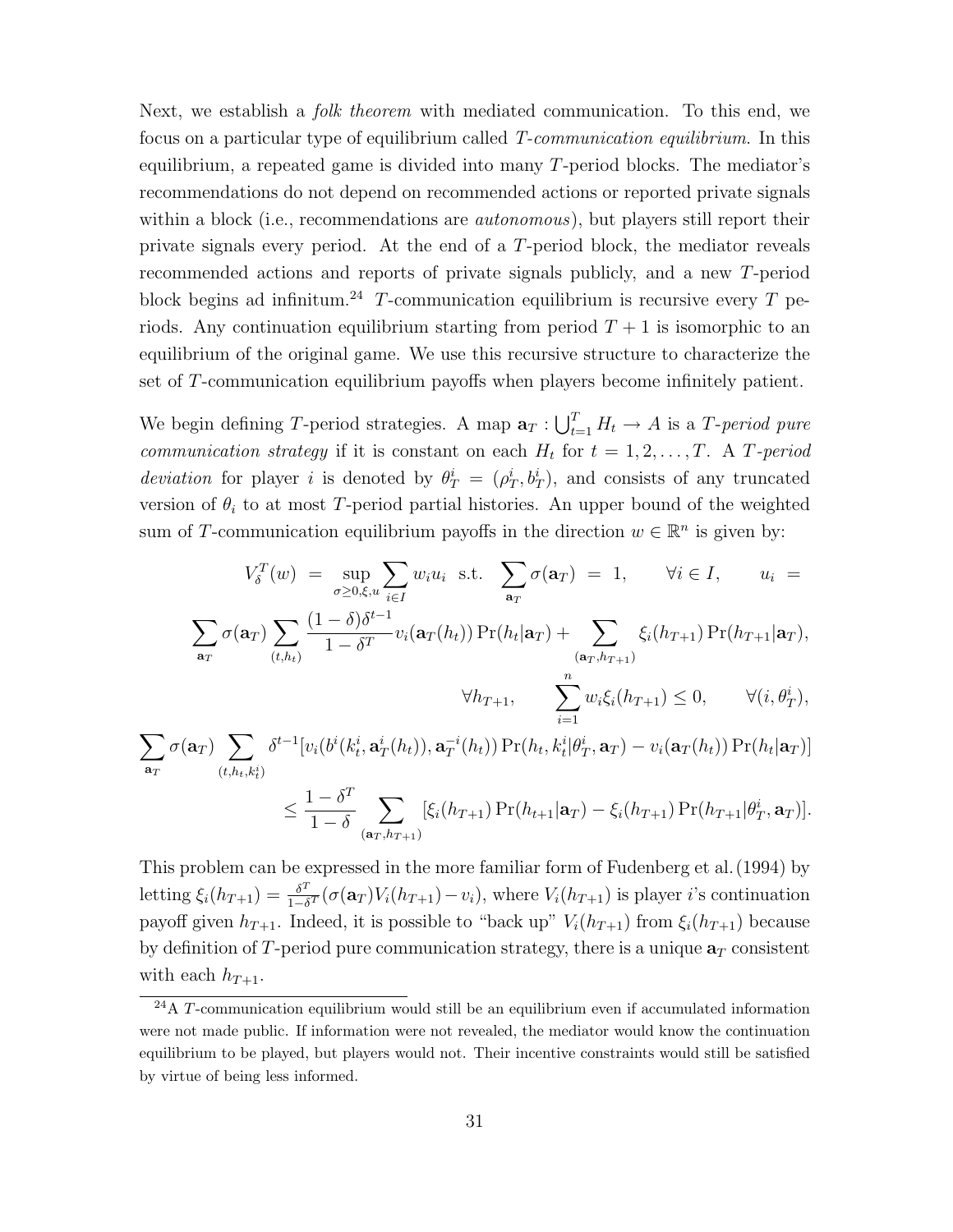Next, we establish a *folk theorem* with mediated communication. To this end, we focus on a particular type of equilibrium called *T-communication equilibrium*. In this equilibrium, a repeated game is divided into many $T$-period blocks. The mediator's recommendations do not depend on recommended actions or reported private signals within a block (i.e., recommendations are *autonomous*), but players still report their private signals every period. At the end of a $T$-period block, the mediator reveals recommended actions and reports of private signals publicly, and a new $T$-period block begins ad infinitum.[24] $T$-communication equilibrium is recursive every $T$ periods. Any continuation equilibrium starting from period $T+1$ is isomorphic to an equilibrium of the original game. We use this recursive structure to characterize the set of $T$-communication equilibrium payoffs when players become infinitely patient.

We begin defining $T$-period strategies. A map $\mathbf{a}_T : \bigcup_{t=1}^{T} H_t \to A$ is a *$T$-period pure communication strategy* if it is constant on each $H_t$ for $t = 1, 2, \ldots, T$. A *$T$-period deviation* for player $i$ is denoted by $\theta_T^i = (\rho_T^i, b_T^i)$, and consists of any truncated version of $\theta_i$ to at most $T$-period partial histories. An upper bound of the weighted sum of $T$-communication equilibrium payoffs in the direction $w \in \mathbb{R}^n$ is given by:

$$
V_\delta^T(w) \;=\; \sup_{\sigma \geq 0, \xi, u} \sum_{i \in I} w_i u_i \;\;\text{s.t.}\;\; \sum_{\mathbf{a}_T} \sigma(\mathbf{a}_T) \;=\; 1, \qquad \forall i \in I, \qquad u_i \;=
$$

$$
\sum_{\mathbf{a}_T} \sigma(\mathbf{a}_T) \sum_{(t,h_t)} \frac{(1-\delta)\delta^{t-1}}{1-\delta^T} v_i(\mathbf{a}_T(h_t)) \Pr(h_t|\mathbf{a}_T) + \sum_{(\mathbf{a}_T, h_{T+1})} \xi_i(h_{T+1}) \Pr(h_{T+1}|\mathbf{a}_T),
$$

$$
\forall h_{T+1}, \qquad \sum_{i=1}^{n} w_i \xi_i(h_{T+1}) \leq 0, \qquad \forall (i, \theta_T^i),
$$

$$
\sum_{\mathbf{a}_T} \sigma(\mathbf{a}_T) \sum_{(t,h_t,k_t^i)} \delta^{t-1} [v_i(b^i(k_t^i, \mathbf{a}_T^i(h_t)), \mathbf{a}_T^{-i}(h_t)) \Pr(h_t, k_t^i|\theta_T^i, \mathbf{a}_T) - v_i(\mathbf{a}_T(h_t)) \Pr(h_t|\mathbf{a}_T)]
$$

$$
\leq \frac{1-\delta^T}{1-\delta} \sum_{(\mathbf{a}_T, h_{T+1})} [\xi_i(h_{T+1}) \Pr(h_{t+1}|\mathbf{a}_T) - \xi_i(h_{T+1}) \Pr(h_{T+1}|\theta_T^i, \mathbf{a}_T)].
$$

This problem can be expressed in the more familiar form of Fudenberg et al. (1994) by letting $\xi_i(h_{T+1}) = \frac{\delta^T}{1-\delta^T}(\sigma(\mathbf{a}_T) V_i(h_{T+1}) - v_i)$, where $V_i(h_{T+1})$ is player $i$'s continuation payoff given $h_{T+1}$. Indeed, it is possible to "back up" $V_i(h_{T+1})$ from $\xi_i(h_{T+1})$ because by definition of $T$-period pure communication strategy, there is a unique $\mathbf{a}_T$ consistent with each $h_{T+1}$.

[24] A $T$-communication equilibrium would still be an equilibrium even if accumulated information were not made public. If information were not revealed, the mediator would know the continuation equilibrium to be played, but players would not. Their incentive constraints would still be satisfied by virtue of being less informed.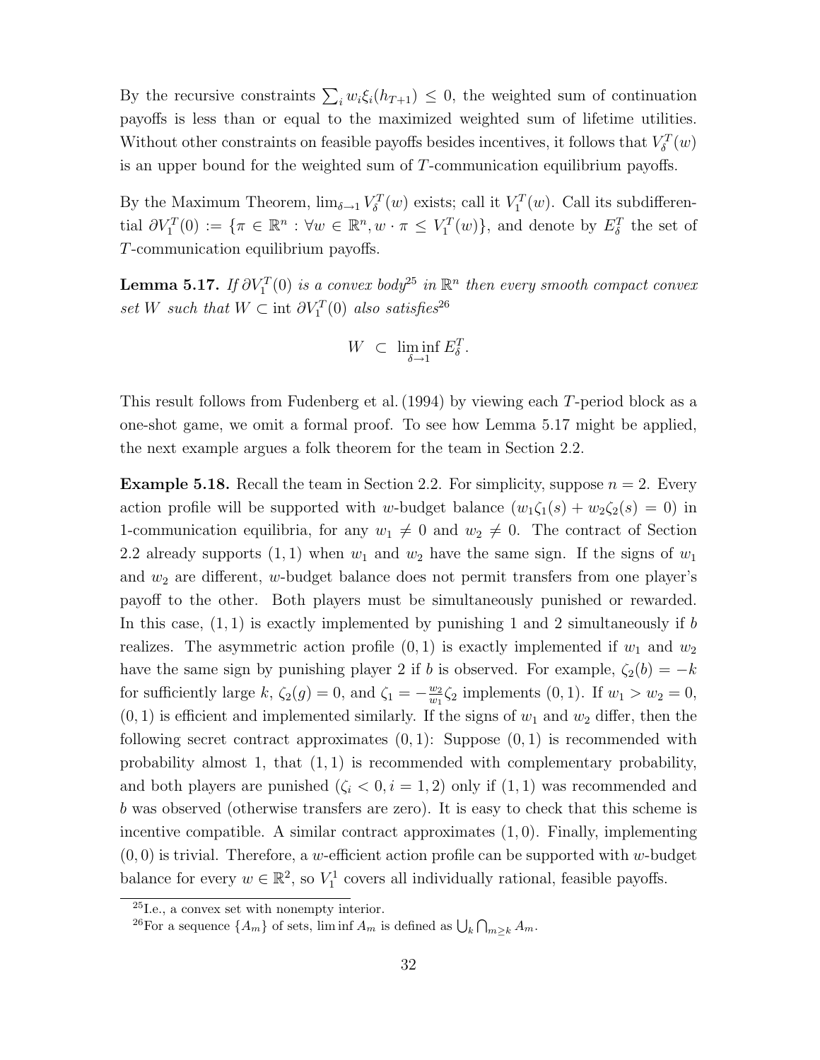By the recursive constraints $\sum_i w_i \xi_i(h_{T+1}) \leq 0$, the weighted sum of continuation payoffs is less than or equal to the maximized weighted sum of lifetime utilities. Without other constraints on feasible payoffs besides incentives, it follows that $V_\delta^T(w)$ is an upper bound for the weighted sum of $T$-communication equilibrium payoffs.

By the Maximum Theorem, $\lim_{\delta \to 1} V_\delta^T(w)$ exists; call it $V_1^T(w)$. Call its subdifferential $\partial V_1^T(0) := \{\pi \in \mathbb{R}^n : \forall w \in \mathbb{R}^n, w \cdot \pi \leq V_1^T(w)\}$, and denote by $E_\delta^T$ the set of $T$-communication equilibrium payoffs.

**Lemma 5.17.** *If $\partial V_1^T(0)$ is a convex body*[25] *in $\mathbb{R}^n$ then every smooth compact convex set $W$ such that $W \subset \operatorname{int} \partial V_1^T(0)$ also satisfies*[26]

$$W \subset \liminf_{\delta \to 1} E_\delta^T.$$

This result follows from Fudenberg et al. (1994) by viewing each $T$-period block as a one-shot game, we omit a formal proof. To see how Lemma 5.17 might be applied, the next example argues a folk theorem for the team in Section 2.2.

**Example 5.18.** Recall the team in Section 2.2. For simplicity, suppose $n = 2$. Every action profile will be supported with $w$-budget balance ($w_1 \zeta_1(s) + w_2 \zeta_2(s) = 0$) in 1-communication equilibria, for any $w_1 \neq 0$ and $w_2 \neq 0$. The contract of Section 2.2 already supports $(1, 1)$ when $w_1$ and $w_2$ have the same sign. If the signs of $w_1$ and $w_2$ are different, $w$-budget balance does not permit transfers from one player's payoff to the other. Both players must be simultaneously punished or rewarded. In this case, $(1, 1)$ is exactly implemented by punishing 1 and 2 simultaneously if $b$ realizes. The asymmetric action profile $(0, 1)$ is exactly implemented if $w_1$ and $w_2$ have the same sign by punishing player 2 if $b$ is observed. For example, $\zeta_2(b) = -k$ for sufficiently large $k$, $\zeta_2(g) = 0$, and $\zeta_1 = -\frac{w_2}{w_1}\zeta_2$ implements $(0, 1)$. If $w_1 > w_2 = 0$, $(0, 1)$ is efficient and implemented similarly. If the signs of $w_1$ and $w_2$ differ, then the following secret contract approximates $(0, 1)$: Suppose $(0, 1)$ is recommended with probability almost 1, that $(1, 1)$ is recommended with complementary probability, and both players are punished ($\zeta_i < 0, i = 1, 2$) only if $(1, 1)$ was recommended and $b$ was observed (otherwise transfers are zero). It is easy to check that this scheme is incentive compatible. A similar contract approximates $(1, 0)$. Finally, implementing $(0, 0)$ is trivial. Therefore, a $w$-efficient action profile can be supported with $w$-budget balance for every $w \in \mathbb{R}^2$, so $V_1^1$ covers all individually rational, feasible payoffs.

---

[25] I.e., a convex set with nonempty interior.

[26] For a sequence $\{A_m\}$ of sets, $\liminf A_m$ is defined as $\bigcup_k \bigcap_{m \geq k} A_m$.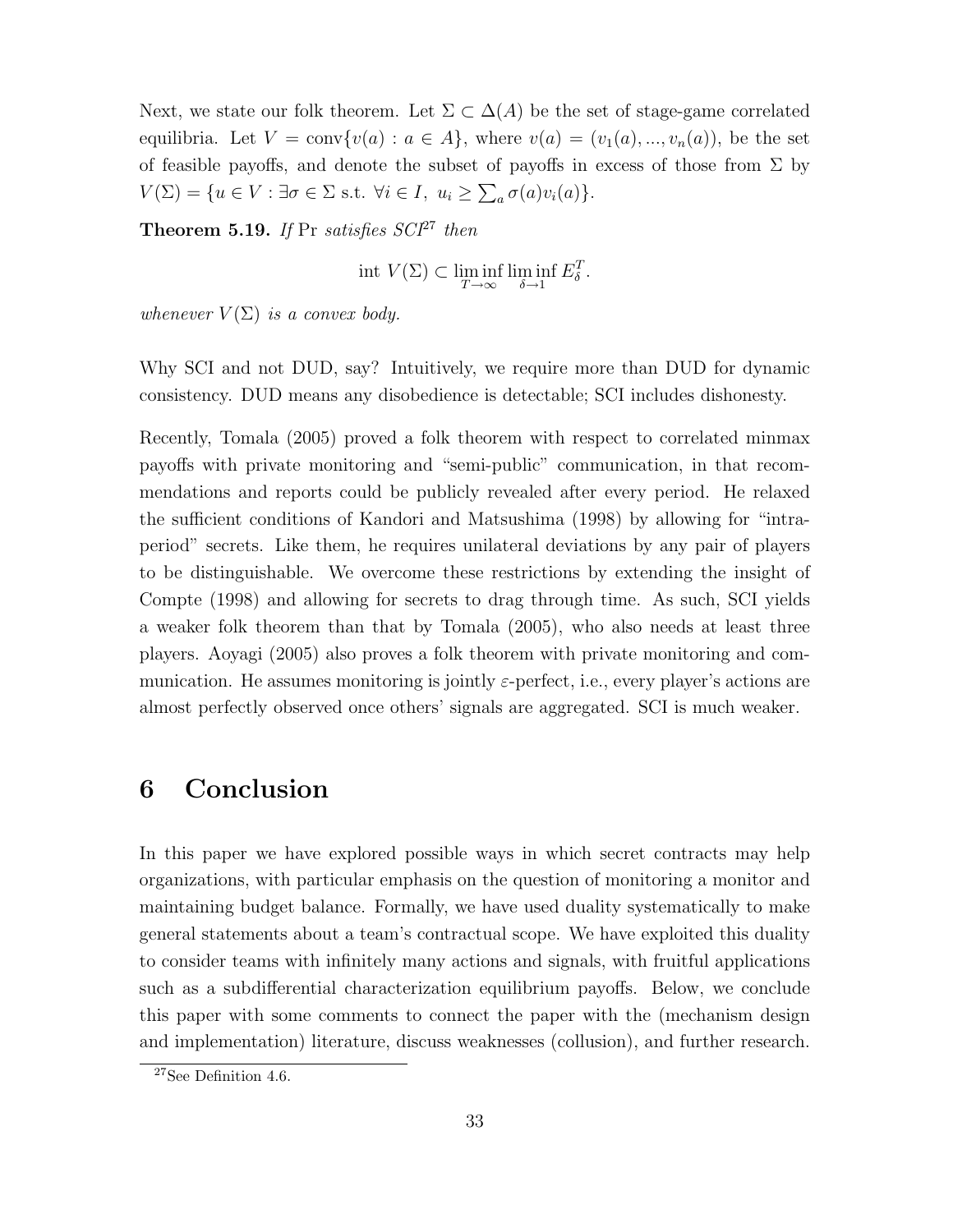Next, we state our folk theorem. Let $\Sigma \subset \Delta(A)$ be the set of stage-game correlated equilibria. Let $V = \text{conv}\{v(a) : a \in A\}$, where $v(a) = (v_1(a), ..., v_n(a))$, be the set of feasible payoffs, and denote the subset of payoffs in excess of those from $\Sigma$ by $V(\Sigma) = \{u \in V : \exists \sigma \in \Sigma \text{ s.t. } \forall i \in I,\ u_i \geq \sum_a \sigma(a) v_i(a)\}$.

**Theorem 5.19.** *If* Pr *satisfies SCI*[27] *then*

$$\text{int } V(\Sigma) \subset \liminf_{T \to \infty} \liminf_{\delta \to 1} E_\delta^T.$$

*whenever* $V(\Sigma)$ *is a convex body.*

Why SCI and not DUD, say? Intuitively, we require more than DUD for dynamic consistency. DUD means any disobedience is detectable; SCI includes dishonesty.

Recently, Tomala (2005) proved a folk theorem with respect to correlated minmax payoffs with private monitoring and "semi-public" communication, in that recommendations and reports could be publicly revealed after every period. He relaxed the sufficient conditions of Kandori and Matsushima (1998) by allowing for "intra-period" secrets. Like them, he requires unilateral deviations by any pair of players to be distinguishable. We overcome these restrictions by extending the insight of Compte (1998) and allowing for secrets to drag through time. As such, SCI yields a weaker folk theorem than that by Tomala (2005), who also needs at least three players. Aoyagi (2005) also proves a folk theorem with private monitoring and communication. He assumes monitoring is jointly $\varepsilon$-perfect, i.e., every player's actions are almost perfectly observed once others' signals are aggregated. SCI is much weaker.

# 6 Conclusion

In this paper we have explored possible ways in which secret contracts may help organizations, with particular emphasis on the question of monitoring a monitor and maintaining budget balance. Formally, we have used duality systematically to make general statements about a team's contractual scope. We have exploited this duality to consider teams with infinitely many actions and signals, with fruitful applications such as a subdifferential characterization equilibrium payoffs. Below, we conclude this paper with some comments to connect the paper with the (mechanism design and implementation) literature, discuss weaknesses (collusion), and further research.

[27] See Definition 4.6.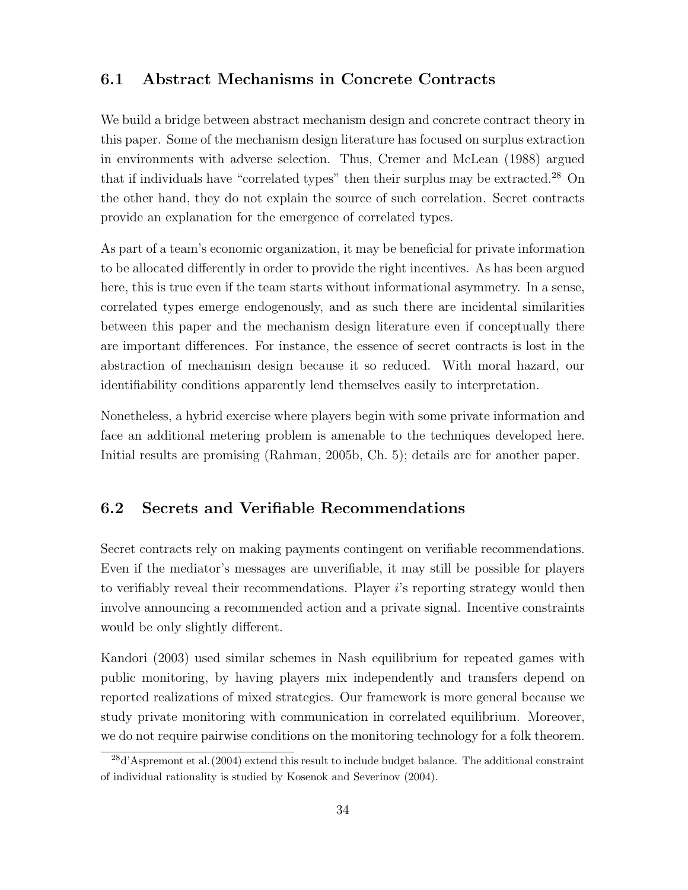## 6.1 Abstract Mechanisms in Concrete Contracts

We build a bridge between abstract mechanism design and concrete contract theory in this paper. Some of the mechanism design literature has focused on surplus extraction in environments with adverse selection. Thus, Cremer and McLean (1988) argued that if individuals have "correlated types" then their surplus may be extracted.[28] On the other hand, they do not explain the source of such correlation. Secret contracts provide an explanation for the emergence of correlated types.

As part of a team's economic organization, it may be beneficial for private information to be allocated differently in order to provide the right incentives. As has been argued here, this is true even if the team starts without informational asymmetry. In a sense, correlated types emerge endogenously, and as such there are incidental similarities between this paper and the mechanism design literature even if conceptually there are important differences. For instance, the essence of secret contracts is lost in the abstraction of mechanism design because it so reduced. With moral hazard, our identifiability conditions apparently lend themselves easily to interpretation.

Nonetheless, a hybrid exercise where players begin with some private information and face an additional metering problem is amenable to the techniques developed here. Initial results are promising (Rahman, 2005b, Ch. 5); details are for another paper.

## 6.2 Secrets and Verifiable Recommendations

Secret contracts rely on making payments contingent on verifiable recommendations. Even if the mediator's messages are unverifiable, it may still be possible for players to verifiably reveal their recommendations. Player $i$'s reporting strategy would then involve announcing a recommended action and a private signal. Incentive constraints would be only slightly different.

Kandori (2003) used similar schemes in Nash equilibrium for repeated games with public monitoring, by having players mix independently and transfers depend on reported realizations of mixed strategies. Our framework is more general because we study private monitoring with communication in correlated equilibrium. Moreover, we do not require pairwise conditions on the monitoring technology for a folk theorem.

[28] d'Aspremont et al. (2004) extend this result to include budget balance. The additional constraint of individual rationality is studied by Kosenok and Severinov (2004).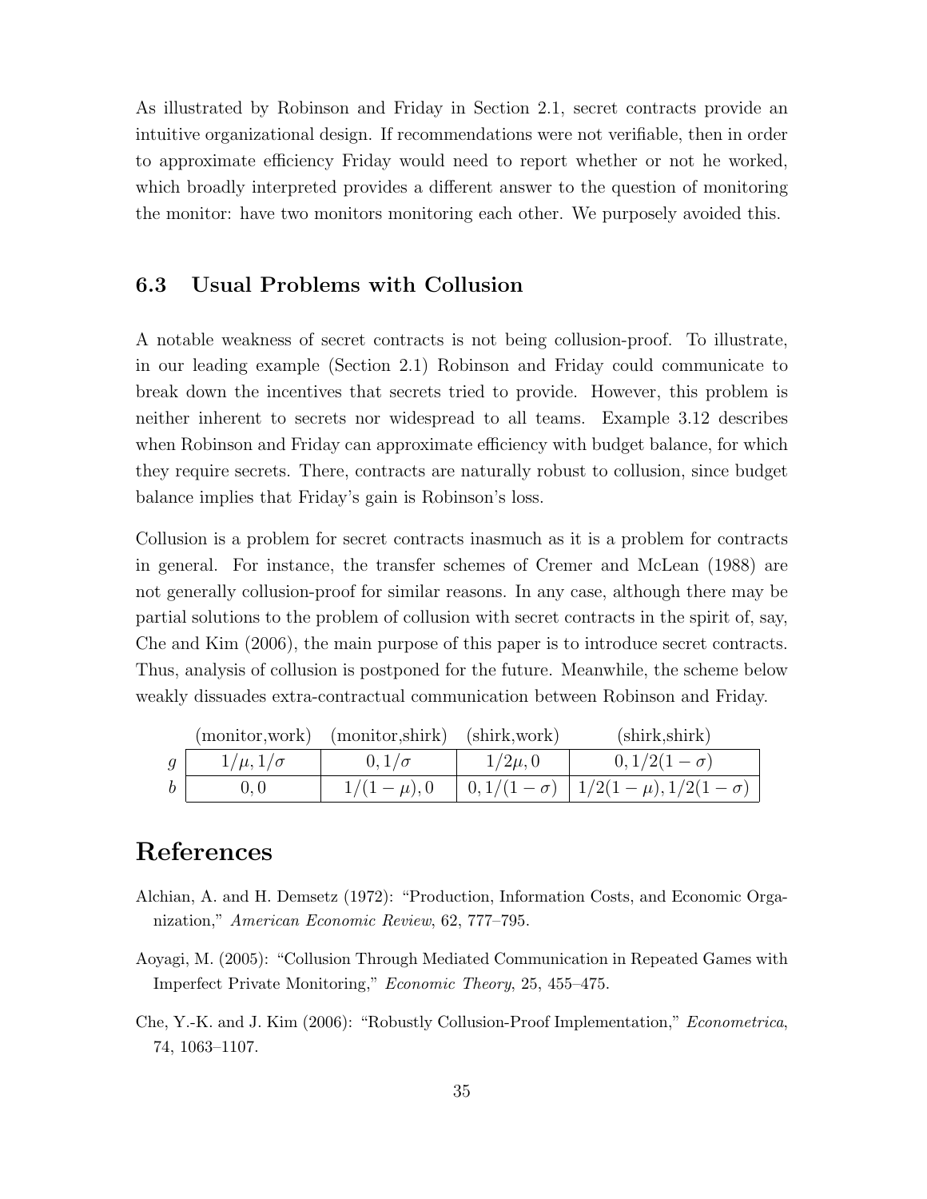As illustrated by Robinson and Friday in Section 2.1, secret contracts provide an intuitive organizational design. If recommendations were not verifiable, then in order to approximate efficiency Friday would need to report whether or not he worked, which broadly interpreted provides a different answer to the question of monitoring the monitor: have two monitors monitoring each other. We purposely avoided this.

### 6.3 Usual Problems with Collusion

A notable weakness of secret contracts is not being collusion-proof. To illustrate, in our leading example (Section 2.1) Robinson and Friday could communicate to break down the incentives that secrets tried to provide. However, this problem is neither inherent to secrets nor widespread to all teams. Example 3.12 describes when Robinson and Friday can approximate efficiency with budget balance, for which they require secrets. There, contracts are naturally robust to collusion, since budget balance implies that Friday's gain is Robinson's loss.

Collusion is a problem for secret contracts inasmuch as it is a problem for contracts in general. For instance, the transfer schemes of Cremer and McLean (1988) are not generally collusion-proof for similar reasons. In any case, although there may be partial solutions to the problem of collusion with secret contracts in the spirit of, say, Che and Kim (2006), the main purpose of this paper is to introduce secret contracts. Thus, analysis of collusion is postponed for the future. Meanwhile, the scheme below weakly dissuades extra-contractual communication between Robinson and Friday.

| | (monitor,work) | (monitor,shirk) | (shirk,work) | (shirk,shirk) |
|---|---|---|---|---|
| $g$ | $1/\mu, 1/\sigma$ | $0, 1/\sigma$ | $1/2\mu, 0$ | $0, 1/2(1-\sigma)$ |
| $b$ | $0, 0$ | $1/(1-\mu), 0$ | $0, 1/(1-\sigma)$ | $1/2(1-\mu), 1/2(1-\sigma)$ |

# References

Alchian, A. and H. Demsetz (1972): "Production, Information Costs, and Economic Organization," *American Economic Review*, 62, 777–795.

Aoyagi, M. (2005): "Collusion Through Mediated Communication in Repeated Games with Imperfect Private Monitoring," *Economic Theory*, 25, 455–475.

Che, Y.-K. and J. Kim (2006): "Robustly Collusion-Proof Implementation," *Econometrica*, 74, 1063–1107.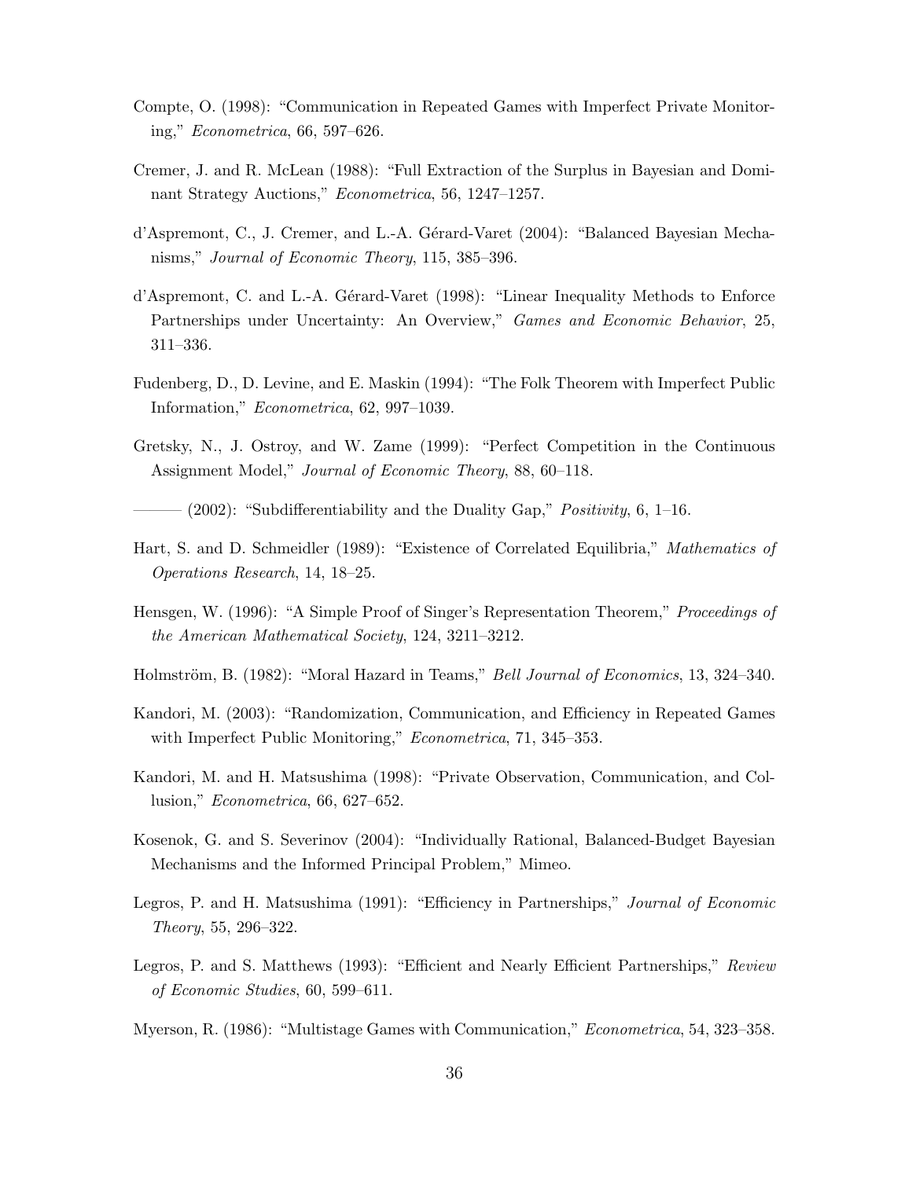Compte, O. (1998): "Communication in Repeated Games with Imperfect Private Monitoring," *Econometrica*, 66, 597–626.

Cremer, J. and R. McLean (1988): "Full Extraction of the Surplus in Bayesian and Dominant Strategy Auctions," *Econometrica*, 56, 1247–1257.

d'Aspremont, C., J. Cremer, and L.-A. Gérard-Varet (2004): "Balanced Bayesian Mechanisms," *Journal of Economic Theory*, 115, 385–396.

d'Aspremont, C. and L.-A. Gérard-Varet (1998): "Linear Inequality Methods to Enforce Partnerships under Uncertainty: An Overview," *Games and Economic Behavior*, 25, 311–336.

Fudenberg, D., D. Levine, and E. Maskin (1994): "The Folk Theorem with Imperfect Public Information," *Econometrica*, 62, 997–1039.

Gretsky, N., J. Ostroy, and W. Zame (1999): "Perfect Competition in the Continuous Assignment Model," *Journal of Economic Theory*, 88, 60–118.

——— (2002): "Subdifferentiability and the Duality Gap," *Positivity*, 6, 1–16.

Hart, S. and D. Schmeidler (1989): "Existence of Correlated Equilibria," *Mathematics of Operations Research*, 14, 18–25.

Hensgen, W. (1996): "A Simple Proof of Singer's Representation Theorem," *Proceedings of the American Mathematical Society*, 124, 3211–3212.

Holmström, B. (1982): "Moral Hazard in Teams," *Bell Journal of Economics*, 13, 324–340.

Kandori, M. (2003): "Randomization, Communication, and Efficiency in Repeated Games with Imperfect Public Monitoring," *Econometrica*, 71, 345–353.

Kandori, M. and H. Matsushima (1998): "Private Observation, Communication, and Collusion," *Econometrica*, 66, 627–652.

Kosenok, G. and S. Severinov (2004): "Individually Rational, Balanced-Budget Bayesian Mechanisms and the Informed Principal Problem," Mimeo.

Legros, P. and H. Matsushima (1991): "Efficiency in Partnerships," *Journal of Economic Theory*, 55, 296–322.

Legros, P. and S. Matthews (1993): "Efficient and Nearly Efficient Partnerships," *Review of Economic Studies*, 60, 599–611.

Myerson, R. (1986): "Multistage Games with Communication," *Econometrica*, 54, 323–358.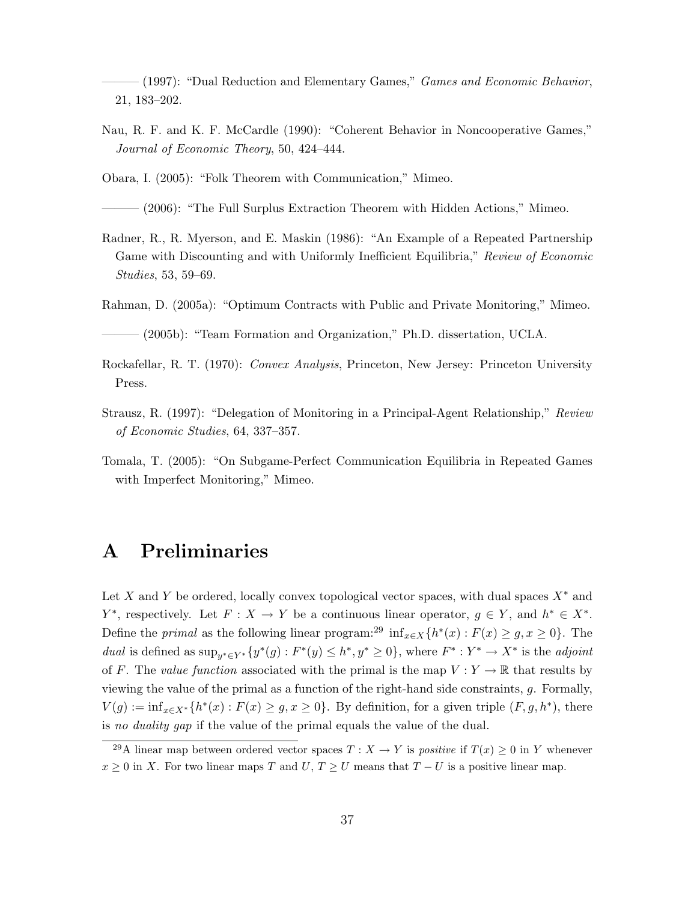——— (1997): "Dual Reduction and Elementary Games," *Games and Economic Behavior*, 21, 183–202.

Nau, R. F. and K. F. McCardle (1990): "Coherent Behavior in Noncooperative Games," *Journal of Economic Theory*, 50, 424–444.

Obara, I. (2005): "Folk Theorem with Communication," Mimeo.

——— (2006): "The Full Surplus Extraction Theorem with Hidden Actions," Mimeo.

Radner, R., R. Myerson, and E. Maskin (1986): "An Example of a Repeated Partnership Game with Discounting and with Uniformly Inefficient Equilibria," *Review of Economic Studies*, 53, 59–69.

Rahman, D. (2005a): "Optimum Contracts with Public and Private Monitoring," Mimeo.

——— (2005b): "Team Formation and Organization," Ph.D. dissertation, UCLA.

Rockafellar, R. T. (1970): *Convex Analysis*, Princeton, New Jersey: Princeton University Press.

Strausz, R. (1997): "Delegation of Monitoring in a Principal-Agent Relationship," *Review of Economic Studies*, 64, 337–357.

Tomala, T. (2005): "On Subgame-Perfect Communication Equilibria in Repeated Games with Imperfect Monitoring," Mimeo.

# A Preliminaries

Let $X$ and $Y$ be ordered, locally convex topological vector spaces, with dual spaces $X^*$ and $Y^*$, respectively. Let $F : X \to Y$ be a continuous linear operator, $g \in Y$, and $h^* \in X^*$. Define the *primal* as the following linear program:[29] $\inf_{x \in X}\{h^*(x) : F(x) \geq g, x \geq 0\}$. The *dual* is defined as $\sup_{y^* \in Y^*}\{y^*(g) : F^*(y) \leq h^*, y^* \geq 0\}$, where $F^* : Y^* \to X^*$ is the *adjoint* of $F$. The *value function* associated with the primal is the map $V : Y \to \mathbb{R}$ that results by viewing the value of the primal as a function of the right-hand side constraints, $g$. Formally, $V(g) := \inf_{x \in X^*}\{h^*(x) : F(x) \geq g, x \geq 0\}$. By definition, for a given triple $(F, g, h^*)$, there is *no duality gap* if the value of the primal equals the value of the dual.

[29] A linear map between ordered vector spaces $T : X \to Y$ is *positive* if $T(x) \geq 0$ in $Y$ whenever $x \geq 0$ in $X$. For two linear maps $T$ and $U$, $T \geq U$ means that $T - U$ is a positive linear map.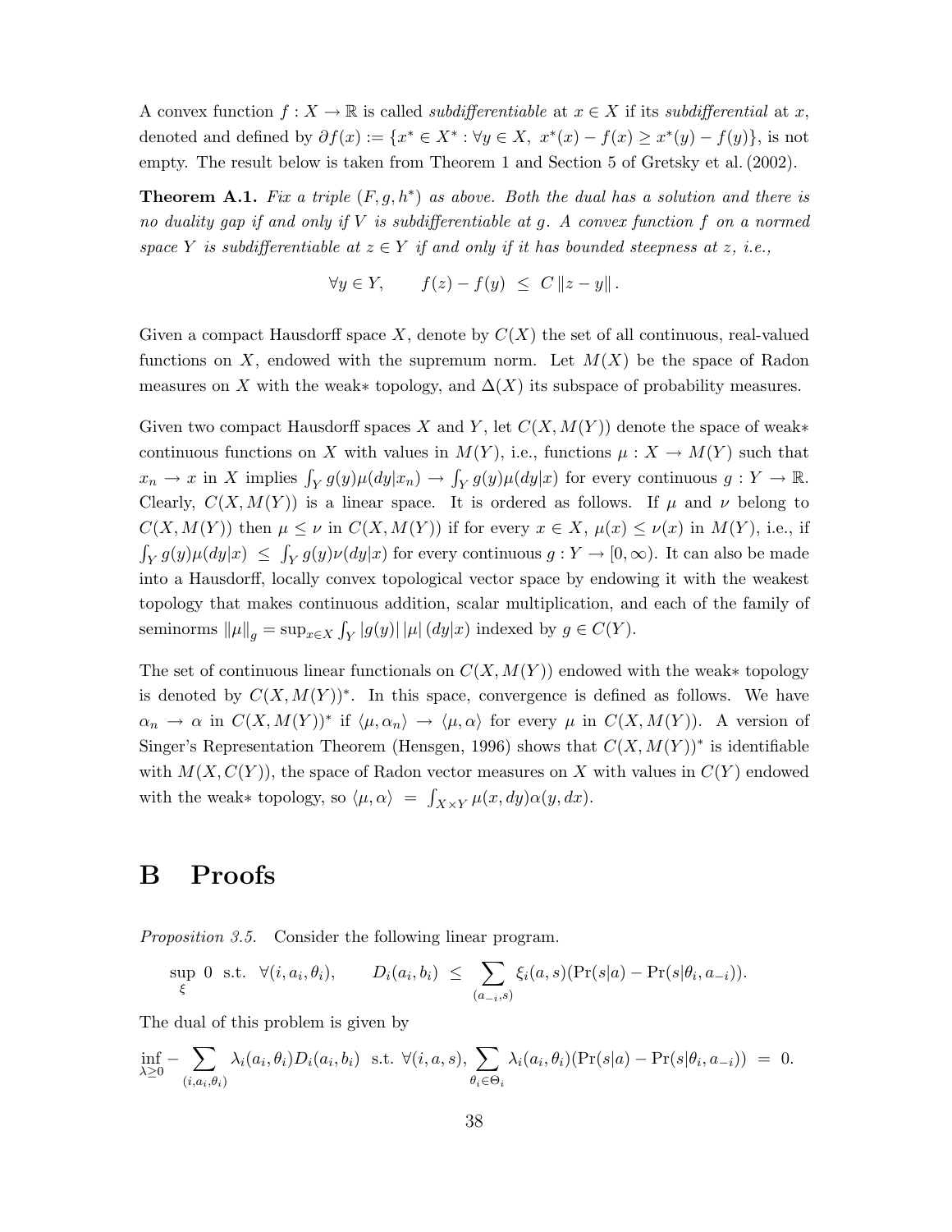A convex function $f : X \to \mathbb{R}$ is called *subdifferentiable* at $x \in X$ if its *subdifferential* at $x$, denoted and defined by $\partial f(x) := \{x^* \in X^* : \forall y \in X,\ x^*(x) - f(x) \geq x^*(y) - f(y)\}$, is not empty. The result below is taken from Theorem 1 and Section 5 of Gretsky et al. (2002).

**Theorem A.1.** *Fix a triple $(F, g, h^*)$ as above. Both the dual has a solution and there is no duality gap if and only if $V$ is subdifferentiable at $g$. A convex function $f$ on a normed space $Y$ is subdifferentiable at $z \in Y$ if and only if it has bounded steepness at $z$, i.e.,*

$$\forall y \in Y, \qquad f(z) - f(y) \ \leq \ C \, \|z - y\| \, .$$

Given a compact Hausdorff space $X$, denote by $C(X)$ the set of all continuous, real-valued functions on $X$, endowed with the supremum norm. Let $M(X)$ be the space of Radon measures on $X$ with the weak$*$ topology, and $\Delta(X)$ its subspace of probability measures.

Given two compact Hausdorff spaces $X$ and $Y$, let $C(X, M(Y))$ denote the space of weak$*$ continuous functions on $X$ with values in $M(Y)$, i.e., functions $\mu : X \to M(Y)$ such that $x_n \to x$ in $X$ implies $\int_Y g(y)\mu(dy|x_n) \to \int_Y g(y)\mu(dy|x)$ for every continuous $g : Y \to \mathbb{R}$. Clearly, $C(X, M(Y))$ is a linear space. It is ordered as follows. If $\mu$ and $\nu$ belong to $C(X, M(Y))$ then $\mu \leq \nu$ in $C(X, M(Y))$ if for every $x \in X$, $\mu(x) \leq \nu(x)$ in $M(Y)$, i.e., if $\int_Y g(y)\mu(dy|x) \ \leq \ \int_Y g(y)\nu(dy|x)$ for every continuous $g : Y \to [0, \infty)$. It can also be made into a Hausdorff, locally convex topological vector space by endowing it with the weakest topology that makes continuous addition, scalar multiplication, and each of the family of seminorms $\|\mu\|_g = \sup_{x \in X} \int_Y |g(y)| \, |\mu| \, (dy|x)$ indexed by $g \in C(Y)$.

The set of continuous linear functionals on $C(X, M(Y))$ endowed with the weak$*$ topology is denoted by $C(X, M(Y))^*$. In this space, convergence is defined as follows. We have $\alpha_n \to \alpha$ in $C(X, M(Y))^*$ if $\langle \mu, \alpha_n \rangle \to \langle \mu, \alpha \rangle$ for every $\mu$ in $C(X, M(Y))$. A version of Singer's Representation Theorem (Hensgen, 1996) shows that $C(X, M(Y))^*$ is identifiable with $M(X, C(Y))$, the space of Radon vector measures on $X$ with values in $C(Y)$ endowed with the weak$*$ topology, so $\langle \mu, \alpha \rangle \ = \ \int_{X \times Y} \mu(x, dy)\alpha(y, dx)$.

# B Proofs

*Proposition 3.5.* Consider the following linear program.

$$\sup_{\xi} \ 0 \ \text{ s.t. } \ \forall (i, a_i, \theta_i), \qquad D_i(a_i, b_i) \ \leq \ \sum_{(a_{-i}, s)} \xi_i(a, s)(\Pr(s|a) - \Pr(s|\theta_i, a_{-i})).$$

The dual of this problem is given by

$$\inf_{\lambda \geq 0} - \sum_{(i, a_i, \theta_i)} \lambda_i(a_i, \theta_i) D_i(a_i, b_i) \ \text{ s.t. } \ \forall (i, a, s), \sum_{\theta_i \in \Theta_i} \lambda_i(a_i, \theta_i)(\Pr(s|a) - \Pr(s|\theta_i, a_{-i})) \ = \ 0.$$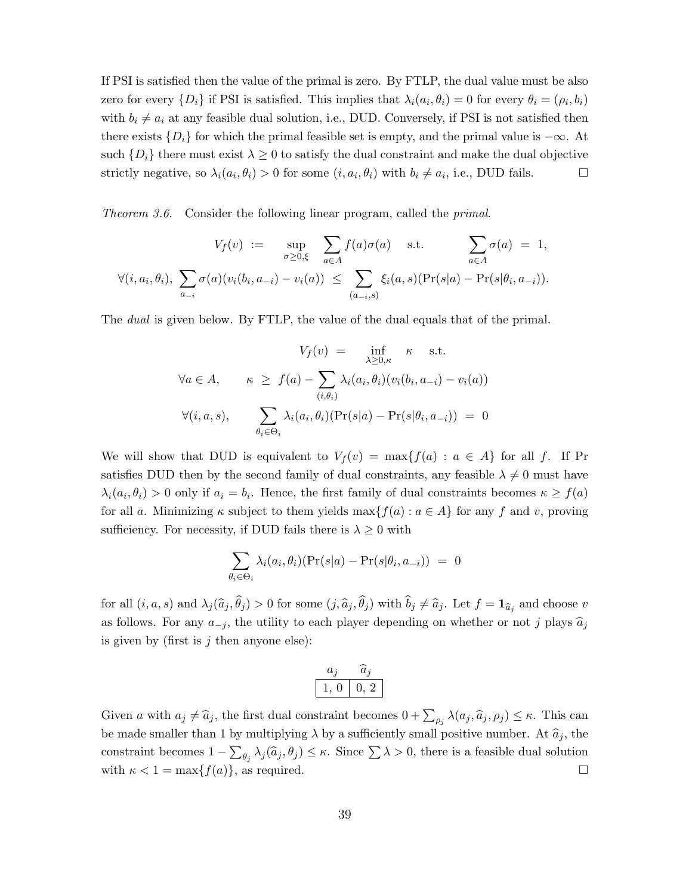If PSI is satisfied then the value of the primal is zero. By FTLP, the dual value must be also zero for every $\{D_i\}$ if PSI is satisfied. This implies that $\lambda_i(a_i, \theta_i) = 0$ for every $\theta_i = (\rho_i, b_i)$ with $b_i \neq a_i$ at any feasible dual solution, i.e., DUD. Conversely, if PSI is not satisfied then there exists $\{D_i\}$ for which the primal feasible set is empty, and the primal value is $-\infty$. At such $\{D_i\}$ there must exist $\lambda \geq 0$ to satisfy the dual constraint and make the dual objective strictly negative, so $\lambda_i(a_i, \theta_i) > 0$ for some $(i, a_i, \theta_i)$ with $b_i \neq a_i$, i.e., DUD fails. $\square$

*Theorem 3.6.* Consider the following linear program, called the *primal*.

$$V_f(v) := \sup_{\sigma \geq 0, \xi} \sum_{a \in A} f(a)\sigma(a) \quad \text{s.t.} \quad \sum_{a \in A} \sigma(a) = 1,$$

$$\forall (i, a_i, \theta_i), \sum_{a_{-i}} \sigma(a)(v_i(b_i, a_{-i}) - v_i(a)) \leq \sum_{(a_{-i}, s)} \xi_i(a, s)(\Pr(s|a) - \Pr(s|\theta_i, a_{-i})).$$

The *dual* is given below. By FTLP, the value of the dual equals that of the primal.

$$V_f(v) = \inf_{\lambda \geq 0, \kappa} \kappa \quad \text{s.t.}$$

$$\forall a \in A, \qquad \kappa \geq f(a) - \sum_{(i, \theta_i)} \lambda_i(a_i, \theta_i)(v_i(b_i, a_{-i}) - v_i(a))$$

$$\forall (i, a, s), \qquad \sum_{\theta_i \in \Theta_i} \lambda_i(a_i, \theta_i)(\Pr(s|a) - \Pr(s|\theta_i, a_{-i})) = 0$$

We will show that DUD is equivalent to $V_f(v) = \max\{f(a) : a \in A\}$ for all $f$. If Pr satisfies DUD then by the second family of dual constraints, any feasible $\lambda \neq 0$ must have $\lambda_i(a_i, \theta_i) > 0$ only if $a_i = b_i$. Hence, the first family of dual constraints becomes $\kappa \geq f(a)$ for all $a$. Minimizing $\kappa$ subject to them yields $\max\{f(a) : a \in A\}$ for any $f$ and $v$, proving sufficiency. For necessity, if DUD fails there is $\lambda \geq 0$ with

$$\sum_{\theta_i \in \Theta_i} \lambda_i(a_i, \theta_i)(\Pr(s|a) - \Pr(s|\theta_i, a_{-i})) = 0$$

for all $(i, a, s)$ and $\lambda_j(\widehat{a}_j, \widehat{\theta}_j) > 0$ for some $(j, \widehat{a}_j, \widehat{\theta}_j)$ with $\widehat{b}_j \neq \widehat{a}_j$. Let $f = \mathbf{1}_{\widehat{a}_j}$ and choose $v$ as follows. For any $a_{-j}$, the utility to each player depending on whether or not $j$ plays $\widehat{a}_j$ is given by (first is $j$ then anyone else):

| $a_j$ | $\widehat{a}_j$ |
|---|---|
| 1, 0 | 0, 2 |

Given $a$ with $a_j \neq \widehat{a}_j$, the first dual constraint becomes $0 + \sum_{\rho_j} \lambda(a_j, \widehat{a}_j, \rho_j) \leq \kappa$. This can be made smaller than 1 by multiplying $\lambda$ by a sufficiently small positive number. At $\widehat{a}_j$, the constraint becomes $1 - \sum_{\theta_j} \lambda_j(\widehat{a}_j, \theta_j) \leq \kappa$. Since $\sum \lambda > 0$, there is a feasible dual solution with $\kappa < 1 = \max\{f(a)\}$, as required. $\square$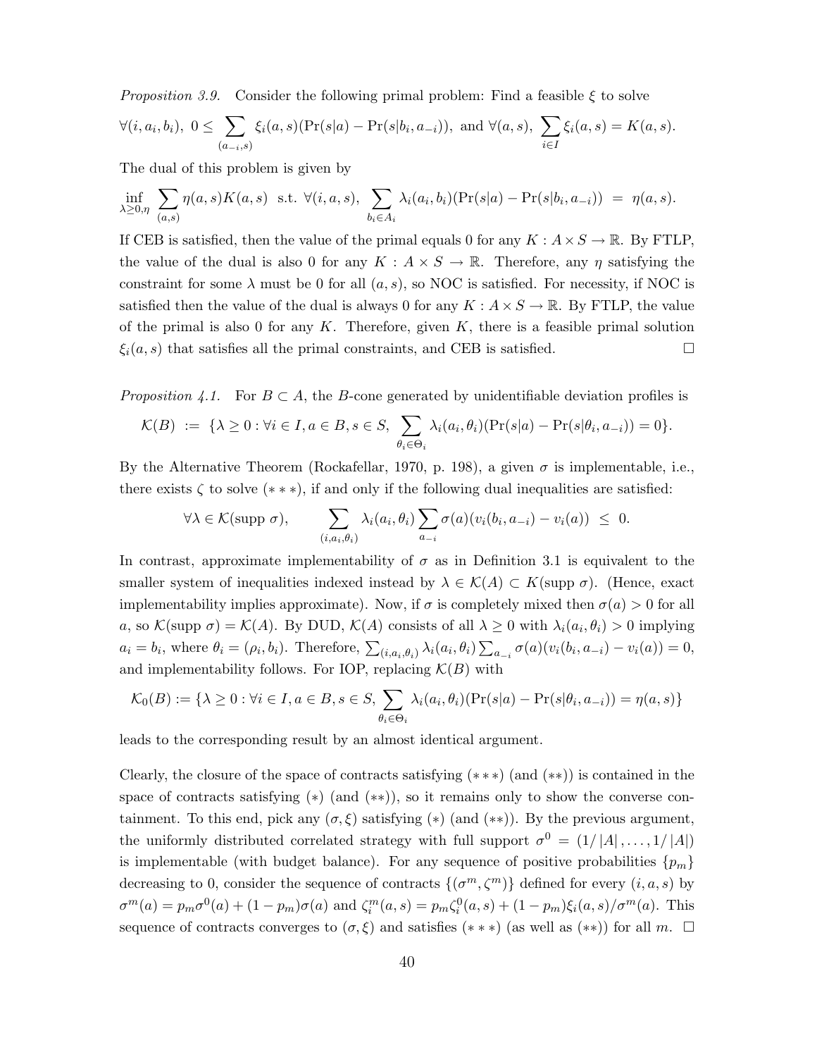*Proposition 3.9.* Consider the following primal problem: Find a feasible $\xi$ to solve

$$\forall(i, a_i, b_i),\ 0 \leq \sum_{(a_{-i},s)} \xi_i(a,s)(\Pr(s|a) - \Pr(s|b_i, a_{-i})),\ \text{and}\ \forall(a,s),\ \sum_{i \in I} \xi_i(a,s) = K(a,s).$$

The dual of this problem is given by

$$\inf_{\lambda \geq 0, \eta} \sum_{(a,s)} \eta(a,s) K(a,s) \ \text{ s.t. } \forall(i,a,s),\ \sum_{b_i \in A_i} \lambda_i(a_i, b_i)(\Pr(s|a) - \Pr(s|b_i, a_{-i})) \ = \ \eta(a,s).$$

If CEB is satisfied, then the value of the primal equals 0 for any $K : A \times S \to \mathbb{R}$. By FTLP, the value of the dual is also 0 for any $K : A \times S \to \mathbb{R}$. Therefore, any $\eta$ satisfying the constraint for some $\lambda$ must be 0 for all $(a,s)$, so NOC is satisfied. For necessity, if NOC is satisfied then the value of the dual is always 0 for any $K : A \times S \to \mathbb{R}$. By FTLP, the value of the primal is also 0 for any $K$. Therefore, given $K$, there is a feasible primal solution $\xi_i(a,s)$ that satisfies all the primal constraints, and CEB is satisfied. □

*Proposition 4.1.* For $B \subset A$, the $B$-cone generated by unidentifiable deviation profiles is

$$\mathcal{K}(B) \ := \ \{\lambda \geq 0 : \forall i \in I, a \in B, s \in S,\ \sum_{\theta_i \in \Theta_i} \lambda_i(a_i, \theta_i)(\Pr(s|a) - \Pr(s|\theta_i, a_{-i})) = 0\}.$$

By the Alternative Theorem (Rockafellar, 1970, p. 198), a given $\sigma$ is implementable, i.e., there exists $\zeta$ to solve $(***)$, if and only if the following dual inequalities are satisfied:

$$\forall \lambda \in \mathcal{K}(\text{supp } \sigma), \qquad \sum_{(i,a_i,\theta_i)} \lambda_i(a_i, \theta_i) \sum_{a_{-i}} \sigma(a)(v_i(b_i, a_{-i}) - v_i(a)) \ \leq \ 0.$$

In contrast, approximate implementability of $\sigma$ as in Definition 3.1 is equivalent to the smaller system of inequalities indexed instead by $\lambda \in \mathcal{K}(A) \subset K(\text{supp } \sigma)$. (Hence, exact implementability implies approximate). Now, if $\sigma$ is completely mixed then $\sigma(a) > 0$ for all $a$, so $\mathcal{K}(\text{supp } \sigma) = \mathcal{K}(A)$. By DUD, $\mathcal{K}(A)$ consists of all $\lambda \geq 0$ with $\lambda_i(a_i, \theta_i) > 0$ implying $a_i = b_i$, where $\theta_i = (\rho_i, b_i)$. Therefore, $\sum_{(i,a_i,\theta_i)} \lambda_i(a_i, \theta_i) \sum_{a_{-i}} \sigma(a)(v_i(b_i, a_{-i}) - v_i(a)) = 0$, and implementability follows. For IOP, replacing $\mathcal{K}(B)$ with

$$\mathcal{K}_0(B) := \{\lambda \geq 0 : \forall i \in I, a \in B, s \in S, \sum_{\theta_i \in \Theta_i} \lambda_i(a_i, \theta_i)(\Pr(s|a) - \Pr(s|\theta_i, a_{-i})) = \eta(a,s)\}$$

leads to the corresponding result by an almost identical argument.

Clearly, the closure of the space of contracts satisfying $(***)$ (and $(**)$) is contained in the space of contracts satisfying $(*)$ (and $(**)$), so it remains only to show the converse containment. To this end, pick any $(\sigma, \xi)$ satisfying $(*)$ (and $(**)$). By the previous argument, the uniformly distributed correlated strategy with full support $\sigma^0 = (1/|A|, \ldots, 1/|A|)$ is implementable (with budget balance). For any sequence of positive probabilities $\{p_m\}$ decreasing to 0, consider the sequence of contracts $\{(\sigma^m, \zeta^m)\}$ defined for every $(i,a,s)$ by $\sigma^m(a) = p_m \sigma^0(a) + (1 - p_m)\sigma(a)$ and $\zeta_i^m(a,s) = p_m \zeta_i^0(a,s) + (1-p_m)\xi_i(a,s)/\sigma^m(a)$. This sequence of contracts converges to $(\sigma, \xi)$ and satisfies $(***)$ (as well as $(**)$) for all $m$. □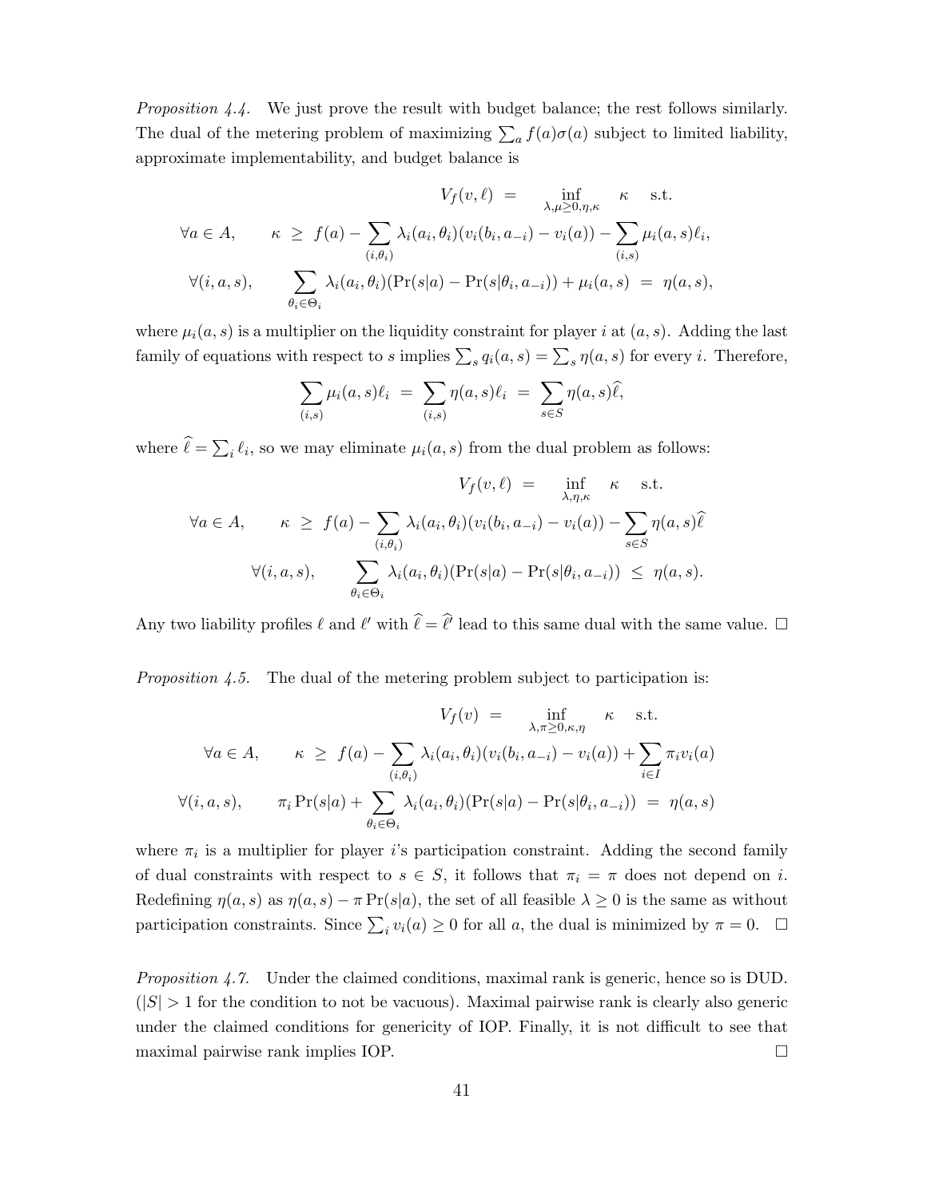*Proposition 4.4.* We just prove the result with budget balance; the rest follows similarly. The dual of the metering problem of maximizing $\sum_a f(a)\sigma(a)$ subject to limited liability, approximate implementability, and budget balance is

$$V_f(v,\ell) \;=\; \inf_{\lambda,\mu\geq 0,\eta,\kappa} \quad \kappa \quad \text{s.t.}$$

$$\forall a \in A, \qquad \kappa \;\geq\; f(a) - \sum_{(i,\theta_i)} \lambda_i(a_i,\theta_i)(v_i(b_i,a_{-i}) - v_i(a)) - \sum_{(i,s)} \mu_i(a,s)\ell_i,$$

$$\forall (i,a,s), \qquad \sum_{\theta_i \in \Theta_i} \lambda_i(a_i,\theta_i)(\Pr(s|a) - \Pr(s|\theta_i,a_{-i})) + \mu_i(a,s) \;=\; \eta(a,s),$$

where $\mu_i(a,s)$ is a multiplier on the liquidity constraint for player $i$ at $(a,s)$. Adding the last family of equations with respect to $s$ implies $\sum_s q_i(a,s) = \sum_s \eta(a,s)$ for every $i$. Therefore,

$$\sum_{(i,s)} \mu_i(a,s)\ell_i \;=\; \sum_{(i,s)} \eta(a,s)\ell_i \;=\; \sum_{s\in S} \eta(a,s)\widehat{\ell},$$

where $\widehat{\ell} = \sum_i \ell_i$, so we may eliminate $\mu_i(a,s)$ from the dual problem as follows:

$$V_f(v,\ell) \;=\; \inf_{\lambda,\eta,\kappa} \quad \kappa \quad \text{s.t.}$$

$$\forall a \in A, \qquad \kappa \;\geq\; f(a) - \sum_{(i,\theta_i)} \lambda_i(a_i,\theta_i)(v_i(b_i,a_{-i}) - v_i(a)) - \sum_{s\in S} \eta(a,s)\widehat{\ell}$$

$$\forall (i,a,s), \qquad \sum_{\theta_i \in \Theta_i} \lambda_i(a_i,\theta_i)(\Pr(s|a) - \Pr(s|\theta_i,a_{-i})) \;\leq\; \eta(a,s).$$

Any two liability profiles $\ell$ and $\ell'$ with $\widehat{\ell} = \widehat{\ell}'$ lead to this same dual with the same value. □

*Proposition 4.5.* The dual of the metering problem subject to participation is:

$$V_f(v) \;=\; \inf_{\lambda,\pi\geq 0,\kappa,\eta} \quad \kappa \quad \text{s.t.}$$

$$\forall a \in A, \qquad \kappa \;\geq\; f(a) - \sum_{(i,\theta_i)} \lambda_i(a_i,\theta_i)(v_i(b_i,a_{-i}) - v_i(a)) + \sum_{i\in I} \pi_i v_i(a)$$

$$\forall (i,a,s), \qquad \pi_i \Pr(s|a) + \sum_{\theta_i \in \Theta_i} \lambda_i(a_i,\theta_i)(\Pr(s|a) - \Pr(s|\theta_i,a_{-i})) \;=\; \eta(a,s)$$

where $\pi_i$ is a multiplier for player $i$'s participation constraint. Adding the second family of dual constraints with respect to $s \in S$, it follows that $\pi_i = \pi$ does not depend on $i$. Redefining $\eta(a,s)$ as $\eta(a,s) - \pi\Pr(s|a)$, the set of all feasible $\lambda \geq 0$ is the same as without participation constraints. Since $\sum_i v_i(a) \geq 0$ for all $a$, the dual is minimized by $\pi = 0$. □

*Proposition 4.7.* Under the claimed conditions, maximal rank is generic, hence so is DUD. ($|S| > 1$ for the condition to not be vacuous). Maximal pairwise rank is clearly also generic under the claimed conditions for genericity of IOP. Finally, it is not difficult to see that maximal pairwise rank implies IOP. □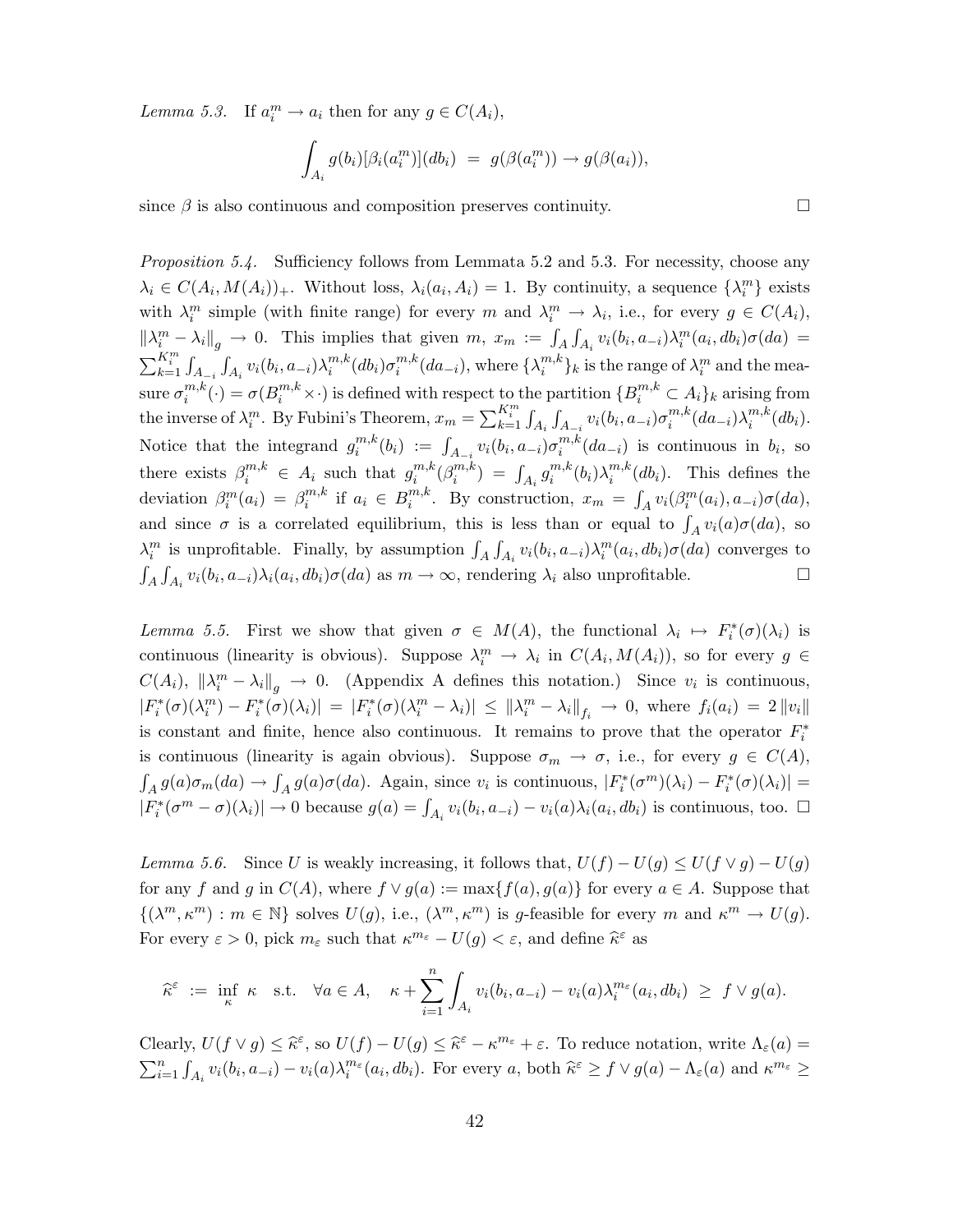*Lemma 5.3.* If $a_i^m \to a_i$ then for any $g \in C(A_i)$,

$$\int_{A_i} g(b_i)[\beta_i(a_i^m)](db_i) \;=\; g(\beta(a_i^m)) \to g(\beta(a_i)),$$

since $\beta$ is also continuous and composition preserves continuity. $\square$

*Proposition 5.4.* Sufficiency follows from Lemmata 5.2 and 5.3. For necessity, choose any $\lambda_i \in C(A_i, M(A_i))_+$. Without loss, $\lambda_i(a_i, A_i) = 1$. By continuity, a sequence $\{\lambda_i^m\}$ exists with $\lambda_i^m$ simple (with finite range) for every $m$ and $\lambda_i^m \to \lambda_i$, i.e., for every $g \in C(A_i)$, $\|\lambda_i^m - \lambda_i\|_g \to 0$. This implies that given $m$, $x_m := \int_A \int_{A_i} v_i(b_i, a_{-i})\lambda_i^m(a_i, db_i)\sigma(da) = \sum_{k=1}^{K_i^m} \int_{A_{-i}} \int_{A_i} v_i(b_i, a_{-i})\lambda_i^{m,k}(db_i)\sigma_i^{m,k}(da_{-i})$, where $\{\lambda_i^{m,k}\}_k$ is the range of $\lambda^m$ and the measure $\sigma_i^{m,k}(\cdot) = \sigma(B_i^{m,k} \times \cdot)$ is defined with respect to the partition $\{B_i^{m,k} \subset A_i\}_k$ arising from the inverse of $\lambda_i^m$. By Fubini's Theorem, $x_m = \sum_{k=1}^{K_i^m} \int_{A_i} \int_{A_{-i}} v_i(b_i, a_{-i})\sigma_i^{m,k}(da_{-i})\lambda_i^{m,k}(db_i)$. Notice that the integrand $g_i^{m,k}(b_i) := \int_{A_{-i}} v_i(b_i, a_{-i})\sigma_i^{m,k}(da_{-i})$ is continuous in $b_i$, so there exists $\beta_i^{m,k} \in A_i$ such that $g_i^{m,k}(\beta_i^{m,k}) = \int_{A_i} g_i^{m,k}(b_i)\lambda_i^{m,k}(db_i)$. This defines the deviation $\beta_i^m(a_i) = \beta_i^{m,k}$ if $a_i \in B_i^{m,k}$. By construction, $x_m = \int_A v_i(\beta_i^m(a_i), a_{-i})\sigma(da)$, and since $\sigma$ is a correlated equilibrium, this is less than or equal to $\int_A v_i(a)\sigma(da)$, so $\lambda_i^m$ is unprofitable. Finally, by assumption $\int_A \int_{A_i} v_i(b_i, a_{-i})\lambda_i^m(a_i, db_i)\sigma(da)$ converges to $\int_A \int_{A_i} v_i(b_i, a_{-i})\lambda_i(a_i, db_i)\sigma(da)$ as $m \to \infty$, rendering $\lambda_i$ also unprofitable. $\square$

*Lemma 5.5.* First we show that given $\sigma \in M(A)$, the functional $\lambda_i \mapsto F_i^*(\sigma)(\lambda_i)$ is continuous (linearity is obvious). Suppose $\lambda_i^m \to \lambda_i$ in $C(A_i, M(A_i))$, so for every $g \in C(A_i)$, $\|\lambda_i^m - \lambda_i\|_g \to 0$. (Appendix A defines this notation.) Since $v_i$ is continuous, $|F_i^*(\sigma)(\lambda_i^m) - F_i^*(\sigma)(\lambda_i)| = |F_i^*(\sigma)(\lambda_i^m - \lambda_i)| \le \|\lambda_i^m - \lambda_i\|_{f_i} \to 0$, where $f_i(a_i) = 2\|v_i\|$ is constant and finite, hence also continuous. It remains to prove that the operator $F_i^*$ is continuous (linearity is again obvious). Suppose $\sigma_m \to \sigma$, i.e., for every $g \in C(A)$, $\int_A g(a)\sigma_m(da) \to \int_A g(a)\sigma(da)$. Again, since $v_i$ is continuous, $|F_i^*(\sigma^m)(\lambda_i) - F_i^*(\sigma)(\lambda_i)| = |F_i^*(\sigma^m - \sigma)(\lambda_i)| \to 0$ because $g(a) = \int_{A_i} v_i(b_i, a_{-i}) - v_i(a)\lambda_i(a_i, db_i)$ is continuous, too. $\square$

*Lemma 5.6.* Since $U$ is weakly increasing, it follows that, $U(f) - U(g) \le U(f \vee g) - U(g)$ for any $f$ and $g$ in $C(A)$, where $f \vee g(a) := \max\{f(a), g(a)\}$ for every $a \in A$. Suppose that $\{(\lambda^m, \kappa^m) : m \in \mathbb{N}\}$ solves $U(g)$, i.e., $(\lambda^m, \kappa^m)$ is $g$-feasible for every $m$ and $\kappa^m \to U(g)$. For every $\varepsilon > 0$, pick $m_\varepsilon$ such that $\kappa^{m_\varepsilon} - U(g) < \varepsilon$, and define $\widehat{\kappa}^\varepsilon$ as

$$\widehat{\kappa}^\varepsilon \;:=\; \inf_\kappa \; \kappa \quad \text{s.t.} \quad \forall a \in A, \quad \kappa + \sum_{i=1}^n \int_{A_i} v_i(b_i, a_{-i}) - v_i(a)\lambda_i^{m_\varepsilon}(a_i, db_i) \;\ge\; f \vee g(a).$$

Clearly, $U(f \vee g) \le \widehat{\kappa}^\varepsilon$, so $U(f) - U(g) \le \widehat{\kappa}^\varepsilon - \kappa^{m_\varepsilon} + \varepsilon$. To reduce notation, write $\Lambda_\varepsilon(a) = \sum_{i=1}^n \int_{A_i} v_i(b_i, a_{-i}) - v_i(a)\lambda_i^{m_\varepsilon}(a_i, db_i)$. For every $a$, both $\widehat{\kappa}^\varepsilon \ge f \vee g(a) - \Lambda_\varepsilon(a)$ and $\kappa^{m_\varepsilon} \ge$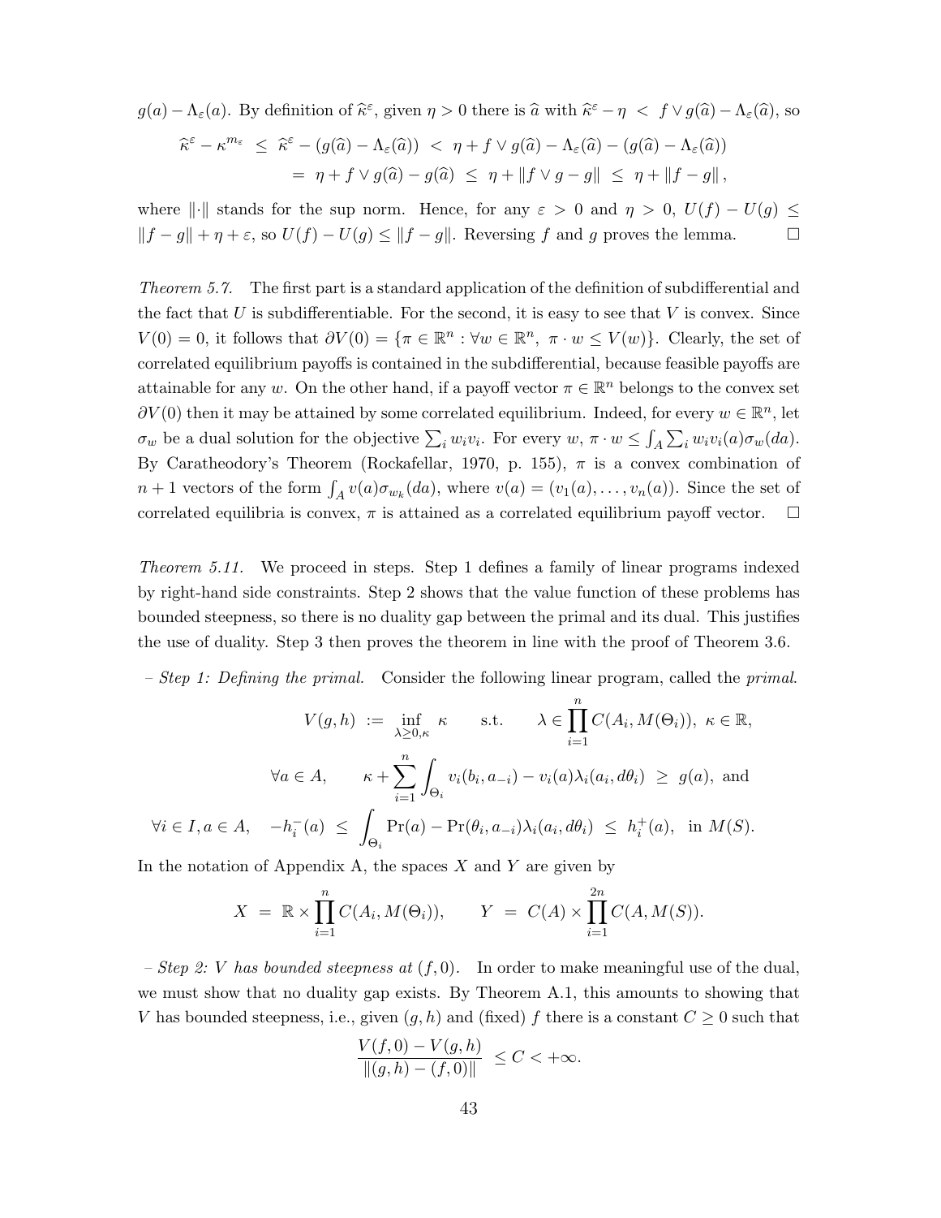$g(a) - \Lambda_\varepsilon(a)$. By definition of $\widehat{\kappa}^\varepsilon$, given $\eta > 0$ there is $\widehat{a}$ with $\widehat{\kappa}^\varepsilon - \eta \;<\; f \vee g(\widehat{a}) - \Lambda_\varepsilon(\widehat{a})$, so

$$
\begin{aligned}
\widehat{\kappa}^\varepsilon - \kappa^{m_\varepsilon} \;&\leq\; \widehat{\kappa}^\varepsilon - (g(\widehat{a}) - \Lambda_\varepsilon(\widehat{a})) \;<\; \eta + f \vee g(\widehat{a}) - \Lambda_\varepsilon(\widehat{a}) - (g(\widehat{a}) - \Lambda_\varepsilon(\widehat{a})) \\
&= \; \eta + f \vee g(\widehat{a}) - g(\widehat{a}) \;\leq\; \eta + \|f \vee g - g\| \;\leq\; \eta + \|f - g\|,
\end{aligned}
$$

where $\|\cdot\|$ stands for the sup norm. Hence, for any $\varepsilon > 0$ and $\eta > 0$, $U(f) - U(g) \leq \|f - g\| + \eta + \varepsilon$, so $U(f) - U(g) \leq \|f - g\|$. Reversing $f$ and $g$ proves the lemma. □

*Theorem 5.7.* The first part is a standard application of the definition of subdifferential and the fact that $U$ is subdifferentiable. For the second, it is easy to see that $V$ is convex. Since $V(0) = 0$, it follows that $\partial V(0) = \{\pi \in \mathbb{R}^n : \forall w \in \mathbb{R}^n,\ \pi \cdot w \leq V(w)\}$. Clearly, the set of correlated equilibrium payoffs is contained in the subdifferential, because feasible payoffs are attainable for any $w$. On the other hand, if a payoff vector $\pi \in \mathbb{R}^n$ belongs to the convex set $\partial V(0)$ then it may be attained by some correlated equilibrium. Indeed, for every $w \in \mathbb{R}^n$, let $\sigma_w$ be a dual solution for the objective $\sum_i w_i v_i$. For every $w$, $\pi \cdot w \leq \int_A \sum_i w_i v_i(a) \sigma_w(da)$. By Caratheodory's Theorem (Rockafellar, 1970, p. 155), $\pi$ is a convex combination of $n+1$ vectors of the form $\int_A v(a)\sigma_{w_k}(da)$, where $v(a) = (v_1(a), \ldots, v_n(a))$. Since the set of correlated equilibria is convex, $\pi$ is attained as a correlated equilibrium payoff vector. □

*Theorem 5.11.* We proceed in steps. Step 1 defines a family of linear programs indexed by right-hand side constraints. Step 2 shows that the value function of these problems has bounded steepness, so there is no duality gap between the primal and its dual. This justifies the use of duality. Step 3 then proves the theorem in line with the proof of Theorem 3.6.

– *Step 1: Defining the primal.* Consider the following linear program, called the *primal*.

$$
V(g,h) \;:=\; \inf_{\lambda \geq 0, \kappa} \;\kappa \qquad \text{s.t.} \qquad \lambda \in \prod_{i=1}^n C(A_i, M(\Theta_i)),\ \kappa \in \mathbb{R},
$$

$$
\forall a \in A, \qquad \kappa + \sum_{i=1}^n \int_{\Theta_i} v_i(b_i, a_{-i}) - v_i(a)\lambda_i(a_i, d\theta_i) \;\geq\; g(a), \text{ and}
$$

$$
\forall i \in I, a \in A, \quad -h_i^-(a) \;\leq\; \int_{\Theta_i} \Pr(a) - \Pr(\theta_i, a_{-i})\lambda_i(a_i, d\theta_i) \;\leq\; h_i^+(a), \;\text{ in } M(S).
$$

In the notation of Appendix A, the spaces $X$ and $Y$ are given by

$$
X \;=\; \mathbb{R} \times \prod_{i=1}^n C(A_i, M(\Theta_i)), \qquad Y \;=\; C(A) \times \prod_{i=1}^{2n} C(A, M(S)).
$$

– *Step 2: $V$ has bounded steepness at $(f, 0)$.* In order to make meaningful use of the dual, we must show that no duality gap exists. By Theorem A.1, this amounts to showing that $V$ has bounded steepness, i.e., given $(g,h)$ and (fixed) $f$ there is a constant $C \geq 0$ such that

$$
\frac{V(f,0) - V(g,h)}{\|(g,h) - (f,0)\|} \;\leq C < +\infty.
$$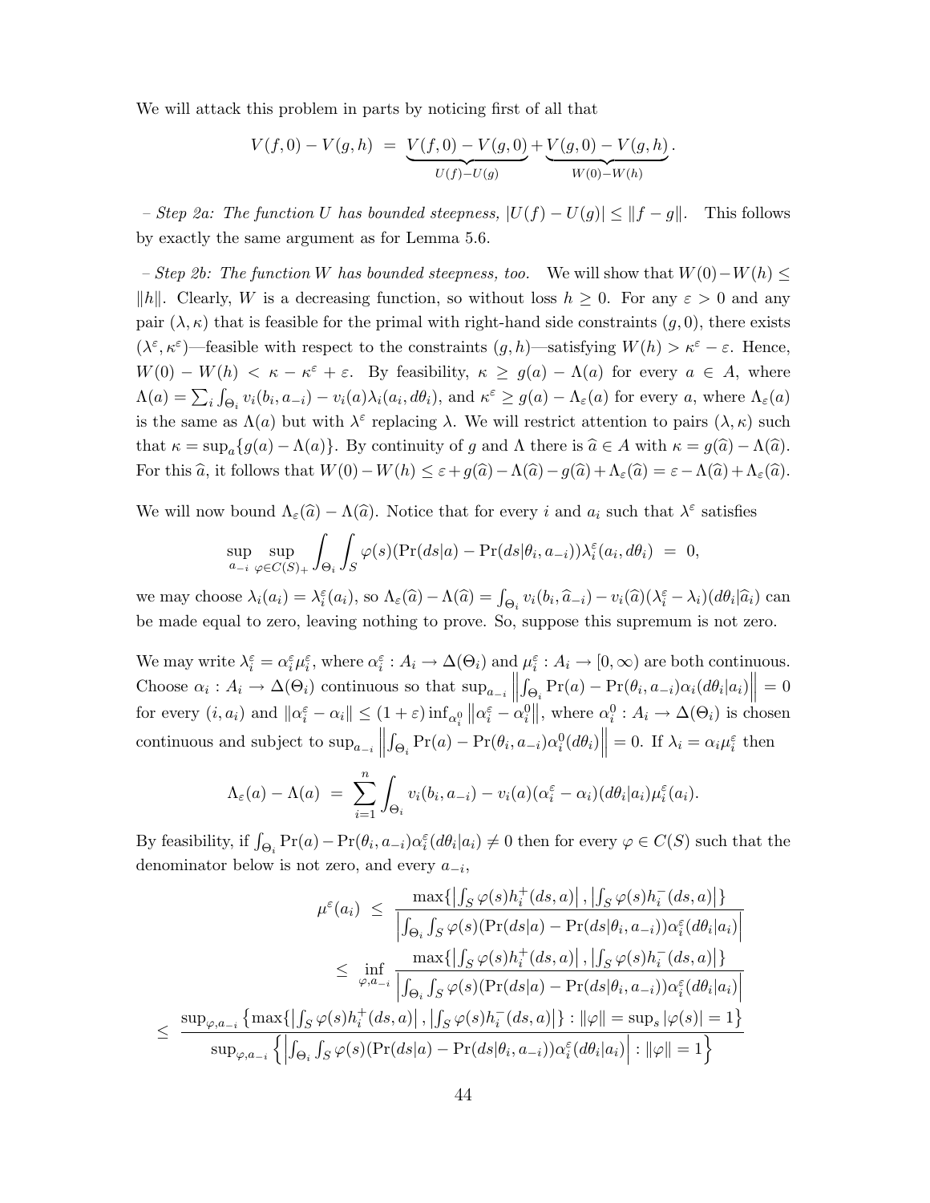We will attack this problem in parts by noticing first of all that

$$V(f,0) - V(g,h) \;=\; \underbrace{V(f,0) - V(g,0)}_{U(f)-U(g)} + \underbrace{V(g,0) - V(g,h)}_{W(0)-W(h)}.$$

– *Step 2a: The function $U$ has bounded steepness, $|U(f) - U(g)| \leq \|f - g\|$.* This follows by exactly the same argument as for Lemma 5.6.

– *Step 2b: The function $W$ has bounded steepness, too.* We will show that $W(0) - W(h) \leq \|h\|$. Clearly, $W$ is a decreasing function, so without loss $h \geq 0$. For any $\varepsilon > 0$ and any pair $(\lambda, \kappa)$ that is feasible for the primal with right-hand side constraints $(g, 0)$, there exists $(\lambda^\varepsilon, \kappa^\varepsilon)$—feasible with respect to the constraints $(g,h)$—satisfying $W(h) > \kappa^\varepsilon - \varepsilon$. Hence, $W(0) - W(h) < \kappa - \kappa^\varepsilon + \varepsilon$. By feasibility, $\kappa \geq g(a) - \Lambda(a)$ for every $a \in A$, where $\Lambda(a) = \sum_i \int_{\Theta_i} v_i(b_i, a_{-i}) - v_i(a)\lambda_i(a_i, d\theta_i)$, and $\kappa^\varepsilon \geq g(a) - \Lambda_\varepsilon(a)$ for every $a$, where $\Lambda_\varepsilon(a)$ is the same as $\Lambda(a)$ but with $\lambda^\varepsilon$ replacing $\lambda$. We will restrict attention to pairs $(\lambda, \kappa)$ such that $\kappa = \sup_a\{g(a) - \Lambda(a)\}$. By continuity of $g$ and $\Lambda$ there is $\widehat{a} \in A$ with $\kappa = g(\widehat{a}) - \Lambda(\widehat{a})$. For this $\widehat{a}$, it follows that $W(0) - W(h) \leq \varepsilon + g(\widehat{a}) - \Lambda(\widehat{a}) - g(\widehat{a}) + \Lambda_\varepsilon(\widehat{a}) = \varepsilon - \Lambda(\widehat{a}) + \Lambda_\varepsilon(\widehat{a})$.

We will now bound $\Lambda_\varepsilon(\widehat{a}) - \Lambda(\widehat{a})$. Notice that for every $i$ and $a_i$ such that $\lambda^\varepsilon$ satisfies

$$\sup_{a_{-i}} \sup_{\varphi \in C(S)_+} \int_{\Theta_i} \int_S \varphi(s)(\Pr(ds|a) - \Pr(ds|\theta_i, a_{-i}))\lambda_i^\varepsilon(a_i, d\theta_i) \;=\; 0,$$

we may choose $\lambda_i(a_i) = \lambda_i^\varepsilon(a_i)$, so $\Lambda_\varepsilon(\widehat{a}) - \Lambda(\widehat{a}) = \int_{\Theta_i} v_i(b_i, \widehat{a}_{-i}) - v_i(\widehat{a})(\lambda_i^\varepsilon - \lambda_i)(d\theta_i|\widehat{a}_i)$ can be made equal to zero, leaving nothing to prove. So, suppose this supremum is not zero.

We may write $\lambda_i^\varepsilon = \alpha_i^\varepsilon \mu_i^\varepsilon$, where $\alpha_i^\varepsilon : A_i \to \Delta(\Theta_i)$ and $\mu_i^\varepsilon : A_i \to [0, \infty)$ are both continuous. Choose $\alpha_i : A_i \to \Delta(\Theta_i)$ continuous so that $\sup_{a_{-i}} \left\| \int_{\Theta_i} \Pr(a) - \Pr(\theta_i, a_{-i})\alpha_i(d\theta_i|a_i) \right\| = 0$ for every $(i, a_i)$ and $\|\alpha_i^\varepsilon - \alpha_i\| \leq (1+\varepsilon) \inf_{\alpha_i^0} \left\| \alpha_i^\varepsilon - \alpha_i^0 \right\|$, where $\alpha_i^0 : A_i \to \Delta(\Theta_i)$ is chosen continuous and subject to $\sup_{a_{-i}} \left\| \int_{\Theta_i} \Pr(a) - \Pr(\theta_i, a_{-i})\alpha_i^0(d\theta_i) \right\| = 0$. If $\lambda_i = \alpha_i \mu_i^\varepsilon$ then

$$\Lambda_\varepsilon(a) - \Lambda(a) \;=\; \sum_{i=1}^n \int_{\Theta_i} v_i(b_i, a_{-i}) - v_i(a)(\alpha_i^\varepsilon - \alpha_i)(d\theta_i|a_i)\mu_i^\varepsilon(a_i).$$

By feasibility, if $\int_{\Theta_i} \Pr(a) - \Pr(\theta_i, a_{-i})\alpha_i^\varepsilon(d\theta_i|a_i) \neq 0$ then for every $\varphi \in C(S)$ such that the denominator below is not zero, and every $a_{-i}$,

$$\begin{aligned}
\mu^\varepsilon(a_i) \;&\leq\; \frac{\max\{\left|\int_S \varphi(s) h_i^+(ds, a)\right|, \left|\int_S \varphi(s) h_i^-(ds, a)\right|\}}{\left|\int_{\Theta_i} \int_S \varphi(s)(\Pr(ds|a) - \Pr(ds|\theta_i, a_{-i}))\alpha_i^\varepsilon(d\theta_i|a_i)\right|} \\
&\leq\; \inf_{\varphi, a_{-i}} \frac{\max\{\left|\int_S \varphi(s) h_i^+(ds, a)\right|, \left|\int_S \varphi(s) h_i^-(ds, a)\right|\}}{\left|\int_{\Theta_i} \int_S \varphi(s)(\Pr(ds|a) - \Pr(ds|\theta_i, a_{-i}))\alpha_i^\varepsilon(d\theta_i|a_i)\right|}
\end{aligned}$$

$$\leq\; \frac{\sup_{\varphi, a_{-i}} \left\{\max\{\left|\int_S \varphi(s) h_i^+(ds, a)\right|, \left|\int_S \varphi(s) h_i^-(ds, a)\right|\} : \|\varphi\| = \sup_s |\varphi(s)| = 1\right\}}{\sup_{\varphi, a_{-i}} \left\{\left|\int_{\Theta_i} \int_S \varphi(s)(\Pr(ds|a) - \Pr(ds|\theta_i, a_{-i}))\alpha_i^\varepsilon(d\theta_i|a_i)\right| : \|\varphi\| = 1\right\}}$$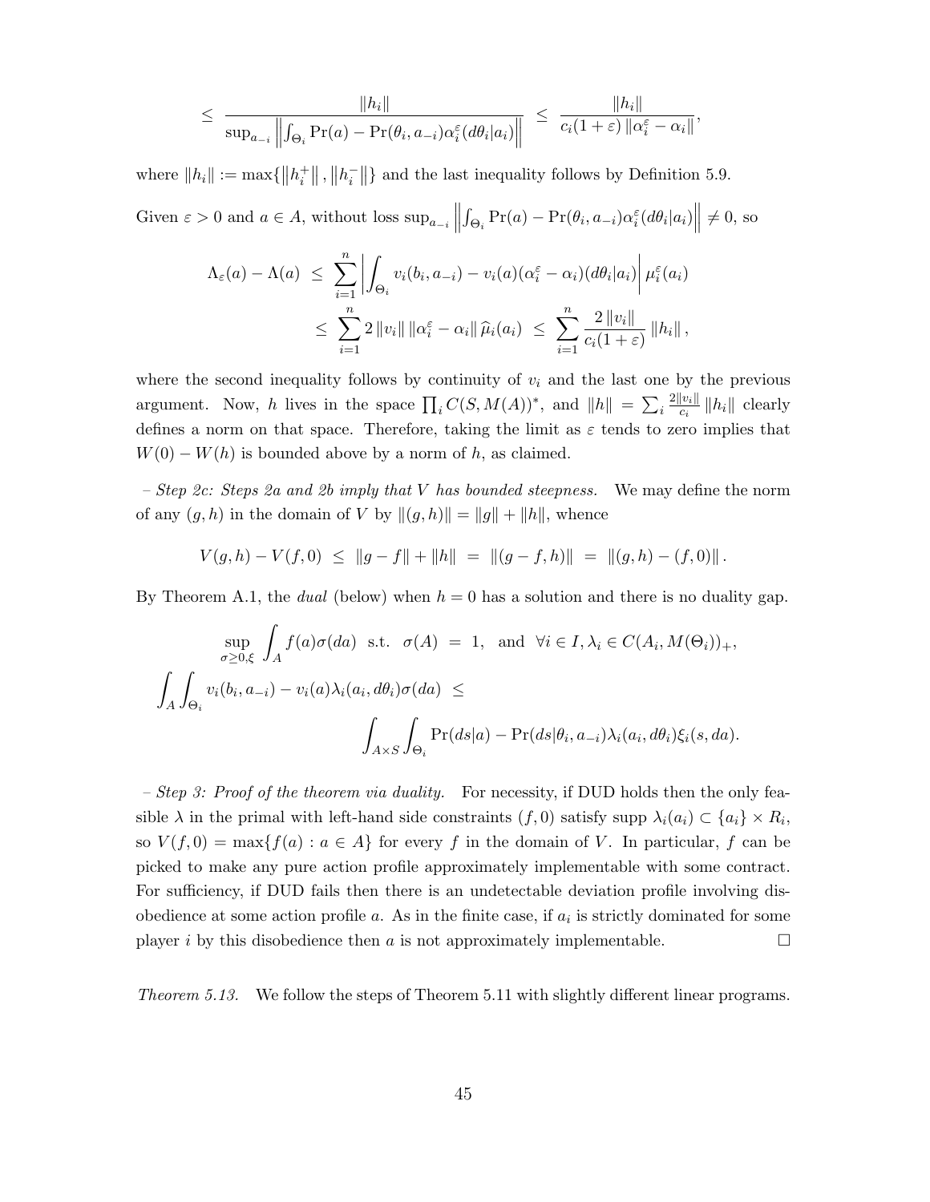$$\leq \frac{\|h_i\|}{\sup_{a_{-i}} \left\| \int_{\Theta_i} \Pr(a) - \Pr(\theta_i, a_{-i}) \alpha_i^\varepsilon(d\theta_i|a_i) \right\|} \leq \frac{\|h_i\|}{c_i(1+\varepsilon)\|\alpha_i^\varepsilon - \alpha_i\|},$$

where $\|h_i\| := \max\{\|h_i^+\|, \|h_i^-\|\}$ and the last inequality follows by Definition 5.9.

Given $\varepsilon > 0$ and $a \in A$, without loss $\sup_{a_{-i}} \left\| \int_{\Theta_i} \Pr(a) - \Pr(\theta_i, a_{-i}) \alpha_i^\varepsilon(d\theta_i|a_i) \right\| \neq 0$, so

$$\begin{aligned}
\Lambda_\varepsilon(a) - \Lambda(a) &\leq \sum_{i=1}^n \left| \int_{\Theta_i} v_i(b_i, a_{-i}) - v_i(a)(\alpha_i^\varepsilon - \alpha_i)(d\theta_i|a_i) \right| \mu_i^\varepsilon(a_i) \\
&\leq \sum_{i=1}^n 2\|v_i\| \|\alpha_i^\varepsilon - \alpha_i\| \widehat{\mu}_i(a_i) \leq \sum_{i=1}^n \frac{2\|v_i\|}{c_i(1+\varepsilon)} \|h_i\|,
\end{aligned}$$

where the second inequality follows by continuity of $v_i$ and the last one by the previous argument. Now, $h$ lives in the space $\prod_i C(S, M(A))^*$, and $\|h\| = \sum_i \frac{2\|v_i\|}{c_i}\|h_i\|$ clearly defines a norm on that space. Therefore, taking the limit as $\varepsilon$ tends to zero implies that $W(0) - W(h)$ is bounded above by a norm of $h$, as claimed.

– *Step 2c: Steps 2a and 2b imply that $V$ has bounded steepness.* We may define the norm of any $(g, h)$ in the domain of $V$ by $\|(g, h)\| = \|g\| + \|h\|$, whence

$$V(g, h) - V(f, 0) \leq \|g - f\| + \|h\| = \|(g - f, h)\| = \|(g, h) - (f, 0)\|.$$

By Theorem A.1, the *dual* (below) when $h = 0$ has a solution and there is no duality gap.

$$\sup_{\sigma \geq 0, \xi} \int_A f(a)\sigma(da) \text{ s.t. } \sigma(A) = 1, \text{ and } \forall i \in I, \lambda_i \in C(A_i, M(\Theta_i))_+,$$

$$\int_A \int_{\Theta_i} v_i(b_i, a_{-i}) - v_i(a)\lambda_i(a_i, d\theta_i)\sigma(da) \leq$$

$$\int_{A \times S} \int_{\Theta_i} \Pr(ds|a) - \Pr(ds|\theta_i, a_{-i})\lambda_i(a_i, d\theta_i)\xi_i(s, da).$$

– *Step 3: Proof of the theorem via duality.* For necessity, if DUD holds then the only feasible $\lambda$ in the primal with left-hand side constraints $(f, 0)$ satisfy supp $\lambda_i(a_i) \subset \{a_i\} \times R_i$, so $V(f, 0) = \max\{f(a) : a \in A\}$ for every $f$ in the domain of $V$. In particular, $f$ can be picked to make any pure action profile approximately implementable with some contract. For sufficiency, if DUD fails then there is an undetectable deviation profile involving disobedience at some action profile $a$. As in the finite case, if $a_i$ is strictly dominated for some player $i$ by this disobedience then $a$ is not approximately implementable. $\square$

*Theorem 5.13.* We follow the steps of Theorem 5.11 with slightly different linear programs.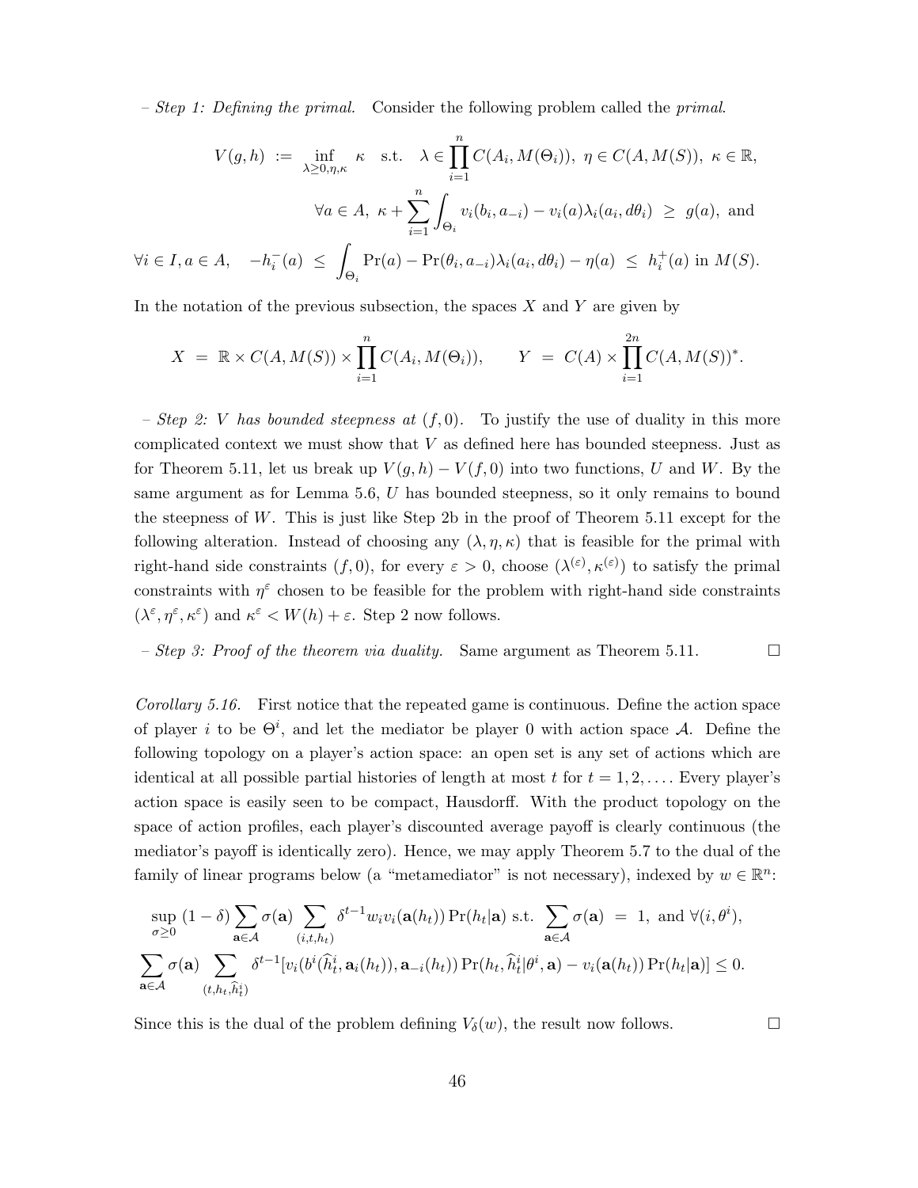– *Step 1: Defining the primal.* Consider the following problem called the *primal*.

$$V(g,h) \;:=\; \inf_{\lambda\geq 0,\eta,\kappa} \;\kappa \quad \text{s.t.} \quad \lambda \in \prod_{i=1}^{n} C(A_i, M(\Theta_i)),\; \eta \in C(A, M(S)),\; \kappa \in \mathbb{R},$$

$$\forall a \in A,\; \kappa + \sum_{i=1}^{n} \int_{\Theta_i} v_i(b_i, a_{-i}) - v_i(a)\lambda_i(a_i, d\theta_i) \;\geq\; g(a), \text{ and}$$

$$\forall i \in I, a \in A, \quad -h_i^-(a) \;\leq\; \int_{\Theta_i} \Pr(a) - \Pr(\theta_i, a_{-i})\lambda_i(a_i, d\theta_i) - \eta(a) \;\leq\; h_i^+(a) \text{ in } M(S).$$

In the notation of the previous subsection, the spaces $X$ and $Y$ are given by

$$X \;=\; \mathbb{R} \times C(A, M(S)) \times \prod_{i=1}^{n} C(A_i, M(\Theta_i)), \qquad Y \;=\; C(A) \times \prod_{i=1}^{2n} C(A, M(S))^*.$$

– *Step 2: $V$ has bounded steepness at $(f, 0)$.* To justify the use of duality in this more complicated context we must show that $V$ as defined here has bounded steepness. Just as for Theorem 5.11, let us break up $V(g,h) - V(f,0)$ into two functions, $U$ and $W$. By the same argument as for Lemma 5.6, $U$ has bounded steepness, so it only remains to bound the steepness of $W$. This is just like Step 2b in the proof of Theorem 5.11 except for the following alteration. Instead of choosing any $(\lambda, \eta, \kappa)$ that is feasible for the primal with right-hand side constraints $(f, 0)$, for every $\varepsilon > 0$, choose $(\lambda^{(\varepsilon)}, \kappa^{(\varepsilon)})$ to satisfy the primal constraints with $\eta^\varepsilon$ chosen to be feasible for the problem with right-hand side constraints $(\lambda^\varepsilon, \eta^\varepsilon, \kappa^\varepsilon)$ and $\kappa^\varepsilon < W(h) + \varepsilon$. Step 2 now follows.

– *Step 3: Proof of the theorem via duality.* Same argument as Theorem 5.11. □

*Corollary 5.16.* First notice that the repeated game is continuous. Define the action space of player $i$ to be $\Theta^i$, and let the mediator be player 0 with action space $\mathcal{A}$. Define the following topology on a player's action space: an open set is any set of actions which are identical at all possible partial histories of length at most $t$ for $t = 1, 2, \ldots$. Every player's action space is easily seen to be compact, Hausdorff. With the product topology on the space of action profiles, each player's discounted average payoff is clearly continuous (the mediator's payoff is identically zero). Hence, we may apply Theorem 5.7 to the dual of the family of linear programs below (a "metamediator" is not necessary), indexed by $w \in \mathbb{R}^n$:

$$\sup_{\sigma\geq 0}\, (1-\delta)\sum_{\mathbf{a}\in\mathcal{A}} \sigma(\mathbf{a}) \sum_{(i,t,h_t)} \delta^{t-1} w_i v_i(\mathbf{a}(h_t)) \Pr(h_t|\mathbf{a}) \text{ s.t. } \sum_{\mathbf{a}\in\mathcal{A}} \sigma(\mathbf{a}) \;=\; 1, \text{ and } \forall (i, \theta^i),$$

$$\sum_{\mathbf{a}\in\mathcal{A}} \sigma(\mathbf{a}) \sum_{(t,h_t,\widehat{h}_t^i)} \delta^{t-1}[v_i(b^i(\widehat{h}_t^i, \mathbf{a}_i(h_t)), \mathbf{a}_{-i}(h_t)) \Pr(h_t, \widehat{h}_t^i|\theta^i, \mathbf{a}) - v_i(\mathbf{a}(h_t)) \Pr(h_t|\mathbf{a})] \leq 0.$$

Since this is the dual of the problem defining $V_\delta(w)$, the result now follows. □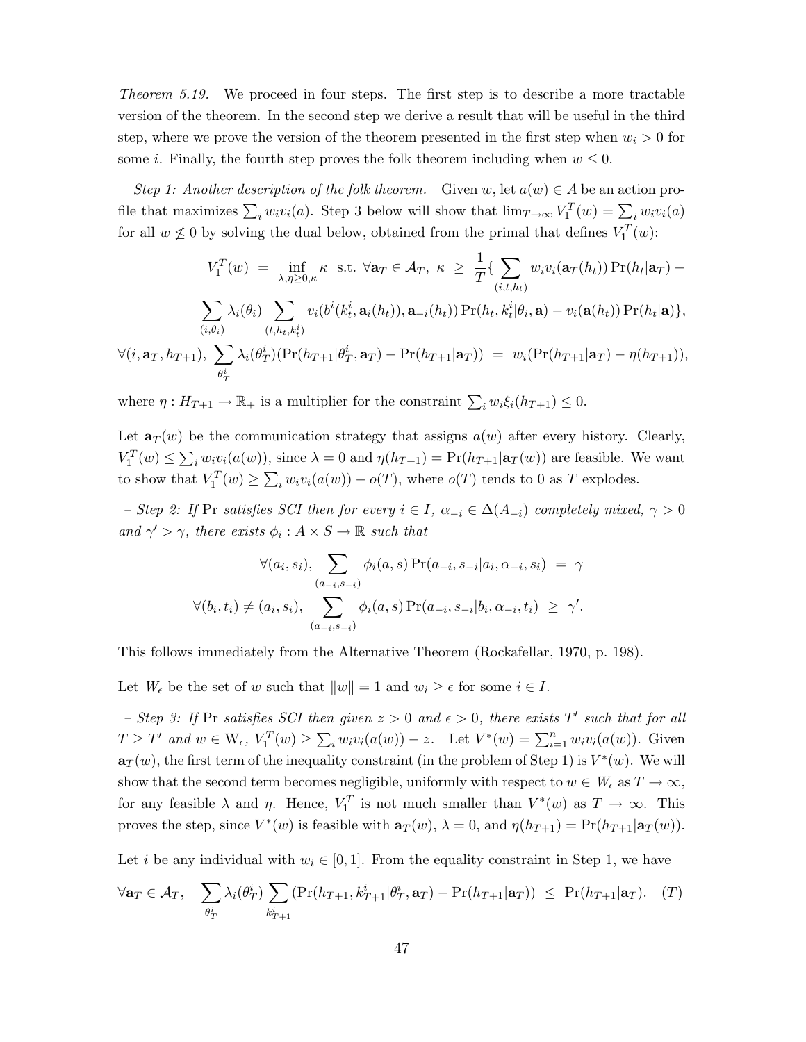*Theorem 5.19.* We proceed in four steps. The first step is to describe a more tractable version of the theorem. In the second step we derive a result that will be useful in the third step, where we prove the version of the theorem presented in the first step when $w_i > 0$ for some $i$. Finally, the fourth step proves the folk theorem including when $w \leq 0$.

*– Step 1: Another description of the folk theorem.* Given $w$, let $a(w) \in A$ be an action profile that maximizes $\sum_i w_i v_i(a)$. Step 3 below will show that $\lim_{T\to\infty} V_1^T(w) = \sum_i w_i v_i(a)$ for all $w \nleq 0$ by solving the dual below, obtained from the primal that defines $V_1^T(w)$:

$$V_1^T(w) \;=\; \inf_{\lambda,\eta\geq 0,\kappa} \kappa \;\text{ s.t. } \forall \mathbf{a}_T \in \mathcal{A}_T,\; \kappa \;\geq\; \frac{1}{T}\{ \sum_{(i,t,h_t)} w_i v_i(\mathbf{a}_T(h_t)) \Pr(h_t|\mathbf{a}_T) -$$

$$\sum_{(i,\theta_i)} \lambda_i(\theta_i) \sum_{(t,h_t,k_t^i)} v_i(b^i(k_t^i, \mathbf{a}_i(h_t)), \mathbf{a}_{-i}(h_t)) \Pr(h_t, k_t^i|\theta_i, \mathbf{a}) - v_i(\mathbf{a}(h_t)) \Pr(h_t|\mathbf{a})\},$$

$$\forall (i, \mathbf{a}_T, h_{T+1}),\; \sum_{\theta_T^i} \lambda_i(\theta_T^i)(\Pr(h_{T+1}|\theta_T^i, \mathbf{a}_T) - \Pr(h_{T+1}|\mathbf{a}_T)) \;=\; w_i(\Pr(h_{T+1}|\mathbf{a}_T) - \eta(h_{T+1})),$$

where $\eta : H_{T+1} \to \mathbb{R}_+$ is a multiplier for the constraint $\sum_i w_i \xi_i(h_{T+1}) \leq 0$.

Let $\mathbf{a}_T(w)$ be the communication strategy that assigns $a(w)$ after every history. Clearly, $V_1^T(w) \leq \sum_i w_i v_i(a(w))$, since $\lambda = 0$ and $\eta(h_{T+1}) = \Pr(h_{T+1}|\mathbf{a}_T(w))$ are feasible. We want to show that $V_1^T(w) \geq \sum_i w_i v_i(a(w)) - o(T)$, where $o(T)$ tends to 0 as $T$ explodes.

*– Step 2: If* $\Pr$ *satisfies SCI then for every* $i \in I$, $\alpha_{-i} \in \Delta(A_{-i})$ *completely mixed,* $\gamma > 0$ *and* $\gamma' > \gamma$*, there exists* $\phi_i : A \times S \to \mathbb{R}$ *such that*

$$\forall (a_i, s_i),\; \sum_{(a_{-i},s_{-i})} \phi_i(a, s) \Pr(a_{-i}, s_{-i}|a_i, \alpha_{-i}, s_i) \;=\; \gamma$$

$$\forall (b_i, t_i) \neq (a_i, s_i),\; \sum_{(a_{-i},s_{-i})} \phi_i(a, s) \Pr(a_{-i}, s_{-i}|b_i, \alpha_{-i}, t_i) \;\geq\; \gamma'.$$

This follows immediately from the Alternative Theorem (Rockafellar, 1970, p. 198).

Let $W_\epsilon$ be the set of $w$ such that $\|w\| = 1$ and $w_i \geq \epsilon$ for some $i \in I$.

*– Step 3: If* $\Pr$ *satisfies SCI then given* $z > 0$ *and* $\epsilon > 0$*, there exists* $T'$ *such that for all* $T \geq T'$ *and* $w \in W_\epsilon$*,* $V_1^T(w) \geq \sum_i w_i v_i(a(w)) - z$*.* Let $V^*(w) = \sum_{i=1}^n w_i v_i(a(w))$. Given $\mathbf{a}_T(w)$, the first term of the inequality constraint (in the problem of Step 1) is $V^*(w)$. We will show that the second term becomes negligible, uniformly with respect to $w \in W_\epsilon$ as $T \to \infty$, for any feasible $\lambda$ and $\eta$. Hence, $V_1^T$ is not much smaller than $V^*(w)$ as $T \to \infty$. This proves the step, since $V^*(w)$ is feasible with $\mathbf{a}_T(w)$, $\lambda = 0$, and $\eta(h_{T+1}) = \Pr(h_{T+1}|\mathbf{a}_T(w))$.

Let $i$ be any individual with $w_i \in [0, 1]$. From the equality constraint in Step 1, we have

$$\forall \mathbf{a}_T \in \mathcal{A}_T, \quad \sum_{\theta_T^i} \lambda_i(\theta_T^i) \sum_{k_{T+1}^i} (\Pr(h_{T+1}, k_{T+1}^i|\theta_T^i, \mathbf{a}_T) - \Pr(h_{T+1}|\mathbf{a}_T)) \;\leq\; \Pr(h_{T+1}|\mathbf{a}_T). \quad (T)$$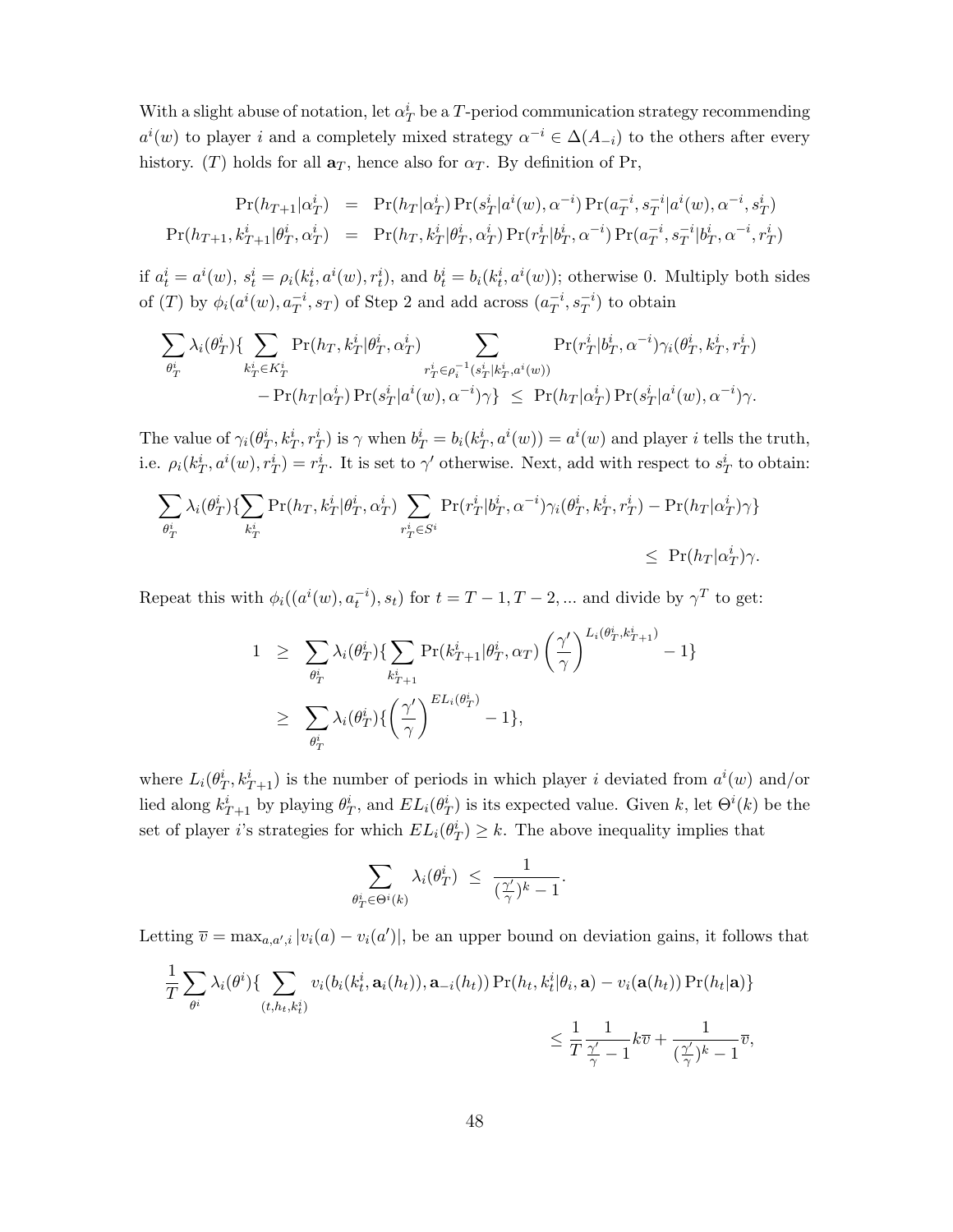With a slight abuse of notation, let $\alpha^i_T$ be a $T$-period communication strategy recommending $a^i(w)$ to player $i$ and a completely mixed strategy $\alpha^{-i} \in \Delta(A_{-i})$ to the others after every history. $(T)$ holds for all $\mathbf{a}_T$, hence also for $\alpha_T$. By definition of Pr,

$$
\begin{aligned}
\Pr(h_{T+1}|\alpha^i_T) &= \Pr(h_T|\alpha^i_T)\Pr(s^i_T|a^i(w),\alpha^{-i})\Pr(a^{-i}_T, s^{-i}_T|a^i(w),\alpha^{-i}, s^i_T) \\
\Pr(h_{T+1}, k^i_{T+1}|\theta^i_T, \alpha^i_T) &= \Pr(h_T, k^i_T|\theta^i_T, \alpha^i_T)\Pr(r^i_T|b^i_T, \alpha^{-i})\Pr(a^{-i}_T, s^{-i}_T|b^i_T, \alpha^{-i}, r^i_T)
\end{aligned}
$$

if $a^i_t = a^i(w)$, $s^i_t = \rho_i(k^i_t, a^i(w), r^i_t)$, and $b^i_t = b_i(k^i_t, a^i(w))$; otherwise 0. Multiply both sides of $(T)$ by $\phi_i(a^i(w), a^{-i}_T, s_T)$ of Step 2 and add across $(a^{-i}_T, s^{-i}_T)$ to obtain

$$
\begin{aligned}
\sum_{\theta^i_T}\lambda_i(\theta^i_T)\{\sum_{k^i_T\in K^i_T}\Pr(h_T, k^i_T|\theta^i_T, \alpha^i_T)\sum_{r^i_T\in\rho_i^{-1}(s^i_T|k^i_T, a^i(w))}\Pr(r^i_T|b^i_T,\alpha^{-i})\gamma_i(\theta^i_T, k^i_T, r^i_T) \\
-\Pr(h_T|\alpha^i_T)\Pr(s^i_T|a^i(w),\alpha^{-i})\gamma\} \;\le\; \Pr(h_T|\alpha^i_T)\Pr(s^i_T|a^i(w),\alpha^{-i})\gamma.
\end{aligned}
$$

The value of $\gamma_i(\theta^i_T, k^i_T, r^i_T)$ is $\gamma$ when $b^i_T = b_i(k^i_T, a^i(w)) = a^i(w)$ and player $i$ tells the truth, i.e. $\rho_i(k^i_T, a^i(w), r^i_T) = r^i_T$. It is set to $\gamma'$ otherwise. Next, add with respect to $s^i_T$ to obtain:

$$
\begin{aligned}
\sum_{\theta^i_T}\lambda_i(\theta^i_T)\{\sum_{k^i_T}\Pr(h_T, k^i_T|\theta^i_T, \alpha^i_T)\sum_{r^i_T\in S^i}\Pr(r^i_T|b^i_T,\alpha^{-i})\gamma_i(\theta^i_T, k^i_T, r^i_T) - \Pr(h_T|\alpha^i_T)\gamma\} \\
\le\; \Pr(h_T|\alpha^i_T)\gamma.
\end{aligned}
$$

Repeat this with $\phi_i((a^i(w), a^{-i}_t), s_t)$ for $t = T-1, T-2, \ldots$ and divide by $\gamma^T$ to get:

$$
\begin{aligned}
1 &\ge \sum_{\theta^i_T}\lambda_i(\theta^i_T)\{\sum_{k^i_{T+1}}\Pr(k^i_{T+1}|\theta^i_T, \alpha_T)\left(\frac{\gamma'}{\gamma}\right)^{L_i(\theta^i_T, k^i_{T+1})} - 1\} \\
&\ge \sum_{\theta^i_T}\lambda_i(\theta^i_T)\{\left(\frac{\gamma'}{\gamma}\right)^{EL_i(\theta^i_T)} - 1\},
\end{aligned}
$$

where $L_i(\theta^i_T, k^i_{T+1})$ is the number of periods in which player $i$ deviated from $a^i(w)$ and/or lied along $k^i_{T+1}$ by playing $\theta^i_T$, and $EL_i(\theta^i_T)$ is its expected value. Given $k$, let $\Theta^i(k)$ be the set of player $i$'s strategies for which $EL_i(\theta^i_T) \ge k$. The above inequality implies that

$$
\sum_{\theta^i_T\in\Theta^i(k)}\lambda_i(\theta^i_T) \;\le\; \frac{1}{(\frac{\gamma'}{\gamma})^k - 1}.
$$

Letting $\overline{v} = \max_{a,a',i}|v_i(a) - v_i(a')|$, be an upper bound on deviation gains, it follows that

$$
\begin{aligned}
\frac{1}{T}\sum_{\theta^i}\lambda_i(\theta^i)\{\sum_{(t,h_t,k^i_t)}v_i(b_i(k^i_t, \mathbf{a}_i(h_t)), \mathbf{a}_{-i}(h_t))\Pr(h_t, k^i_t|\theta_i, \mathbf{a}) - v_i(\mathbf{a}(h_t))\Pr(h_t|\mathbf{a})\} \\
\le \frac{1}{T}\frac{1}{\frac{\gamma'}{\gamma} - 1}k\overline{v} + \frac{1}{(\frac{\gamma'}{\gamma})^k - 1}\overline{v},
\end{aligned}
$$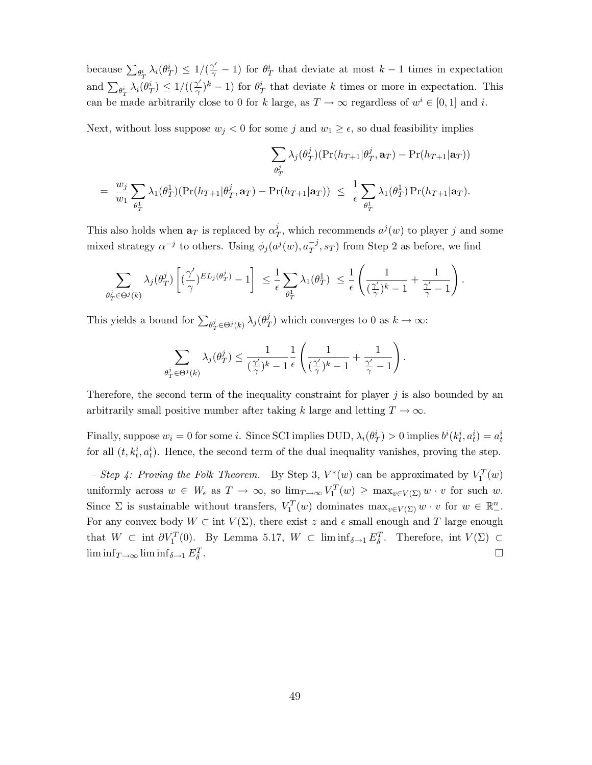because $\sum_{\theta^i_T} \lambda_i(\theta^i_T) \leq 1/(\frac{\gamma'}{\gamma} - 1)$ for $\theta^i_T$ that deviate at most $k-1$ times in expectation and $\sum_{\theta^i_T} \lambda_i(\theta^i_T) \leq 1/((\frac{\gamma'}{\gamma})^k - 1)$ for $\theta^i_T$ that deviate $k$ times or more in expectation. This can be made arbitrarily close to 0 for $k$ large, as $T \to \infty$ regardless of $w^i \in [0,1]$ and $i$.

Next, without loss suppose $w_j < 0$ for some $j$ and $w_1 \geq \epsilon$, so dual feasibility implies

$$\sum_{\theta^j_T} \lambda_j(\theta^j_T)(\Pr(h_{T+1}|\theta^j_T, \mathbf{a}_T) - \Pr(h_{T+1}|\mathbf{a}_T))$$

$$= \frac{w_j}{w_1} \sum_{\theta^1_T} \lambda_1(\theta^1_T)(\Pr(h_{T+1}|\theta^j_T, \mathbf{a}_T) - \Pr(h_{T+1}|\mathbf{a}_T)) \ \leq \ \frac{1}{\epsilon} \sum_{\theta^1_T} \lambda_1(\theta^1_T) \Pr(h_{T+1}|\mathbf{a}_T).$$

This also holds when $\mathbf{a}_T$ is replaced by $\alpha^j_T$, which recommends $a^j(w)$ to player $j$ and some mixed strategy $\alpha^{-j}$ to others. Using $\phi_j(a^j(w), a^{-j}_T, s_T)$ from Step 2 as before, we find

$$\sum_{\theta^j_T \in \Theta^j(k)} \lambda_j(\theta^j_T) \left[ (\frac{\gamma'}{\gamma})^{EL_j(\theta^j_T)} - 1 \right] \ \leq \frac{1}{\epsilon} \sum_{\theta^1_T} \lambda_1(\theta^1_T) \ \leq \frac{1}{\epsilon} \left( \frac{1}{(\frac{\gamma'}{\gamma})^k - 1} + \frac{1}{\frac{\gamma'}{\gamma} - 1} \right).$$

This yields a bound for $\sum_{\theta^j_T \in \Theta^j(k)} \lambda_j(\theta^j_T)$ which converges to 0 as $k \to \infty$:

$$\sum_{\theta^j_T \in \Theta^j(k)} \lambda_j(\theta^j_T) \leq \frac{1}{(\frac{\gamma'}{\gamma})^k - 1} \frac{1}{\epsilon} \left( \frac{1}{(\frac{\gamma'}{\gamma})^k - 1} + \frac{1}{\frac{\gamma'}{\gamma} - 1} \right).$$

Therefore, the second term of the inequality constraint for player $j$ is also bounded by an arbitrarily small positive number after taking $k$ large and letting $T \to \infty$.

Finally, suppose $w_i = 0$ for some $i$. Since SCI implies DUD, $\lambda_i(\theta^i_T) > 0$ implies $b^i(k^i_t, a^i_t) = a^i_t$ for all $(t, k^i_t, a^i_t)$. Hence, the second term of the dual inequality vanishes, proving the step.

– *Step 4: Proving the Folk Theorem.* By Step 3, $V^*(w)$ can be approximated by $V^T_1(w)$ uniformly across $w \in W_\epsilon$ as $T \to \infty$, so $\lim_{T\to\infty} V^T_1(w) \geq \max_{v \in V(\Sigma)} w \cdot v$ for such $w$. Since $\Sigma$ is sustainable without transfers, $V^T_1(w)$ dominates $\max_{v \in V(\Sigma)} w \cdot v$ for $w \in \mathbb{R}^n_-$. For any convex body $W \subset \text{int } V(\Sigma)$, there exist $z$ and $\epsilon$ small enough and $T$ large enough that $W \subset \text{int } \partial V^T_1(0)$. By Lemma 5.17, $W \subset \liminf_{\delta\to 1} E^T_\delta$. Therefore, int $V(\Sigma) \subset \liminf_{T\to\infty} \liminf_{\delta\to 1} E^T_\delta$. □